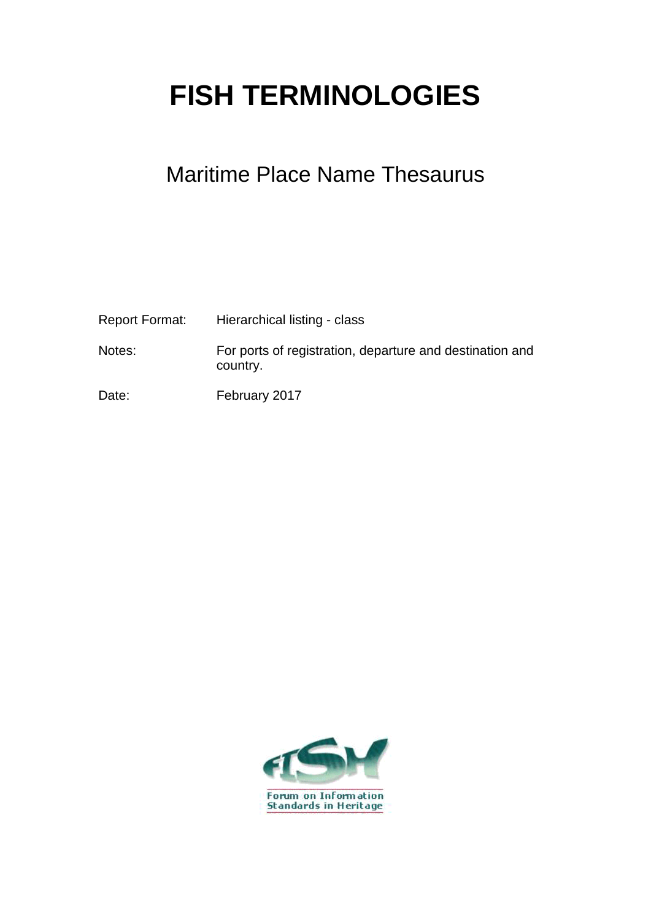# FISH TERMINOLOGIES

## Maritime Place Name Thesaurus

| | |
|---|---|
| Report Format: | Hierarchical listing - class |
| Notes: | For ports of registration, departure and destination and country. |
| Date: | February 2017 |

Forum on Information Standards in Heritage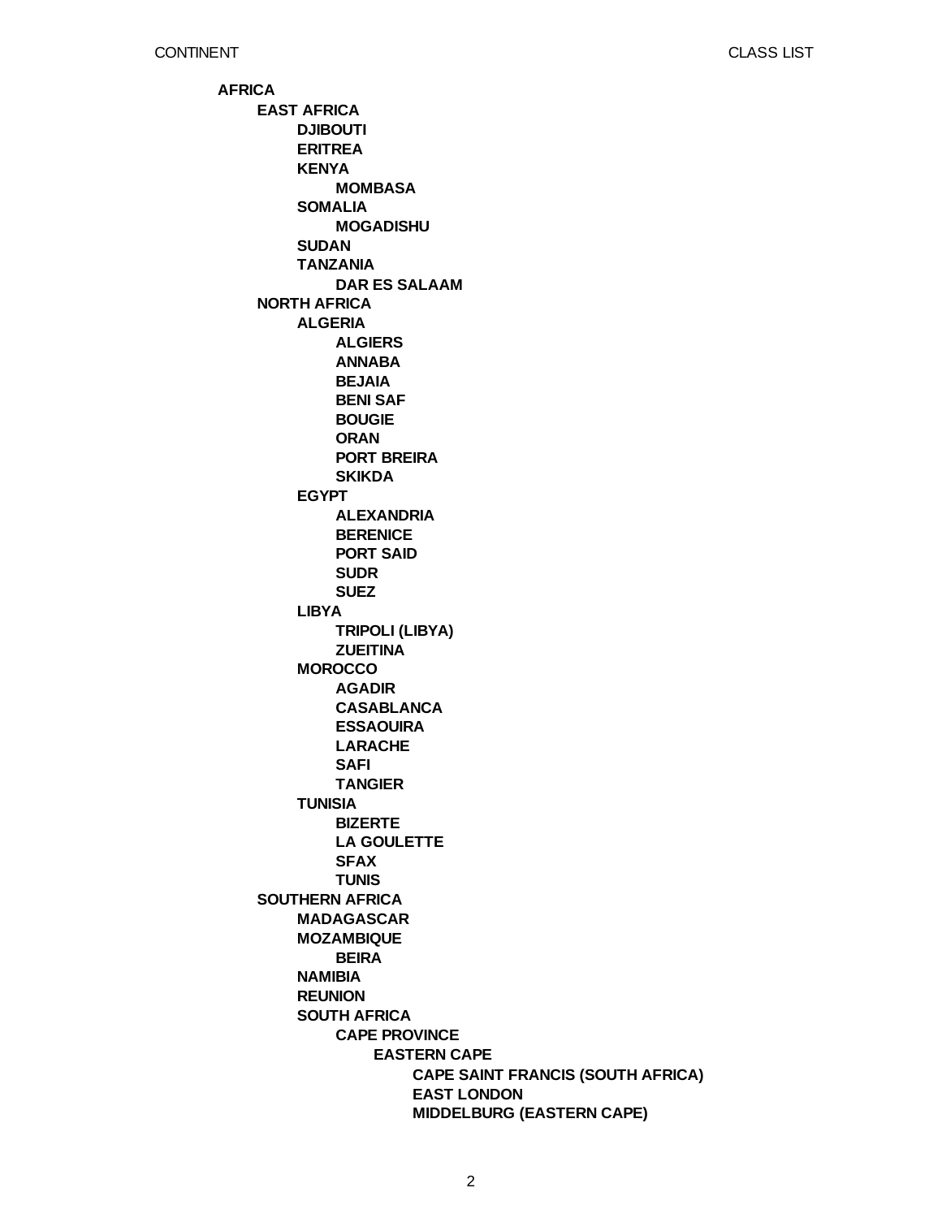CONTINENT CLASS LIST

- **AFRICA**
  - **EAST AFRICA**
    - **DJIBOUTI**
    - **ERITREA**
    - **KENYA**
      - **MOMBASA**
    - **SOMALIA**
      - **MOGADISHU**
    - **SUDAN**
    - **TANZANIA**
      - **DAR ES SALAAM**
  - **NORTH AFRICA**
    - **ALGERIA**
      - **ALGIERS**
      - **ANNABA**
      - **BEJAIA**
      - **BENI SAF**
      - **BOUGIE**
      - **ORAN**
      - **PORT BREIRA**
      - **SKIKDA**
    - **EGYPT**
      - **ALEXANDRIA**
      - **BERENICE**
      - **PORT SAID**
      - **SUDR**
      - **SUEZ**
    - **LIBYA**
      - **TRIPOLI (LIBYA)**
      - **ZUEITINA**
    - **MOROCCO**
      - **AGADIR**
      - **CASABLANCA**
      - **ESSAOUIRA**
      - **LARACHE**
      - **SAFI**
      - **TANGIER**
    - **TUNISIA**
      - **BIZERTE**
      - **LA GOULETTE**
      - **SFAX**
      - **TUNIS**
  - **SOUTHERN AFRICA**
    - **MADAGASCAR**
    - **MOZAMBIQUE**
      - **BEIRA**
    - **NAMIBIA**
    - **REUNION**
    - **SOUTH AFRICA**
      - **CAPE PROVINCE**
        - **EASTERN CAPE**
          - **CAPE SAINT FRANCIS (SOUTH AFRICA)**
          - **EAST LONDON**
          - **MIDDELBURG (EASTERN CAPE)**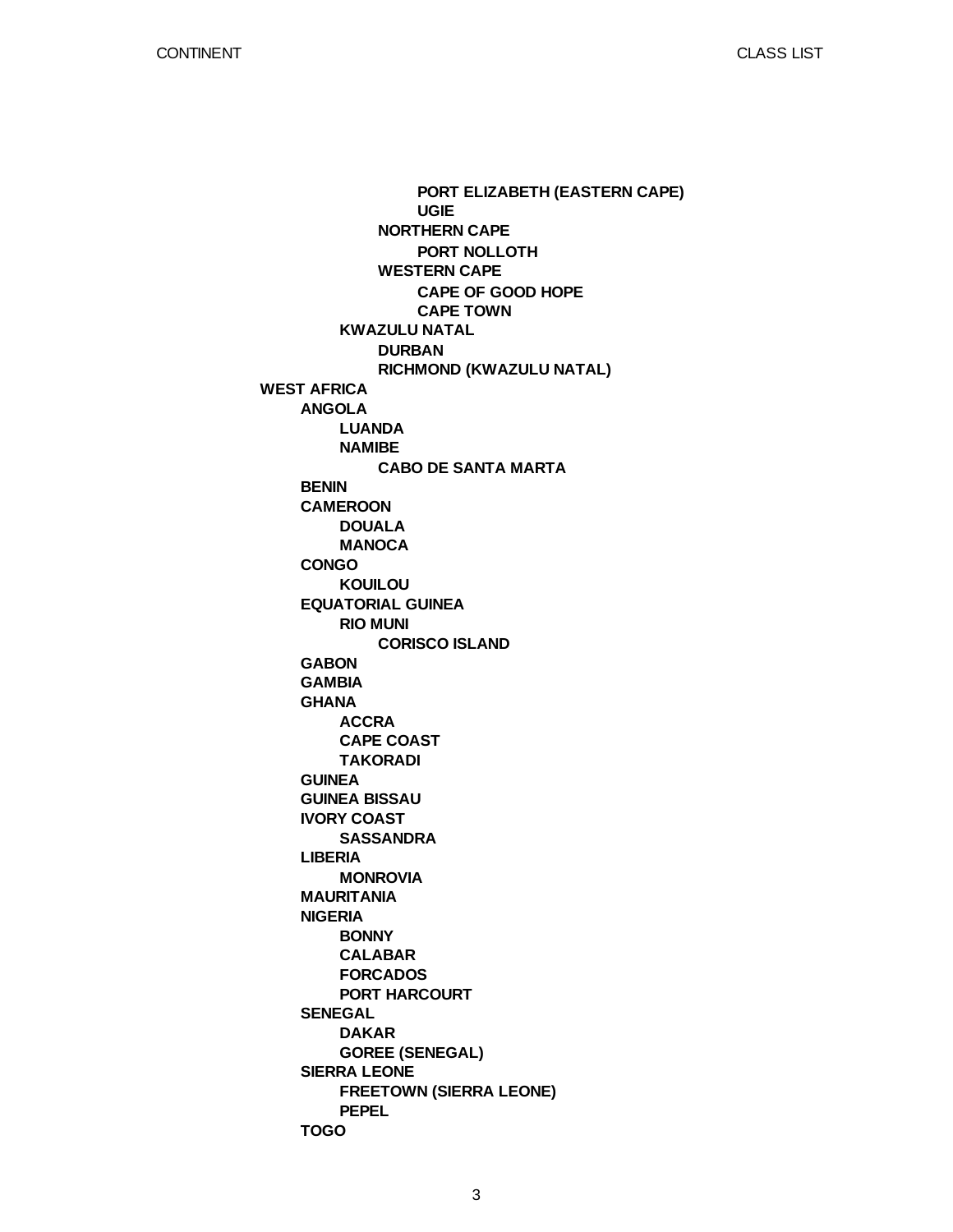- **PORT ELIZABETH (EASTERN CAPE)**
- **UGIE**

- **NORTHERN CAPE**
  - **PORT NOLLOTH**
- **WESTERN CAPE**
  - **CAPE OF GOOD HOPE**
  - **CAPE TOWN**

- **KWAZULU NATAL**
  - **DURBAN**
  - **RICHMOND (KWAZULU NATAL)**

- **WEST AFRICA**
  - **ANGOLA**
    - **LUANDA**
    - **NAMIBE**
      - **CABO DE SANTA MARTA**
  - **BENIN**
  - **CAMEROON**
    - **DOUALA**
    - **MANOCA**
  - **CONGO**
    - **KOUILOU**
  - **EQUATORIAL GUINEA**
    - **RIO MUNI**
      - **CORISCO ISLAND**
  - **GABON**
  - **GAMBIA**
  - **GHANA**
    - **ACCRA**
    - **CAPE COAST**
    - **TAKORADI**
  - **GUINEA**
  - **GUINEA BISSAU**
  - **IVORY COAST**
    - **SASSANDRA**
  - **LIBERIA**
    - **MONROVIA**
  - **MAURITANIA**
  - **NIGERIA**
    - **BONNY**
    - **CALABAR**
    - **FORCADOS**
    - **PORT HARCOURT**
  - **SENEGAL**
    - **DAKAR**
    - **GOREE (SENEGAL)**
  - **SIERRA LEONE**
    - **FREETOWN (SIERRA LEONE)**
    - **PEPEL**
  - **TOGO**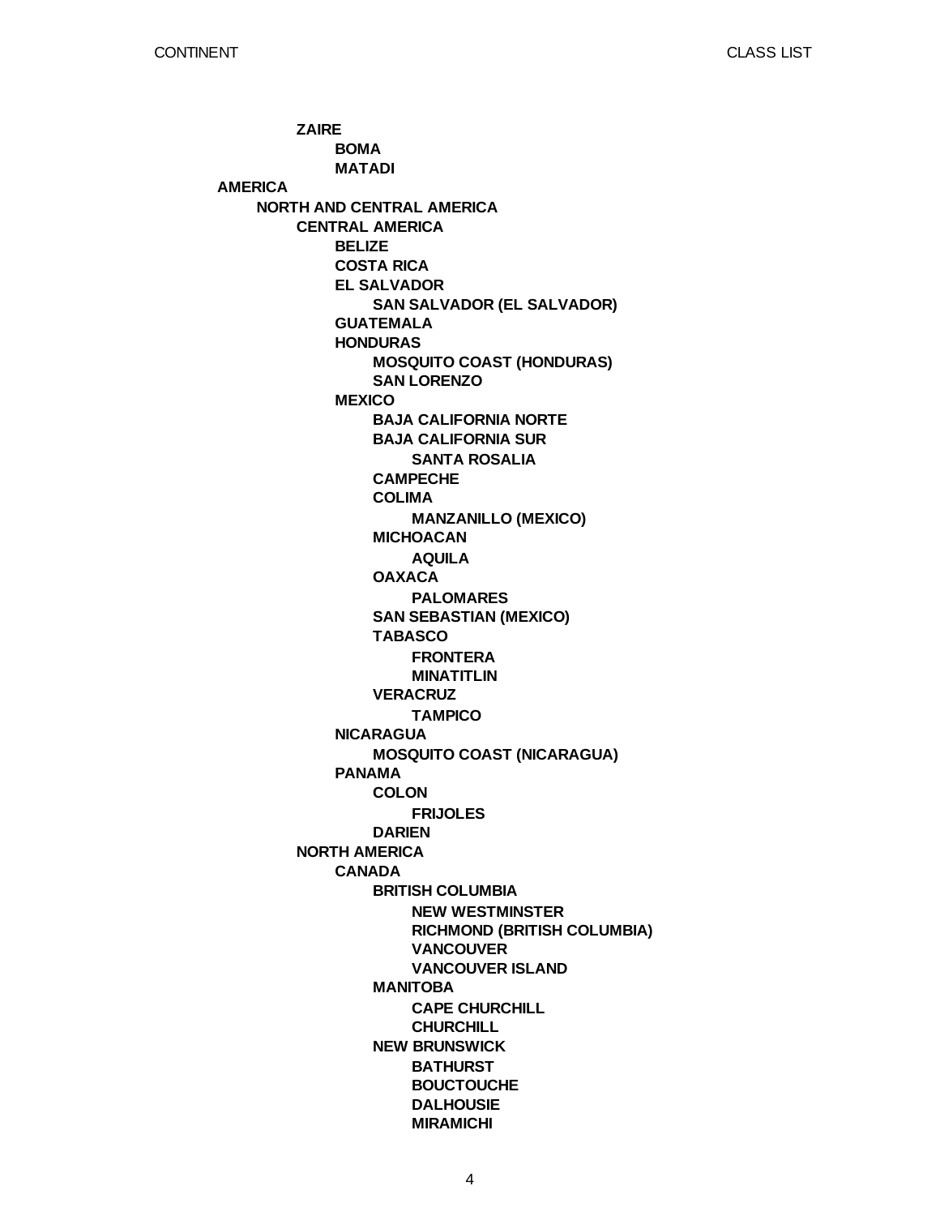- **ZAIRE**
  - **BOMA**
  - **MATADI**

**AMERICA**

- **NORTH AND CENTRAL AMERICA**
  - **CENTRAL AMERICA**
    - **BELIZE**
    - **COSTA RICA**
    - **EL SALVADOR**
      - **SAN SALVADOR (EL SALVADOR)**
    - **GUATEMALA**
    - **HONDURAS**
      - **MOSQUITO COAST (HONDURAS)**
      - **SAN LORENZO**
    - **MEXICO**
      - **BAJA CALIFORNIA NORTE**
      - **BAJA CALIFORNIA SUR**
        - **SANTA ROSALIA**
      - **CAMPECHE**
      - **COLIMA**
        - **MANZANILLO (MEXICO)**
      - **MICHOACAN**
        - **AQUILA**
      - **OAXACA**
        - **PALOMARES**
      - **SAN SEBASTIAN (MEXICO)**
      - **TABASCO**
        - **FRONTERA**
        - **MINATITLIN**
      - **VERACRUZ**
        - **TAMPICO**
    - **NICARAGUA**
      - **MOSQUITO COAST (NICARAGUA)**
    - **PANAMA**
      - **COLON**
        - **FRIJOLES**
      - **DARIEN**
  - **NORTH AMERICA**
    - **CANADA**
      - **BRITISH COLUMBIA**
        - **NEW WESTMINSTER**
        - **RICHMOND (BRITISH COLUMBIA)**
        - **VANCOUVER**
        - **VANCOUVER ISLAND**
      - **MANITOBA**
        - **CAPE CHURCHILL**
        - **CHURCHILL**
      - **NEW BRUNSWICK**
        - **BATHURST**
        - **BOUCTOUCHE**
        - **DALHOUSIE**
        - **MIRAMICHI**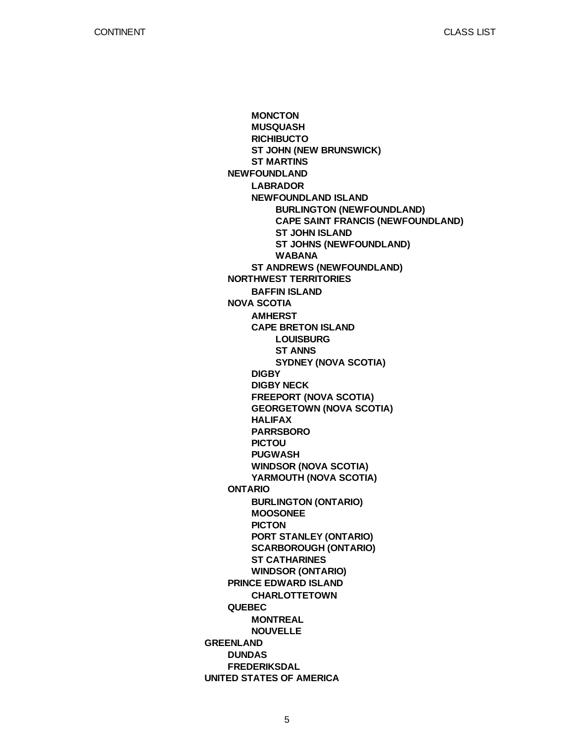- MONCTON
- MUSQUASH
- RICHIBUCTO
- ST JOHN (NEW BRUNSWICK)
- ST MARTINS

**NEWFOUNDLAND**

- LABRADOR
- NEWFOUNDLAND ISLAND
  - BURLINGTON (NEWFOUNDLAND)
  - CAPE SAINT FRANCIS (NEWFOUNDLAND)
  - ST JOHN ISLAND
  - ST JOHNS (NEWFOUNDLAND)
  - WABANA
- ST ANDREWS (NEWFOUNDLAND)

**NORTHWEST TERRITORIES**

- BAFFIN ISLAND

**NOVA SCOTIA**

- AMHERST
- CAPE BRETON ISLAND
  - LOUISBURG
  - ST ANNS
  - SYDNEY (NOVA SCOTIA)
- DIGBY
- DIGBY NECK
- FREEPORT (NOVA SCOTIA)
- GEORGETOWN (NOVA SCOTIA)
- HALIFAX
- PARRSBORO
- PICTOU
- PUGWASH
- WINDSOR (NOVA SCOTIA)
- YARMOUTH (NOVA SCOTIA)

**ONTARIO**

- BURLINGTON (ONTARIO)
- MOOSONEE
- PICTON
- PORT STANLEY (ONTARIO)
- SCARBOROUGH (ONTARIO)
- ST CATHARINES
- WINDSOR (ONTARIO)

**PRINCE EDWARD ISLAND**

- CHARLOTTETOWN

**QUEBEC**

- MONTREAL
- NOUVELLE

## GREENLAND

- DUNDAS
- FREDERIKSDAL

## UNITED STATES OF AMERICA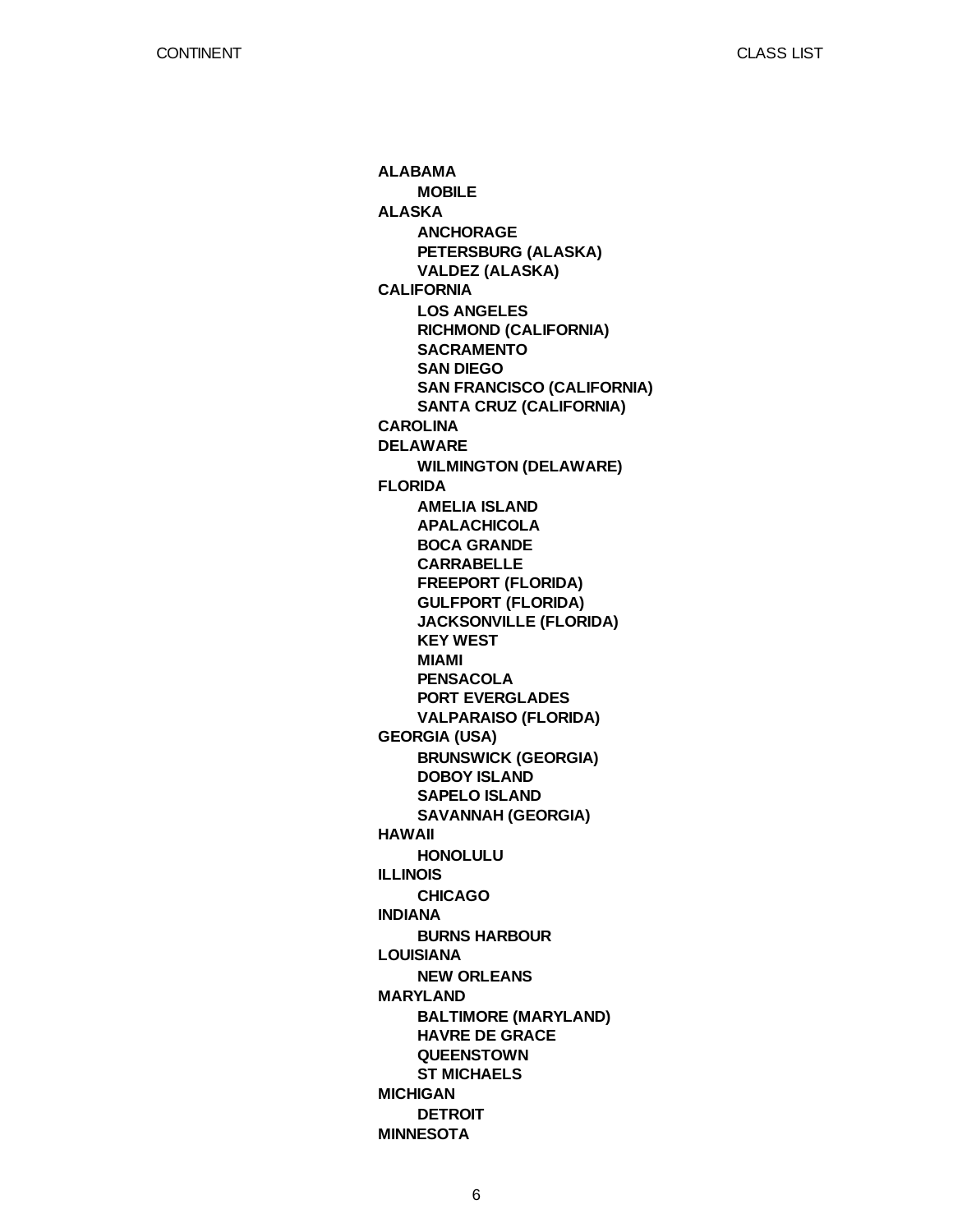- **ALABAMA**
  - **MOBILE**
- **ALASKA**
  - **ANCHORAGE**
  - **PETERSBURG (ALASKA)**
  - **VALDEZ (ALASKA)**
- **CALIFORNIA**
  - **LOS ANGELES**
  - **RICHMOND (CALIFORNIA)**
  - **SACRAMENTO**
  - **SAN DIEGO**
  - **SAN FRANCISCO (CALIFORNIA)**
  - **SANTA CRUZ (CALIFORNIA)**
- **CAROLINA**
- **DELAWARE**
  - **WILMINGTON (DELAWARE)**
- **FLORIDA**
  - **AMELIA ISLAND**
  - **APALACHICOLA**
  - **BOCA GRANDE**
  - **CARRABELLE**
  - **FREEPORT (FLORIDA)**
  - **GULFPORT (FLORIDA)**
  - **JACKSONVILLE (FLORIDA)**
  - **KEY WEST**
  - **MIAMI**
  - **PENSACOLA**
  - **PORT EVERGLADES**
  - **VALPARAISO (FLORIDA)**
- **GEORGIA (USA)**
  - **BRUNSWICK (GEORGIA)**
  - **DOBOY ISLAND**
  - **SAPELO ISLAND**
  - **SAVANNAH (GEORGIA)**
- **HAWAII**
  - **HONOLULU**
- **ILLINOIS**
  - **CHICAGO**
- **INDIANA**
  - **BURNS HARBOUR**
- **LOUISIANA**
  - **NEW ORLEANS**
- **MARYLAND**
  - **BALTIMORE (MARYLAND)**
  - **HAVRE DE GRACE**
  - **QUEENSTOWN**
  - **ST MICHAELS**
- **MICHIGAN**
  - **DETROIT**
- **MINNESOTA**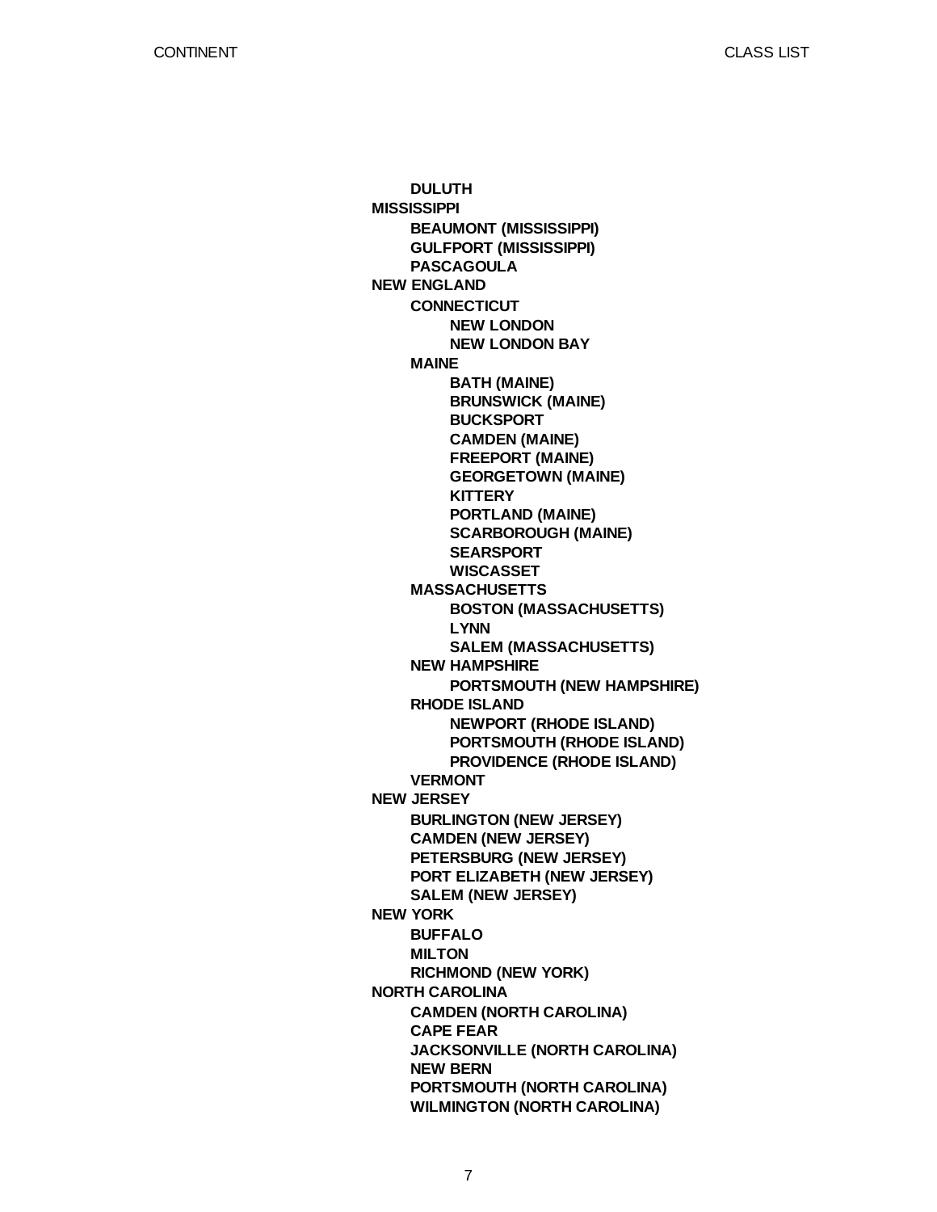- **DULUTH**
- **MISSISSIPPI**
  - **BEAUMONT (MISSISSIPPI)**
  - **GULFPORT (MISSISSIPPI)**
  - **PASCAGOULA**
- **NEW ENGLAND**
  - **CONNECTICUT**
    - **NEW LONDON**
    - **NEW LONDON BAY**
  - **MAINE**
    - **BATH (MAINE)**
    - **BRUNSWICK (MAINE)**
    - **BUCKSPORT**
    - **CAMDEN (MAINE)**
    - **FREEPORT (MAINE)**
    - **GEORGETOWN (MAINE)**
    - **KITTERY**
    - **PORTLAND (MAINE)**
    - **SCARBOROUGH (MAINE)**
    - **SEARSPORT**
    - **WISCASSET**
  - **MASSACHUSETTS**
    - **BOSTON (MASSACHUSETTS)**
    - **LYNN**
    - **SALEM (MASSACHUSETTS)**
  - **NEW HAMPSHIRE**
    - **PORTSMOUTH (NEW HAMPSHIRE)**
  - **RHODE ISLAND**
    - **NEWPORT (RHODE ISLAND)**
    - **PORTSMOUTH (RHODE ISLAND)**
    - **PROVIDENCE (RHODE ISLAND)**
  - **VERMONT**
- **NEW JERSEY**
  - **BURLINGTON (NEW JERSEY)**
  - **CAMDEN (NEW JERSEY)**
  - **PETERSBURG (NEW JERSEY)**
  - **PORT ELIZABETH (NEW JERSEY)**
  - **SALEM (NEW JERSEY)**
- **NEW YORK**
  - **BUFFALO**
  - **MILTON**
  - **RICHMOND (NEW YORK)**
- **NORTH CAROLINA**
  - **CAMDEN (NORTH CAROLINA)**
  - **CAPE FEAR**
  - **JACKSONVILLE (NORTH CAROLINA)**
  - **NEW BERN**
  - **PORTSMOUTH (NORTH CAROLINA)**
  - **WILMINGTON (NORTH CAROLINA)**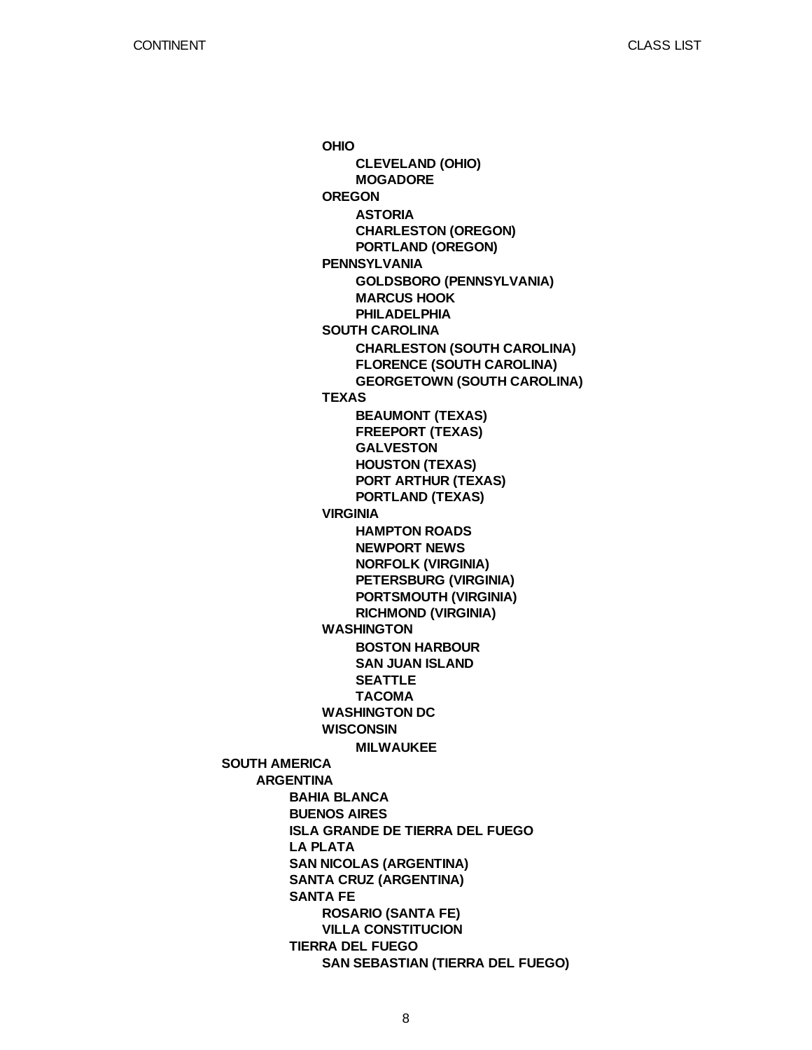- OHIO
  - CLEVELAND (OHIO)
  - MOGADORE
- OREGON
  - ASTORIA
  - CHARLESTON (OREGON)
  - PORTLAND (OREGON)
- PENNSYLVANIA
  - GOLDSBORO (PENNSYLVANIA)
  - MARCUS HOOK
  - PHILADELPHIA
- SOUTH CAROLINA
  - CHARLESTON (SOUTH CAROLINA)
  - FLORENCE (SOUTH CAROLINA)
  - GEORGETOWN (SOUTH CAROLINA)
- TEXAS
  - BEAUMONT (TEXAS)
  - FREEPORT (TEXAS)
  - GALVESTON
  - HOUSTON (TEXAS)
  - PORT ARTHUR (TEXAS)
  - PORTLAND (TEXAS)
- VIRGINIA
  - HAMPTON ROADS
  - NEWPORT NEWS
  - NORFOLK (VIRGINIA)
  - PETERSBURG (VIRGINIA)
  - PORTSMOUTH (VIRGINIA)
  - RICHMOND (VIRGINIA)
- WASHINGTON
  - BOSTON HARBOUR
  - SAN JUAN ISLAND
  - SEATTLE
  - TACOMA
- WASHINGTON DC
- WISCONSIN
  - MILWAUKEE

**SOUTH AMERICA**

- **ARGENTINA**
  - BAHIA BLANCA
  - BUENOS AIRES
  - ISLA GRANDE DE TIERRA DEL FUEGO
  - LA PLATA
  - SAN NICOLAS (ARGENTINA)
  - SANTA CRUZ (ARGENTINA)
  - SANTA FE
    - ROSARIO (SANTA FE)
    - VILLA CONSTITUCION
  - TIERRA DEL FUEGO
    - SAN SEBASTIAN (TIERRA DEL FUEGO)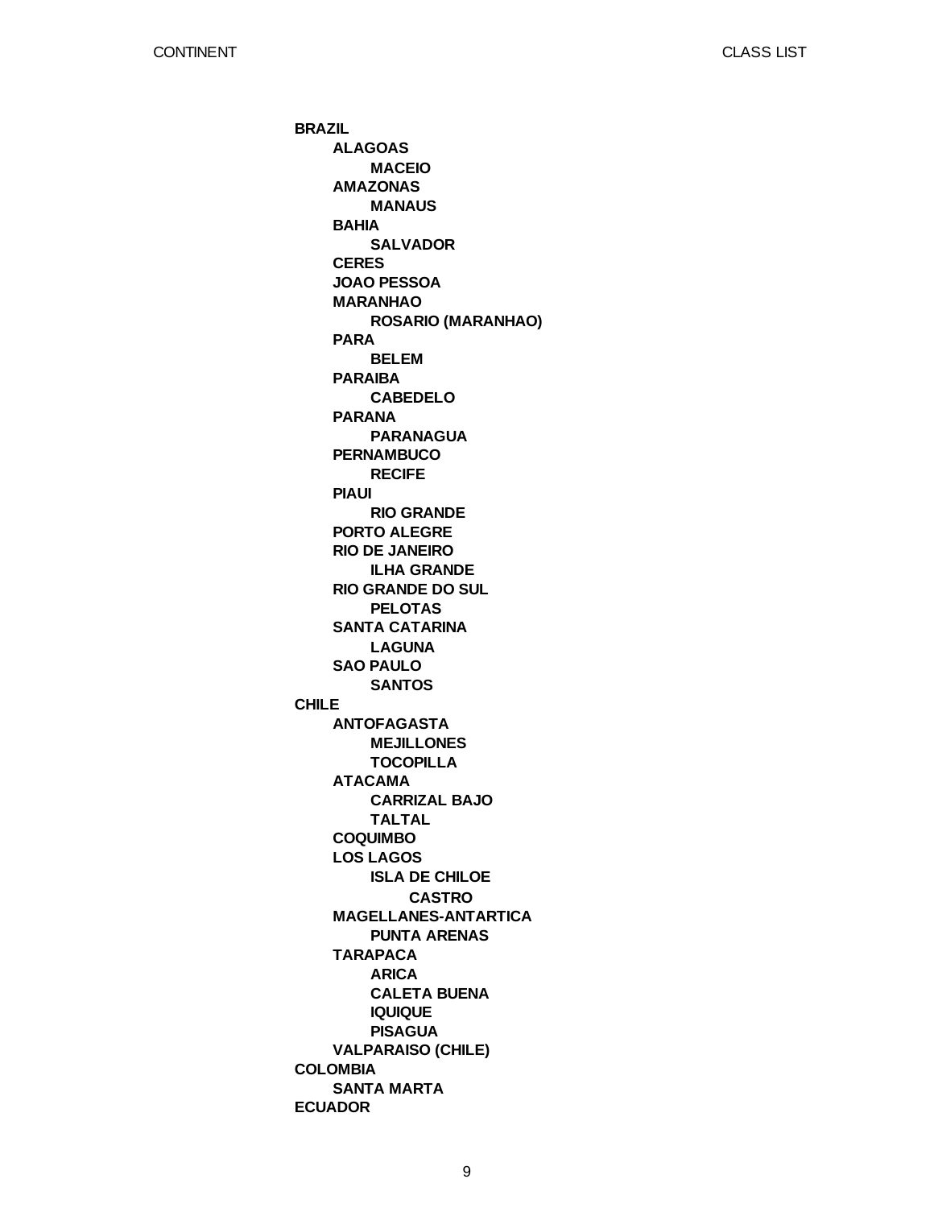- **BRAZIL**
  - **ALAGOAS**
    - **MACEIO**
  - **AMAZONAS**
    - **MANAUS**
  - **BAHIA**
    - **SALVADOR**
  - **CERES**
  - **JOAO PESSOA**
  - **MARANHAO**
    - **ROSARIO (MARANHAO)**
  - **PARA**
    - **BELEM**
  - **PARAIBA**
    - **CABEDELO**
  - **PARANA**
    - **PARANAGUA**
  - **PERNAMBUCO**
    - **RECIFE**
  - **PIAUI**
    - **RIO GRANDE**
  - **PORTO ALEGRE**
  - **RIO DE JANEIRO**
    - **ILHA GRANDE**
  - **RIO GRANDE DO SUL**
    - **PELOTAS**
  - **SANTA CATARINA**
    - **LAGUNA**
  - **SAO PAULO**
    - **SANTOS**
- **CHILE**
  - **ANTOFAGASTA**
    - **MEJILLONES**
    - **TOCOPILLA**
  - **ATACAMA**
    - **CARRIZAL BAJO**
    - **TALTAL**
  - **COQUIMBO**
  - **LOS LAGOS**
    - **ISLA DE CHILOE**
      - **CASTRO**
  - **MAGELLANES-ANTARTICA**
    - **PUNTA ARENAS**
  - **TARAPACA**
    - **ARICA**
    - **CALETA BUENA**
    - **IQUIQUE**
    - **PISAGUA**
  - **VALPARAISO (CHILE)**
- **COLOMBIA**
  - **SANTA MARTA**
- **ECUADOR**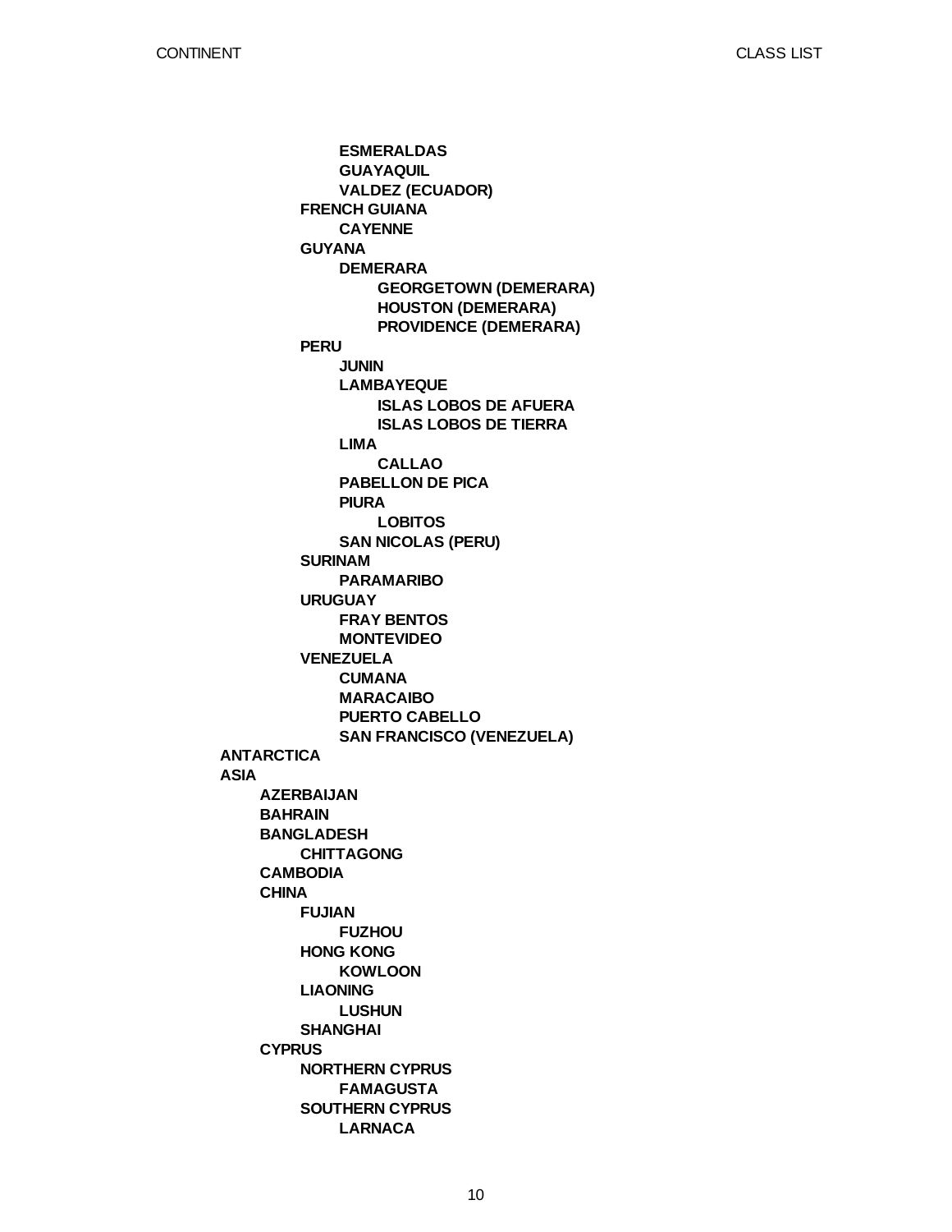- **ESMERALDAS**
- **GUAYAQUIL**
- **VALDEZ (ECUADOR)**

- **FRENCH GUIANA**
  - **CAYENNE**
- **GUYANA**
  - **DEMERARA**
    - **GEORGETOWN (DEMERARA)**
    - **HOUSTON (DEMERARA)**
    - **PROVIDENCE (DEMERARA)**
- **PERU**
  - **JUNIN**
  - **LAMBAYEQUE**
    - **ISLAS LOBOS DE AFUERA**
    - **ISLAS LOBOS DE TIERRA**
  - **LIMA**
    - **CALLAO**
  - **PABELLON DE PICA**
  - **PIURA**
    - **LOBITOS**
  - **SAN NICOLAS (PERU)**
- **SURINAM**
  - **PARAMARIBO**
- **URUGUAY**
  - **FRAY BENTOS**
  - **MONTEVIDEO**
- **VENEZUELA**
  - **CUMANA**
  - **MARACAIBO**
  - **PUERTO CABELLO**
  - **SAN FRANCISCO (VENEZUELA)**

**ANTARCTICA**

**ASIA**

- **AZERBAIJAN**
- **BAHRAIN**
- **BANGLADESH**
  - **CHITTAGONG**
- **CAMBODIA**
- **CHINA**
  - **FUJIAN**
    - **FUZHOU**
  - **HONG KONG**
    - **KOWLOON**
  - **LIAONING**
    - **LUSHUN**
  - **SHANGHAI**
- **CYPRUS**
  - **NORTHERN CYPRUS**
    - **FAMAGUSTA**
  - **SOUTHERN CYPRUS**
    - **LARNACA**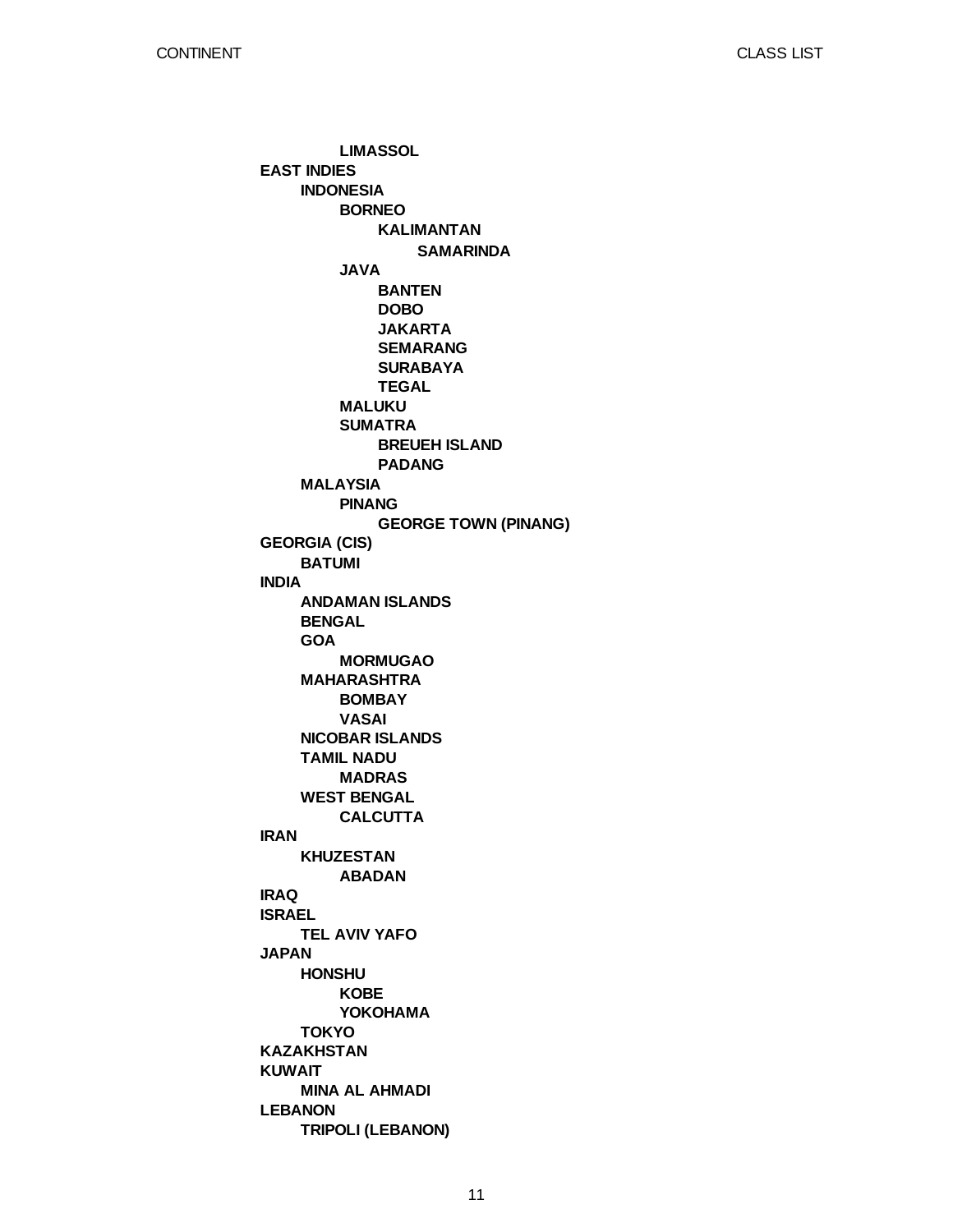- LIMASSOL

**EAST INDIES**
- **INDONESIA**
  - **BORNEO**
    - **KALIMANTAN**
      - **SAMARINDA**
  - **JAVA**
    - **BANTEN**
    - **DOBO**
    - **JAKARTA**
    - **SEMARANG**
    - **SURABAYA**
    - **TEGAL**
  - **MALUKU**
  - **SUMATRA**
    - **BREUEH ISLAND**
    - **PADANG**
- **MALAYSIA**
  - **PINANG**
    - **GEORGE TOWN (PINANG)**

**GEORGIA (CIS)**
- **BATUMI**

**INDIA**
- **ANDAMAN ISLANDS**
- **BENGAL**
- **GOA**
  - **MORMUGAO**
- **MAHARASHTRA**
  - **BOMBAY**
  - **VASAI**
- **NICOBAR ISLANDS**
- **TAMIL NADU**
  - **MADRAS**
- **WEST BENGAL**
  - **CALCUTTA**

**IRAN**
- **KHUZESTAN**
  - **ABADAN**

**IRAQ**

**ISRAEL**
- **TEL AVIV YAFO**

**JAPAN**
- **HONSHU**
  - **KOBE**
  - **YOKOHAMA**
- **TOKYO**

**KAZAKHSTAN**

**KUWAIT**
- **MINA AL AHMADI**

**LEBANON**
- **TRIPOLI (LEBANON)**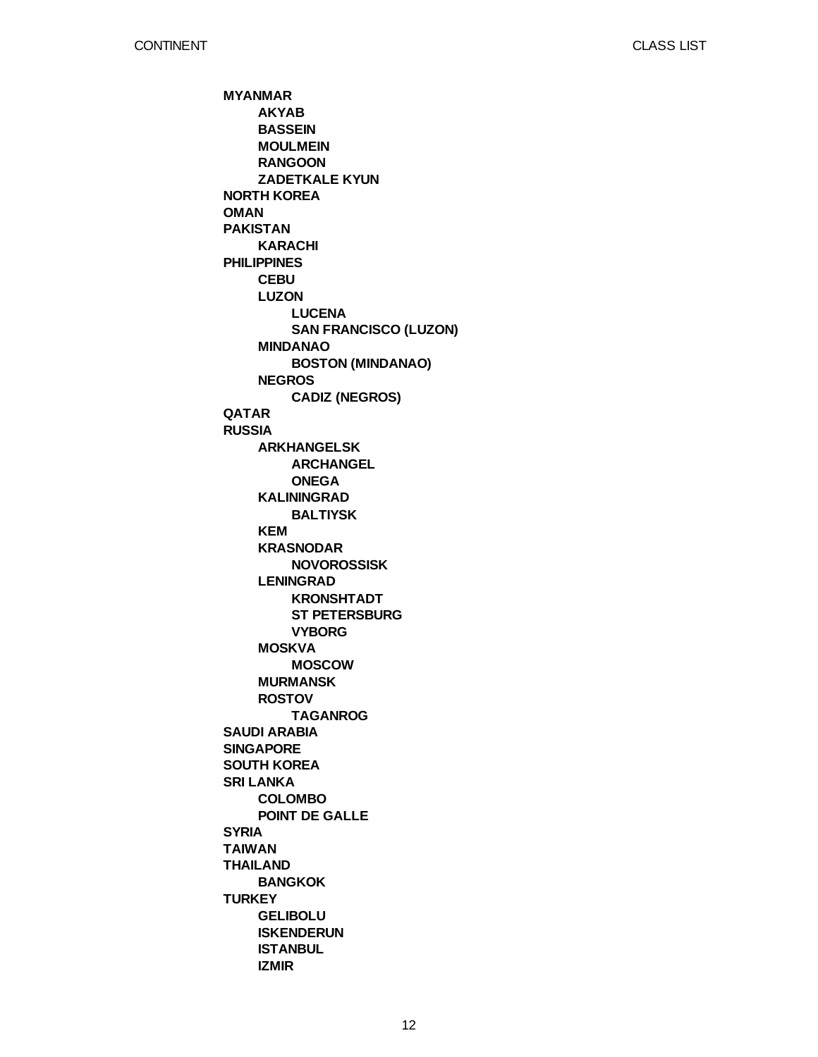- **MYANMAR**
  - **AKYAB**
  - **BASSEIN**
  - **MOULMEIN**
  - **RANGOON**
  - **ZADETKALE KYUN**
- **NORTH KOREA**
- **OMAN**
- **PAKISTAN**
  - **KARACHI**
- **PHILIPPINES**
  - **CEBU**
  - **LUZON**
    - **LUCENA**
    - **SAN FRANCISCO (LUZON)**
  - **MINDANAO**
    - **BOSTON (MINDANAO)**
  - **NEGROS**
    - **CADIZ (NEGROS)**
- **QATAR**
- **RUSSIA**
  - **ARKHANGELSK**
    - **ARCHANGEL**
    - **ONEGA**
  - **KALININGRAD**
    - **BALTIYSK**
  - **KEM**
  - **KRASNODAR**
    - **NOVOROSSISK**
  - **LENINGRAD**
    - **KRONSHTADT**
    - **ST PETERSBURG**
    - **VYBORG**
  - **MOSKVA**
    - **MOSCOW**
  - **MURMANSK**
  - **ROSTOV**
    - **TAGANROG**
- **SAUDI ARABIA**
- **SINGAPORE**
- **SOUTH KOREA**
- **SRI LANKA**
  - **COLOMBO**
  - **POINT DE GALLE**
- **SYRIA**
- **TAIWAN**
- **THAILAND**
  - **BANGKOK**
- **TURKEY**
  - **GELIBOLU**
  - **ISKENDERUN**
  - **ISTANBUL**
  - **IZMIR**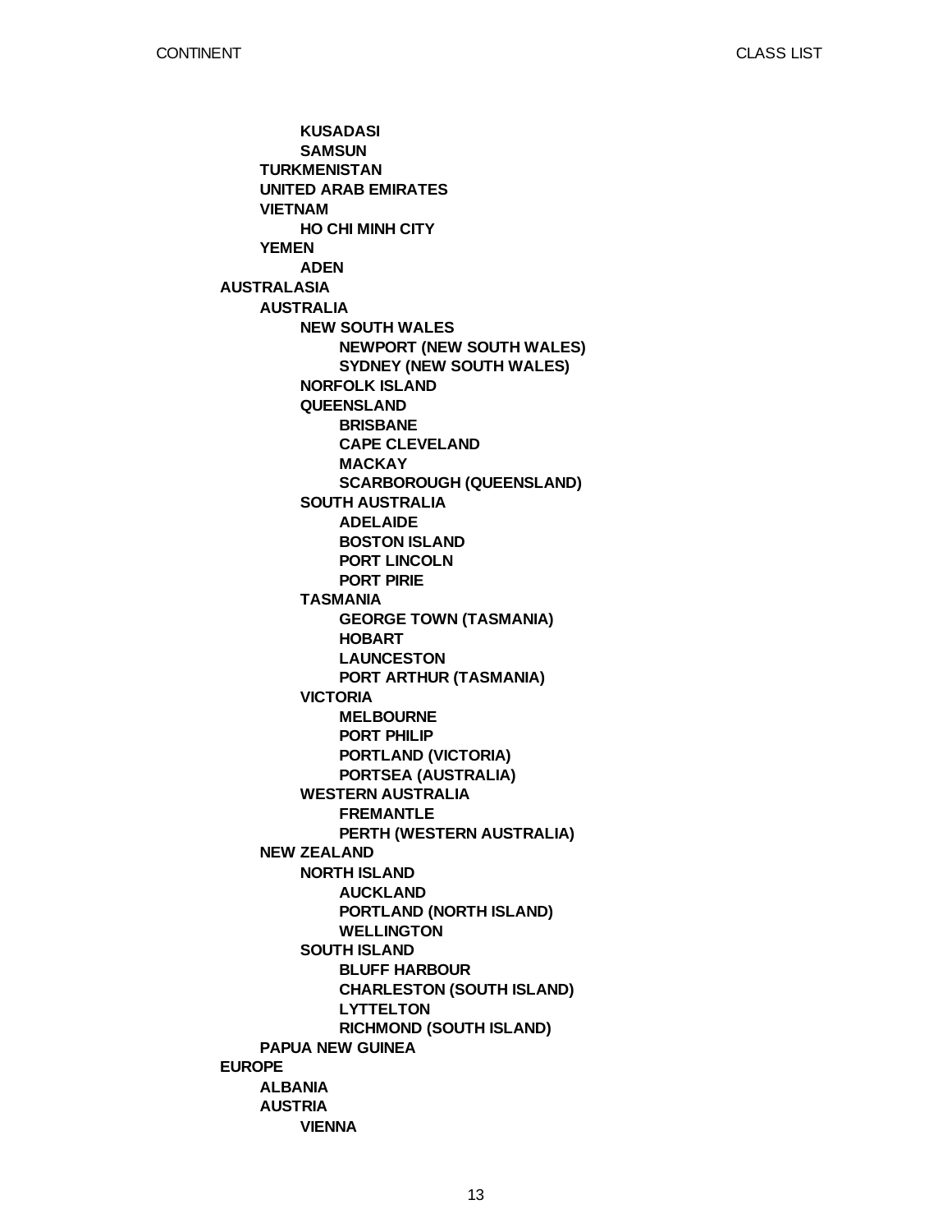- KUSADASI
- SAMSUN
- TURKMENISTAN
- UNITED ARAB EMIRATES
- VIETNAM
  - HO CHI MINH CITY
- YEMEN
  - ADEN

**AUSTRALASIA**

- **AUSTRALIA**
  - **NEW SOUTH WALES**
    - **NEWPORT (NEW SOUTH WALES)**
    - **SYDNEY (NEW SOUTH WALES)**
  - **NORFOLK ISLAND**
  - **QUEENSLAND**
    - **BRISBANE**
    - **CAPE CLEVELAND**
    - **MACKAY**
    - **SCARBOROUGH (QUEENSLAND)**
  - **SOUTH AUSTRALIA**
    - **ADELAIDE**
    - **BOSTON ISLAND**
    - **PORT LINCOLN**
    - **PORT PIRIE**
  - **TASMANIA**
    - **GEORGE TOWN (TASMANIA)**
    - **HOBART**
    - **LAUNCESTON**
    - **PORT ARTHUR (TASMANIA)**
  - **VICTORIA**
    - **MELBOURNE**
    - **PORT PHILIP**
    - **PORTLAND (VICTORIA)**
    - **PORTSEA (AUSTRALIA)**
  - **WESTERN AUSTRALIA**
    - **FREMANTLE**
    - **PERTH (WESTERN AUSTRALIA)**
- **NEW ZEALAND**
  - **NORTH ISLAND**
    - **AUCKLAND**
    - **PORTLAND (NORTH ISLAND)**
    - **WELLINGTON**
  - **SOUTH ISLAND**
    - **BLUFF HARBOUR**
    - **CHARLESTON (SOUTH ISLAND)**
    - **LYTTELTON**
    - **RICHMOND (SOUTH ISLAND)**
- **PAPUA NEW GUINEA**

**EUROPE**

- **ALBANIA**
- **AUSTRIA**
  - **VIENNA**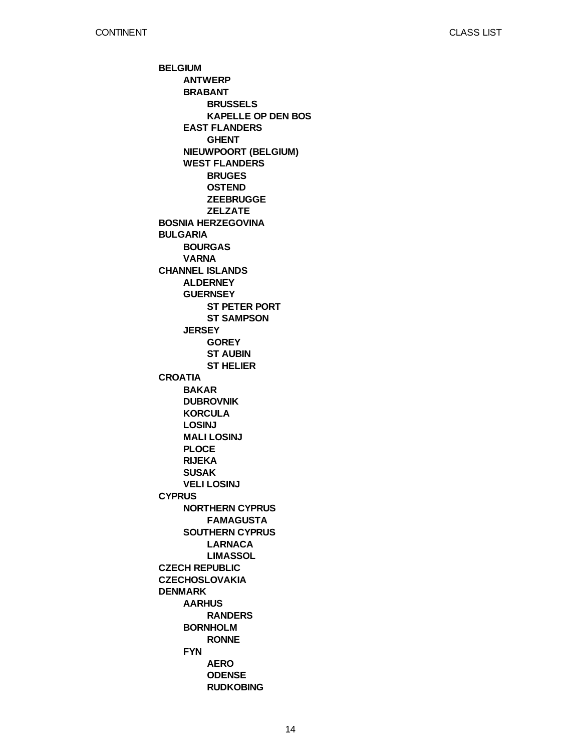**BELGIUM**
- **ANTWERP**
- **BRABANT**
  - **BRUSSELS**
  - **KAPELLE OP DEN BOS**
- **EAST FLANDERS**
  - **GHENT**
- **NIEUWPOORT (BELGIUM)**
- **WEST FLANDERS**
  - **BRUGES**
  - **OSTEND**
  - **ZEEBRUGGE**
  - **ZELZATE**

**BOSNIA HERZEGOVINA**

**BULGARIA**
- **BOURGAS**
- **VARNA**

**CHANNEL ISLANDS**
- **ALDERNEY**
- **GUERNSEY**
  - **ST PETER PORT**
  - **ST SAMPSON**
- **JERSEY**
  - **GOREY**
  - **ST AUBIN**
  - **ST HELIER**

**CROATIA**
- **BAKAR**
- **DUBROVNIK**
- **KORCULA**
- **LOSINJ**
- **MALI LOSINJ**
- **PLOCE**
- **RIJEKA**
- **SUSAK**
- **VELI LOSINJ**

**CYPRUS**
- **NORTHERN CYPRUS**
  - **FAMAGUSTA**
- **SOUTHERN CYPRUS**
  - **LARNACA**
  - **LIMASSOL**

**CZECH REPUBLIC**

**CZECHOSLOVAKIA**

**DENMARK**
- **AARHUS**
  - **RANDERS**
- **BORNHOLM**
  - **RONNE**
- **FYN**
  - **AERO**
  - **ODENSE**
  - **RUDKOBING**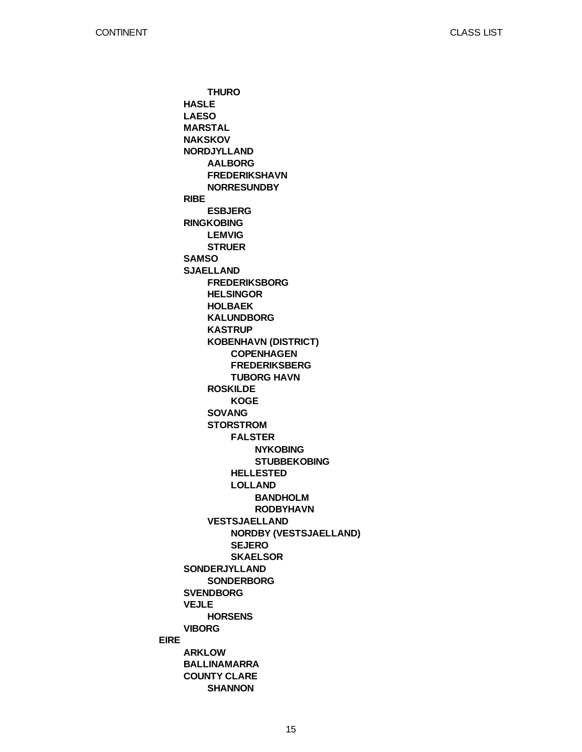- **THURO**
- **HASLE**
- **LAESO**
- **MARSTAL**
- **NAKSKOV**
- **NORDJYLLAND**
  - **AALBORG**
  - **FREDERIKSHAVN**
  - **NORRESUNDBY**
- **RIBE**
  - **ESBJERG**
- **RINGKOBING**
  - **LEMVIG**
  - **STRUER**
- **SAMSO**
- **SJAELLAND**
  - **FREDERIKSBORG**
  - **HELSINGOR**
  - **HOLBAEK**
  - **KALUNDBORG**
  - **KASTRUP**
  - **KOBENHAVN (DISTRICT)**
    - **COPENHAGEN**
    - **FREDERIKSBERG**
    - **TUBORG HAVN**
  - **ROSKILDE**
    - **KOGE**
  - **SOVANG**
  - **STORSTROM**
    - **FALSTER**
      - **NYKOBING**
      - **STUBBEKOBING**
    - **HELLESTED**
    - **LOLLAND**
      - **BANDHOLM**
      - **RODBYHAVN**
  - **VESTSJAELLAND**
    - **NORDBY (VESTSJAELLAND)**
    - **SEJERO**
    - **SKAELSOR**
- **SONDERJYLLAND**
  - **SONDERBORG**
- **SVENDBORG**
- **VEJLE**
  - **HORSENS**
- **VIBORG**

**EIRE**

- **ARKLOW**
- **BALLINAMARRA**
- **COUNTY CLARE**
  - **SHANNON**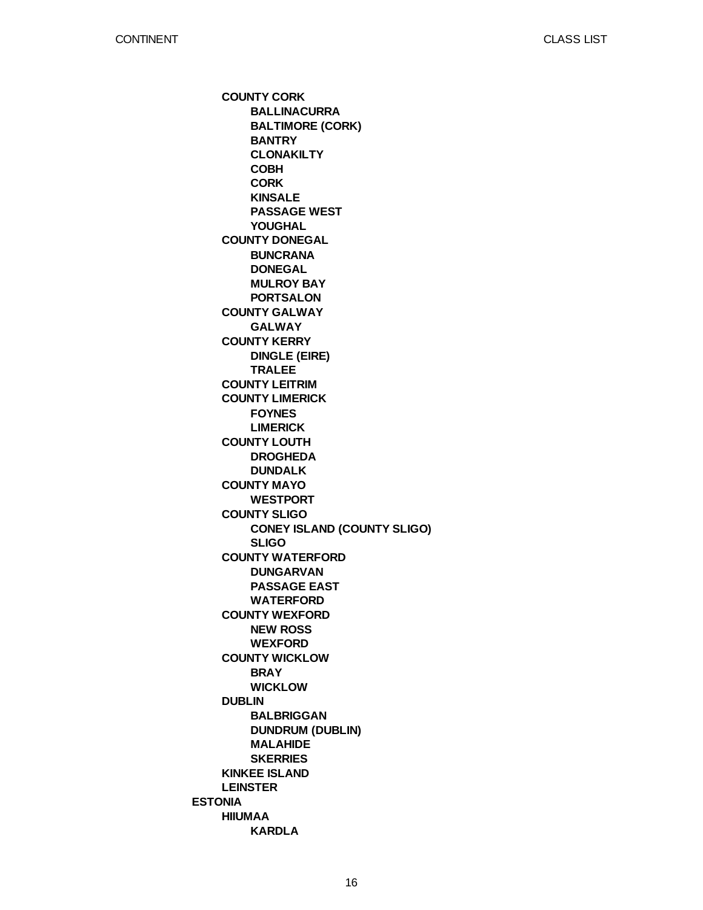- **COUNTY CORK**
  - **BALLINACURRA**
  - **BALTIMORE (CORK)**
  - **BANTRY**
  - **CLONAKILTY**
  - **COBH**
  - **CORK**
  - **KINSALE**
  - **PASSAGE WEST**
  - **YOUGHAL**
- **COUNTY DONEGAL**
  - **BUNCRANA**
  - **DONEGAL**
  - **MULROY BAY**
  - **PORTSALON**
- **COUNTY GALWAY**
  - **GALWAY**
- **COUNTY KERRY**
  - **DINGLE (EIRE)**
  - **TRALEE**
- **COUNTY LEITRIM**
- **COUNTY LIMERICK**
  - **FOYNES**
  - **LIMERICK**
- **COUNTY LOUTH**
  - **DROGHEDA**
  - **DUNDALK**
- **COUNTY MAYO**
  - **WESTPORT**
- **COUNTY SLIGO**
  - **CONEY ISLAND (COUNTY SLIGO)**
  - **SLIGO**
- **COUNTY WATERFORD**
  - **DUNGARVAN**
  - **PASSAGE EAST**
  - **WATERFORD**
- **COUNTY WEXFORD**
  - **NEW ROSS**
  - **WEXFORD**
- **COUNTY WICKLOW**
  - **BRAY**
  - **WICKLOW**
- **DUBLIN**
  - **BALBRIGGAN**
  - **DUNDRUM (DUBLIN)**
  - **MALAHIDE**
  - **SKERRIES**
- **KINKEE ISLAND**
- **LEINSTER**

**ESTONIA**

- **HIIUMAA**
  - **KARDLA**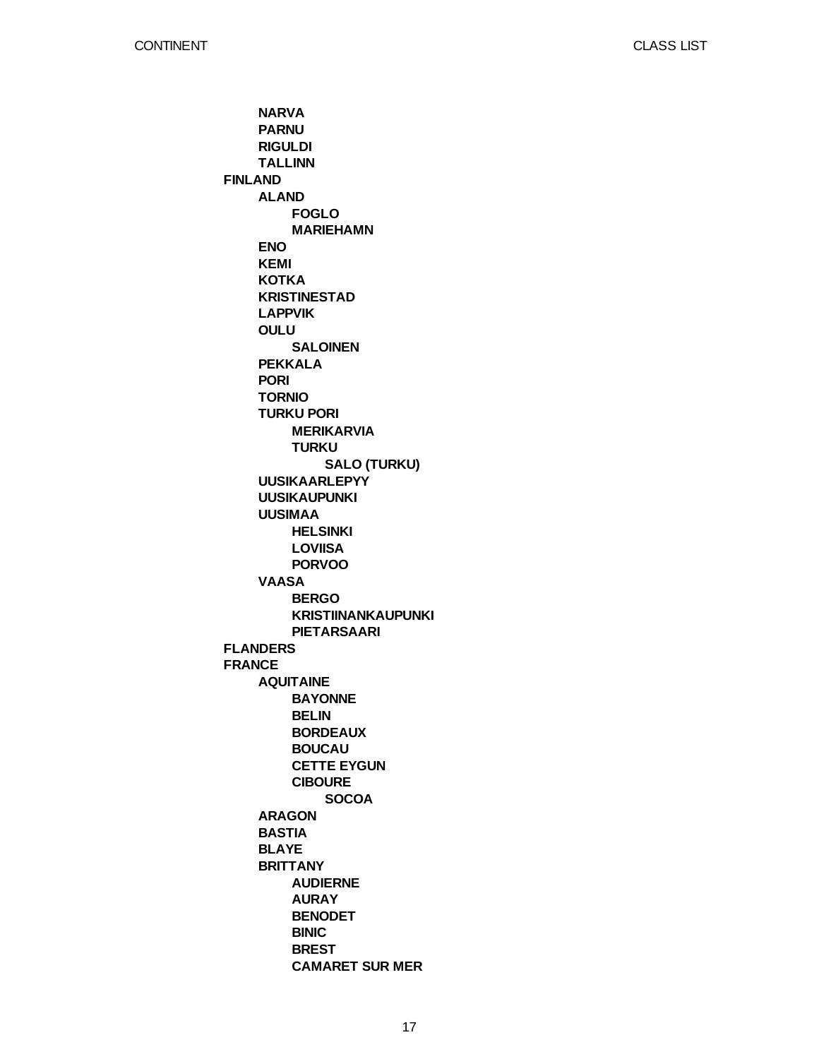- **NARVA**
- **PARNU**
- **RIGULDI**
- **TALLINN**

**FINLAND**

- **ALAND**
  - **FOGLO**
  - **MARIEHAMN**
- **ENO**
- **KEMI**
- **KOTKA**
- **KRISTINESTAD**
- **LAPPVIK**
- **OULU**
  - **SALOINEN**
- **PEKKALA**
- **PORI**
- **TORNIO**
- **TURKU PORI**
  - **MERIKARVIA**
  - **TURKU**
    - **SALO (TURKU)**
- **UUSIKAARLEPYY**
- **UUSIKAUPUNKI**
- **UUSIMAA**
  - **HELSINKI**
  - **LOVIISA**
  - **PORVOO**
- **VAASA**
  - **BERGO**
  - **KRISTIINANKAUPUNKI**
  - **PIETARSAARI**

**FLANDERS**

**FRANCE**

- **AQUITAINE**
  - **BAYONNE**
  - **BELIN**
  - **BORDEAUX**
  - **BOUCAU**
  - **CETTE EYGUN**
  - **CIBOURE**
    - **SOCOA**
- **ARAGON**
- **BASTIA**
- **BLAYE**
- **BRITTANY**
  - **AUDIERNE**
  - **AURAY**
  - **BENODET**
  - **BINIC**
  - **BREST**
  - **CAMARET SUR MER**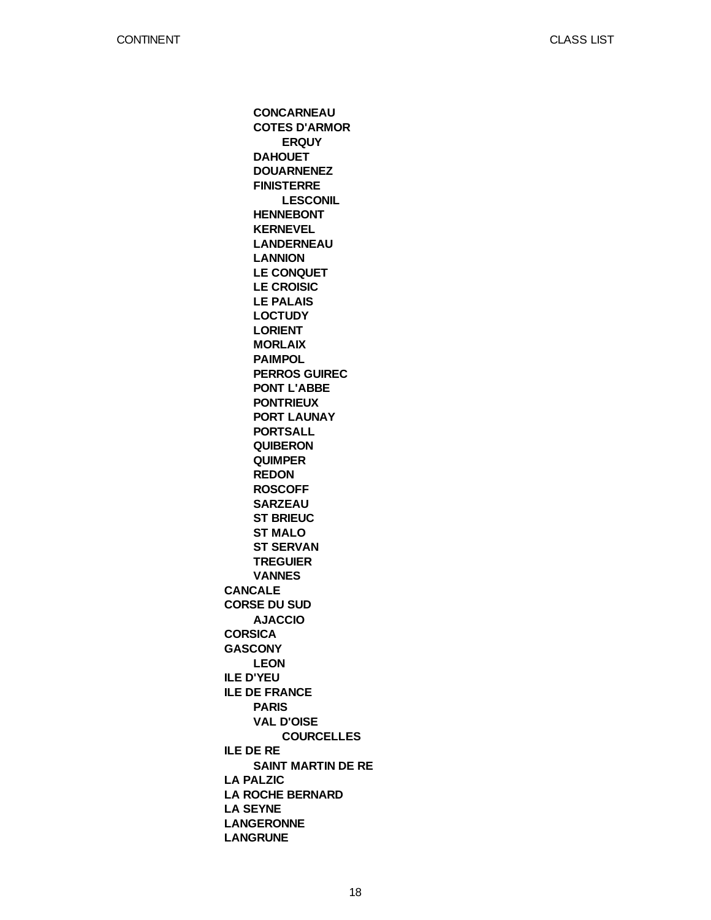- **CONCARNEAU**
- **COTES D'ARMOR**
    - **ERQUY**
- **DAHOUET**
- **DOUARNENEZ**
- **FINISTERRE**
    - **LESCONIL**
- **HENNEBONT**
- **KERNEVEL**
- **LANDERNEAU**
- **LANNION**
- **LE CONQUET**
- **LE CROISIC**
- **LE PALAIS**
- **LOCTUDY**
- **LORIENT**
- **MORLAIX**
- **PAIMPOL**
- **PERROS GUIREC**
- **PONT L'ABBE**
- **PONTRIEUX**
- **PORT LAUNAY**
- **PORTSALL**
- **QUIBERON**
- **QUIMPER**
- **REDON**
- **ROSCOFF**
- **SARZEAU**
- **ST BRIEUC**
- **ST MALO**
- **ST SERVAN**
- **TREGUIER**
- **VANNES**

**CANCALE**

**CORSE DU SUD**

- **AJACCIO**

**CORSICA**

**GASCONY**

- **LEON**

**ILE D'YEU**

**ILE DE FRANCE**

- **PARIS**
- **VAL D'OISE**
    - **COURCELLES**

**ILE DE RE**

- **SAINT MARTIN DE RE**

**LA PALZIC**

**LA ROCHE BERNARD**

**LA SEYNE**

**LANGERONNE**

**LANGRUNE**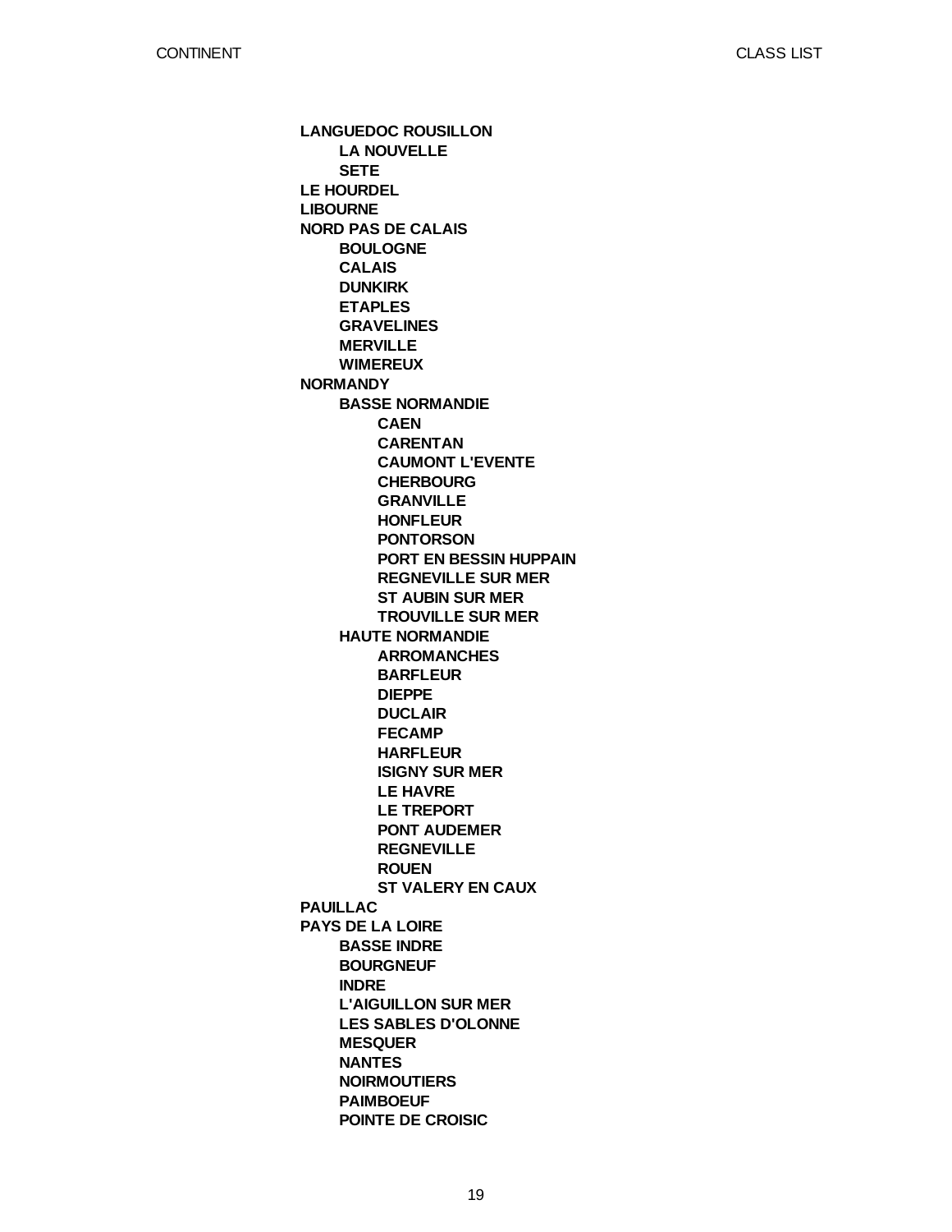- **LANGUEDOC ROUSILLON**
  - **LA NOUVELLE**
  - **SETE**
- **LE HOURDEL**
- **LIBOURNE**
- **NORD PAS DE CALAIS**
  - **BOULOGNE**
  - **CALAIS**
  - **DUNKIRK**
  - **ETAPLES**
  - **GRAVELINES**
  - **MERVILLE**
  - **WIMEREUX**
- **NORMANDY**
  - **BASSE NORMANDIE**
    - **CAEN**
    - **CARENTAN**
    - **CAUMONT L'EVENTE**
    - **CHERBOURG**
    - **GRANVILLE**
    - **HONFLEUR**
    - **PONTORSON**
    - **PORT EN BESSIN HUPPAIN**
    - **REGNEVILLE SUR MER**
    - **ST AUBIN SUR MER**
    - **TROUVILLE SUR MER**
  - **HAUTE NORMANDIE**
    - **ARROMANCHES**
    - **BARFLEUR**
    - **DIEPPE**
    - **DUCLAIR**
    - **FECAMP**
    - **HARFLEUR**
    - **ISIGNY SUR MER**
    - **LE HAVRE**
    - **LE TREPORT**
    - **PONT AUDEMER**
    - **REGNEVILLE**
    - **ROUEN**
    - **ST VALERY EN CAUX**
- **PAUILLAC**
- **PAYS DE LA LOIRE**
  - **BASSE INDRE**
  - **BOURGNEUF**
  - **INDRE**
  - **L'AIGUILLON SUR MER**
  - **LES SABLES D'OLONNE**
  - **MESQUER**
  - **NANTES**
  - **NOIRMOUTIERS**
  - **PAIMBOEUF**
  - **POINTE DE CROISIC**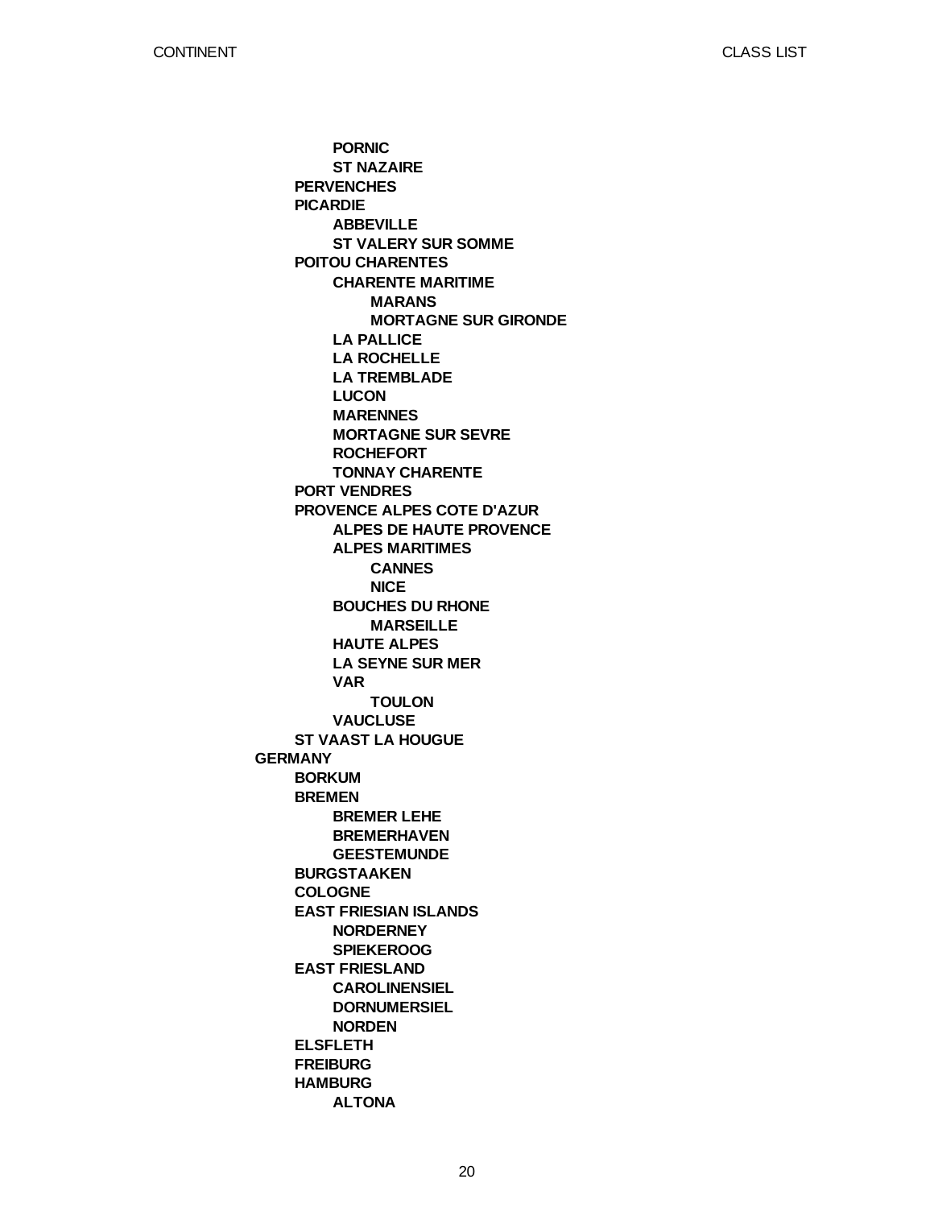- **PORNIC**
- **ST NAZAIRE**

**PERVENCHES**

**PICARDIE**

- **ABBEVILLE**
- **ST VALERY SUR SOMME**

**POITOU CHARENTES**

- **CHARENTE MARITIME**
  - **MARANS**
  - **MORTAGNE SUR GIRONDE**
- **LA PALLICE**
- **LA ROCHELLE**
- **LA TREMBLADE**
- **LUCON**
- **MARENNES**
- **MORTAGNE SUR SEVRE**
- **ROCHEFORT**
- **TONNAY CHARENTE**

**PORT VENDRES**

**PROVENCE ALPES COTE D'AZUR**

- **ALPES DE HAUTE PROVENCE**
- **ALPES MARITIMES**
  - **CANNES**
  - **NICE**
- **BOUCHES DU RHONE**
  - **MARSEILLE**
- **HAUTE ALPES**
- **LA SEYNE SUR MER**
- **VAR**
  - **TOULON**
- **VAUCLUSE**

**ST VAAST LA HOUGUE**

# GERMANY

**BORKUM**

**BREMEN**

- **BREMER LEHE**
- **BREMERHAVEN**
- **GEESTEMUNDE**

**BURGSTAAKEN**

**COLOGNE**

**EAST FRIESIAN ISLANDS**

- **NORDERNEY**
- **SPIEKEROOG**

**EAST FRIESLAND**

- **CAROLINENSIEL**
- **DORNUMERSIEL**
- **NORDEN**

**ELSFLETH**

**FREIBURG**

**HAMBURG**

- **ALTONA**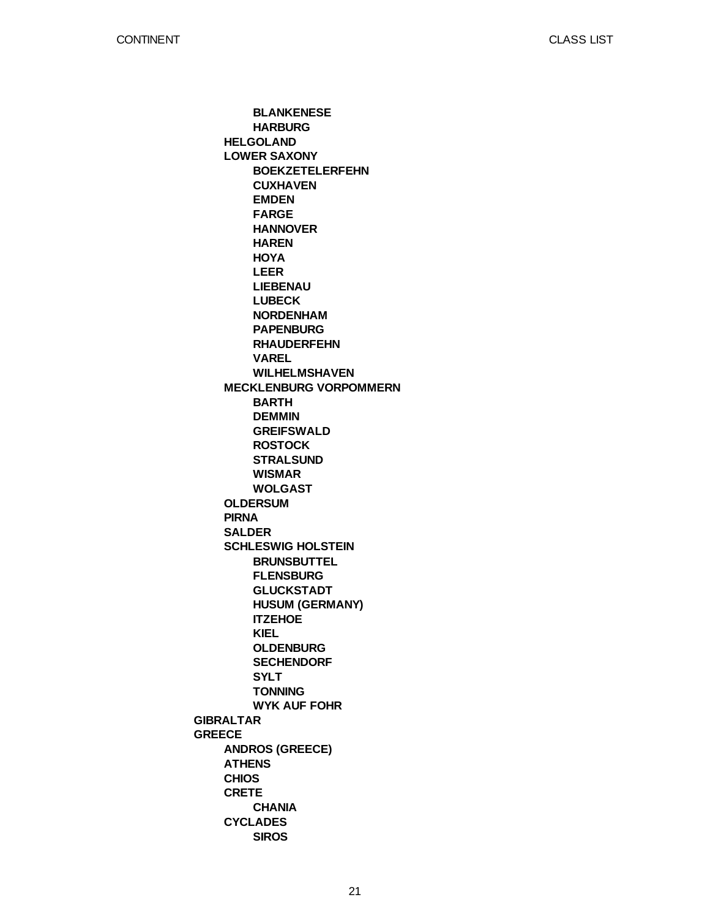- BLANKENESE
- HARBURG

- HELGOLAND
- LOWER SAXONY
  - BOEKZETELERFEHN
  - CUXHAVEN
  - EMDEN
  - FARGE
  - HANNOVER
  - HAREN
  - HOYA
  - LEER
  - LIEBENAU
  - LUBECK
  - NORDENHAM
  - PAPENBURG
  - RHAUDERFEHN
  - VAREL
  - WILHELMSHAVEN
- MECKLENBURG VORPOMMERN
  - BARTH
  - DEMMIN
  - GREIFSWALD
  - ROSTOCK
  - STRALSUND
  - WISMAR
  - WOLGAST
- OLDERSUM
- PIRNA
- SALDER
- SCHLESWIG HOLSTEIN
  - BRUNSBUTTEL
  - FLENSBURG
  - GLUCKSTADT
  - HUSUM (GERMANY)
  - ITZEHOE
  - KIEL
  - OLDENBURG
  - SECHENDORF
  - SYLT
  - TONNING
  - WYK AUF FOHR

**GIBRALTAR**

**GREECE**

- ANDROS (GREECE)
- ATHENS
- CHIOS
- CRETE
  - CHANIA
- CYCLADES
  - SIROS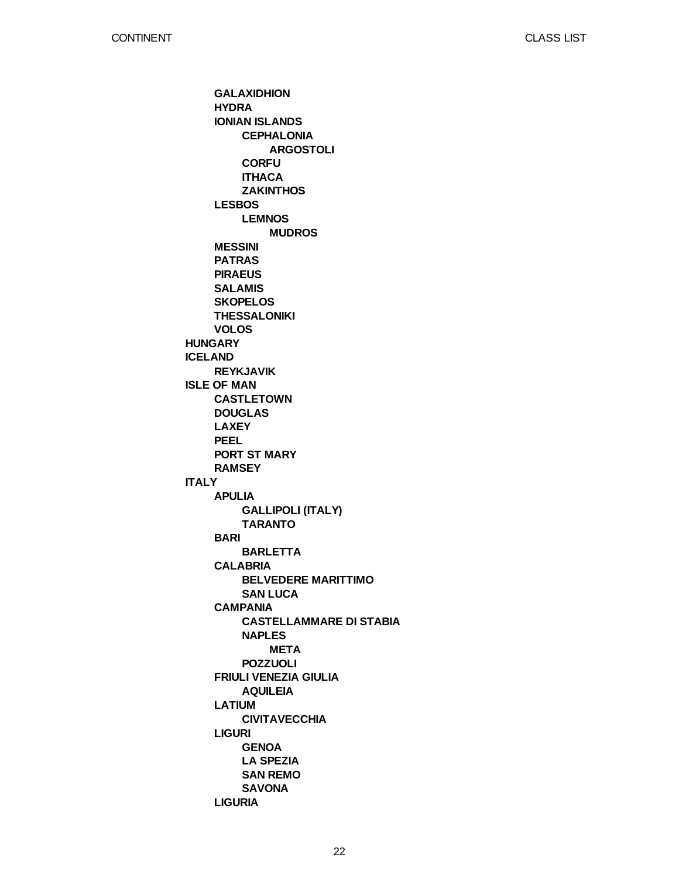- **GALAXIDHION**
- **HYDRA**
- **IONIAN ISLANDS**
  - **CEPHALONIA**
    - **ARGOSTOLI**
  - **CORFU**
  - **ITHACA**
  - **ZAKINTHOS**
- **LESBOS**
  - **LEMNOS**
    - **MUDROS**
- **MESSINI**
- **PATRAS**
- **PIRAEUS**
- **SALAMIS**
- **SKOPELOS**
- **THESSALONIKI**
- **VOLOS**

**HUNGARY**

**ICELAND**

- **REYKJAVIK**

**ISLE OF MAN**

- **CASTLETOWN**
- **DOUGLAS**
- **LAXEY**
- **PEEL**
- **PORT ST MARY**
- **RAMSEY**

**ITALY**

- **APULIA**
  - **GALLIPOLI (ITALY)**
  - **TARANTO**
- **BARI**
  - **BARLETTA**
- **CALABRIA**
  - **BELVEDERE MARITTIMO**
  - **SAN LUCA**
- **CAMPANIA**
  - **CASTELLAMMARE DI STABIA**
  - **NAPLES**
    - **META**
  - **POZZUOLI**
- **FRIULI VENEZIA GIULIA**
  - **AQUILEIA**
- **LATIUM**
  - **CIVITAVECCHIA**
- **LIGURI**
  - **GENOA**
  - **LA SPEZIA**
  - **SAN REMO**
  - **SAVONA**
- **LIGURIA**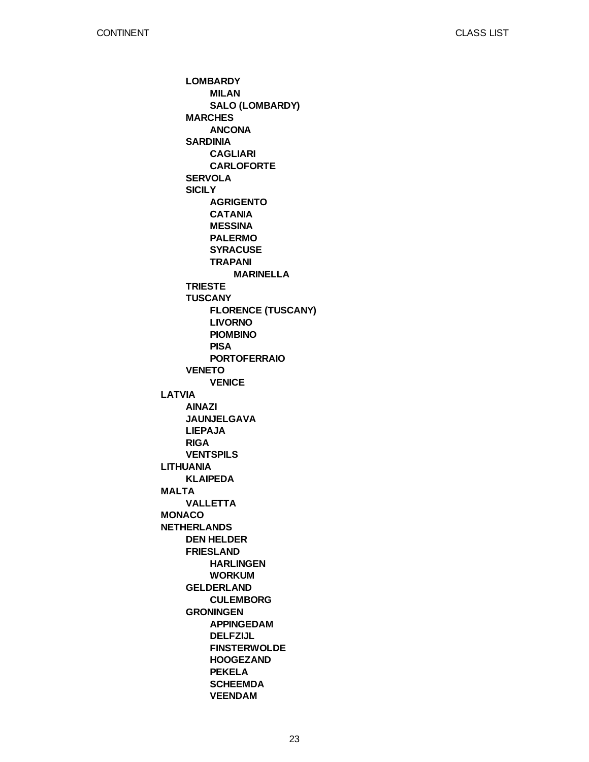- **LOMBARDY**
  - **MILAN**
  - **SALO (LOMBARDY)**
- **MARCHES**
  - **ANCONA**
- **SARDINIA**
  - **CAGLIARI**
  - **CARLOFORTE**
- **SERVOLA**
- **SICILY**
  - **AGRIGENTO**
  - **CATANIA**
  - **MESSINA**
  - **PALERMO**
  - **SYRACUSE**
  - **TRAPANI**
    - **MARINELLA**
- **TRIESTE**
- **TUSCANY**
  - **FLORENCE (TUSCANY)**
  - **LIVORNO**
  - **PIOMBINO**
  - **PISA**
  - **PORTOFERRAIO**
- **VENETO**
  - **VENICE**

**LATVIA**

- **AINAZI**
- **JAUNJELGAVA**
- **LIEPAJA**
- **RIGA**
- **VENTSPILS**

**LITHUANIA**

- **KLAIPEDA**

**MALTA**

- **VALLETTA**

**MONACO**

**NETHERLANDS**

- **DEN HELDER**
- **FRIESLAND**
  - **HARLINGEN**
  - **WORKUM**
- **GELDERLAND**
  - **CULEMBORG**
- **GRONINGEN**
  - **APPINGEDAM**
  - **DELFZIJL**
  - **FINSTERWOLDE**
  - **HOOGEZAND**
  - **PEKELA**
  - **SCHEEMDA**
  - **VEENDAM**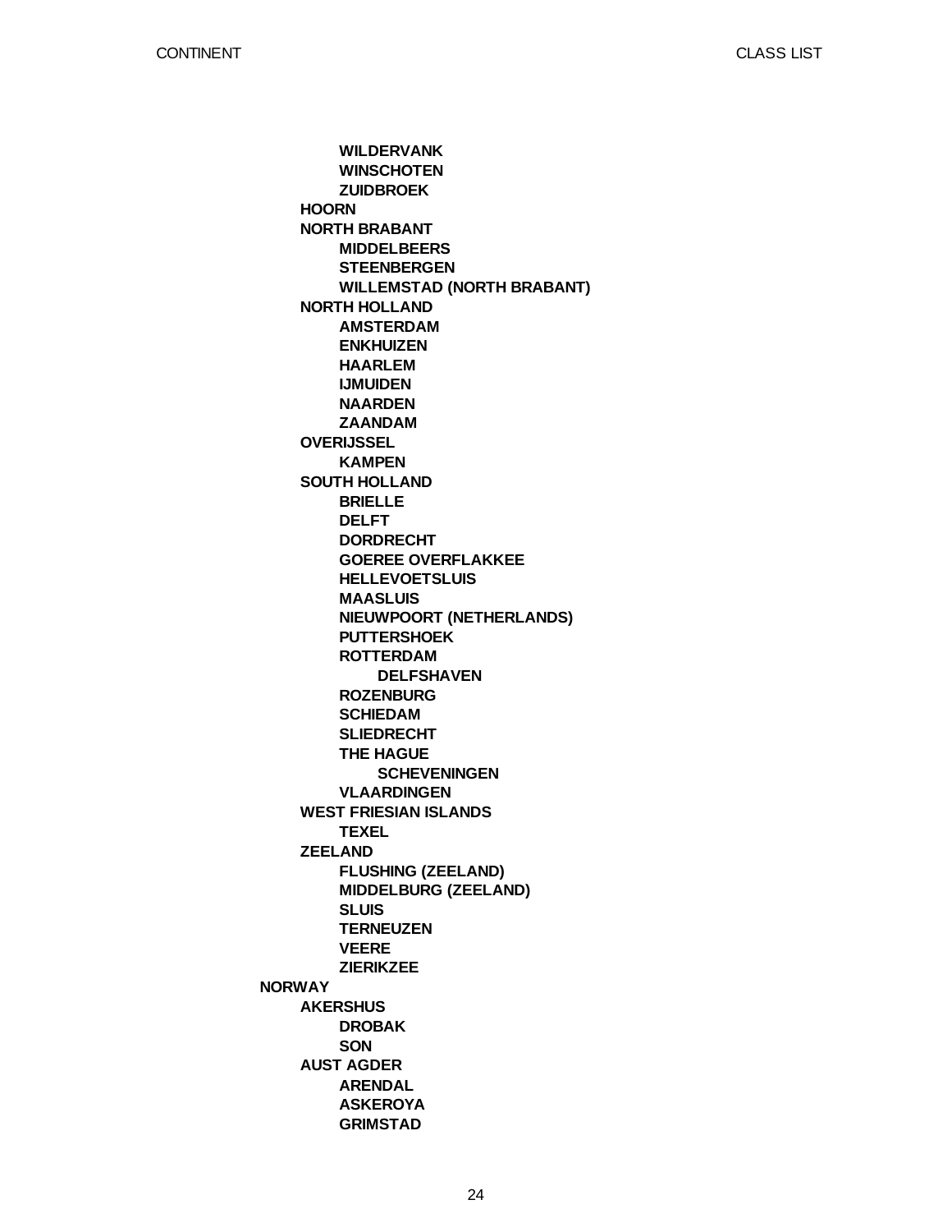- **WILDERVANK**
- **WINSCHOTEN**
- **ZUIDBROEK**

**HOORN**

**NORTH BRABANT**

- **MIDDELBEERS**
- **STEENBERGEN**
- **WILLEMSTAD (NORTH BRABANT)**

**NORTH HOLLAND**

- **AMSTERDAM**
- **ENKHUIZEN**
- **HAARLEM**
- **IJMUIDEN**
- **NAARDEN**
- **ZAANDAM**

**OVERIJSSEL**

- **KAMPEN**

**SOUTH HOLLAND**

- **BRIELLE**
- **DELFT**
- **DORDRECHT**
- **GOEREE OVERFLAKKEE**
- **HELLEVOETSLUIS**
- **MAASLUIS**
- **NIEUWPOORT (NETHERLANDS)**
- **PUTTERSHOEK**
- **ROTTERDAM**
  - **DELFSHAVEN**
- **ROZENBURG**
- **SCHIEDAM**
- **SLIEDRECHT**
- **THE HAGUE**
  - **SCHEVENINGEN**
- **VLAARDINGEN**

**WEST FRIESIAN ISLANDS**

- **TEXEL**

**ZEELAND**

- **FLUSHING (ZEELAND)**
- **MIDDELBURG (ZEELAND)**
- **SLUIS**
- **TERNEUZEN**
- **VEERE**
- **ZIERIKZEE**

## NORWAY

**AKERSHUS**

- **DROBAK**
- **SON**

**AUST AGDER**

- **ARENDAL**
- **ASKEROYA**
- **GRIMSTAD**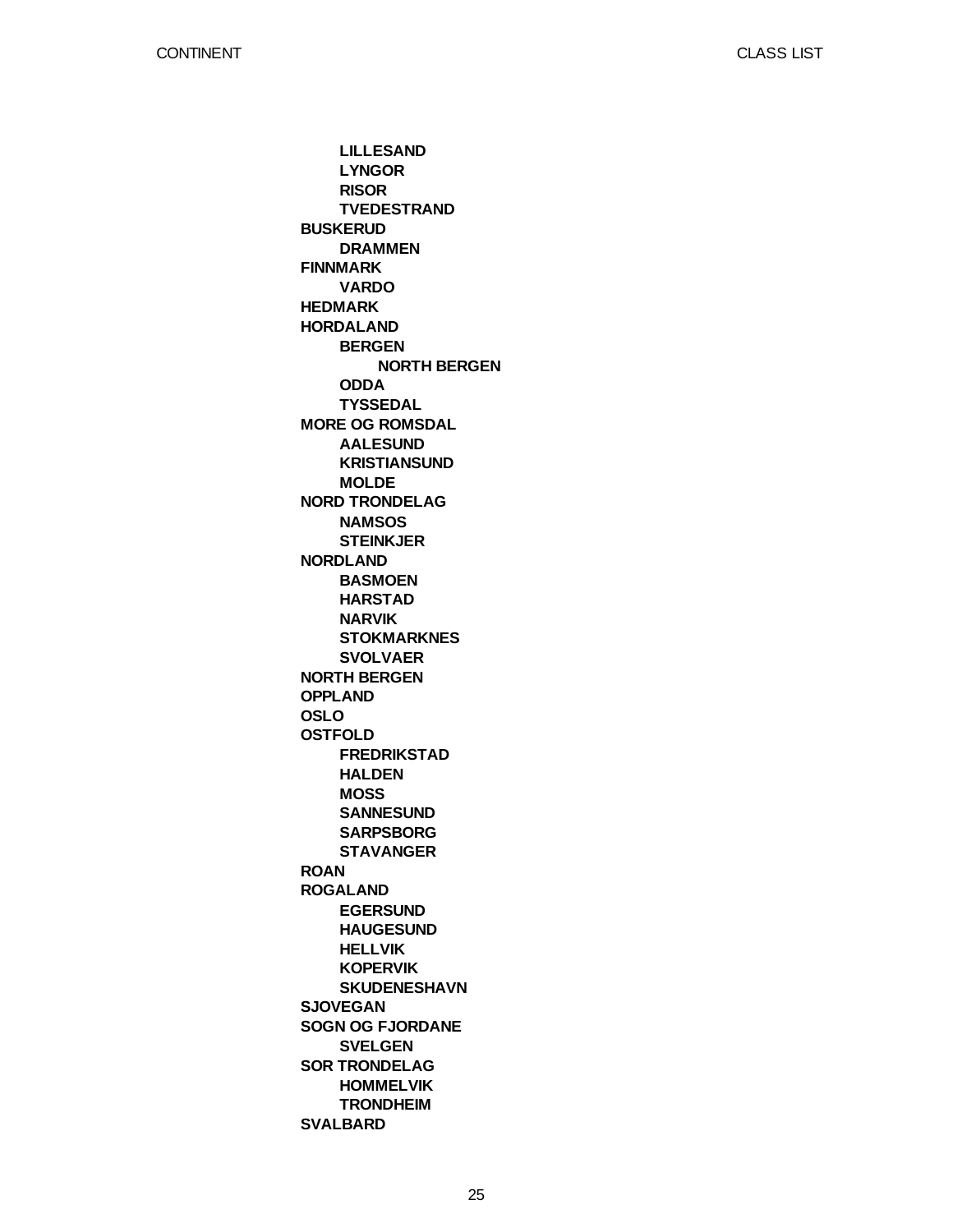- **LILLESAND**
- **LYNGOR**
- **RISOR**
- **TVEDESTRAND**

**BUSKERUD**

- **DRAMMEN**

**FINNMARK**

- **VARDO**

**HEDMARK**

**HORDALAND**

- **BERGEN**
  - **NORTH BERGEN**
- **ODDA**
- **TYSSEDAL**

**MORE OG ROMSDAL**

- **AALESUND**
- **KRISTIANSUND**
- **MOLDE**

**NORD TRONDELAG**

- **NAMSOS**
- **STEINKJER**

**NORDLAND**

- **BASMOEN**
- **HARSTAD**
- **NARVIK**
- **STOKMARKNES**
- **SVOLVAER**

**NORTH BERGEN**

**OPPLAND**

**OSLO**

**OSTFOLD**

- **FREDRIKSTAD**
- **HALDEN**
- **MOSS**
- **SANNESUND**
- **SARPSBORG**
- **STAVANGER**

**ROAN**

**ROGALAND**

- **EGERSUND**
- **HAUGESUND**
- **HELLVIK**
- **KOPERVIK**
- **SKUDENESHAVN**

**SJOVEGAN**

**SOGN OG FJORDANE**

- **SVELGEN**

**SOR TRONDELAG**

- **HOMMELVIK**
- **TRONDHEIM**

**SVALBARD**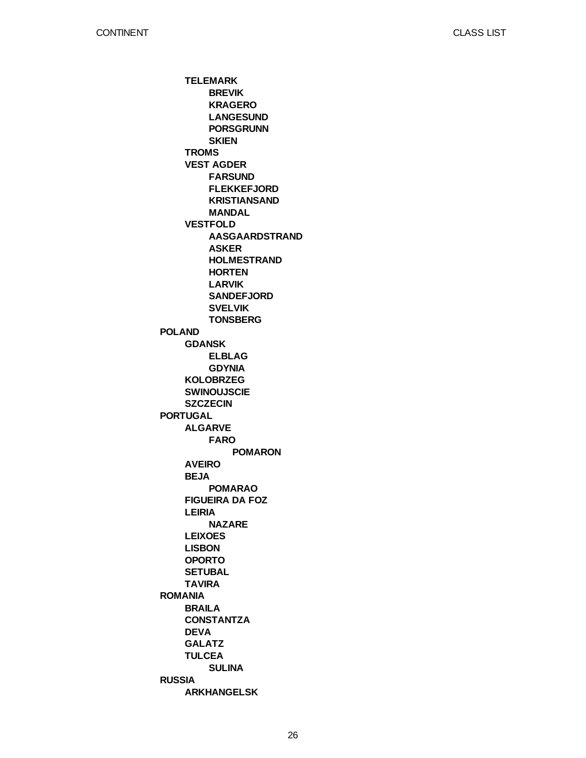- **TELEMARK**
  - **BREVIK**
  - **KRAGERO**
  - **LANGESUND**
  - **PORSGRUNN**
  - **SKIEN**
- **TROMS**
- **VEST AGDER**
  - **FARSUND**
  - **FLEKKEFJORD**
  - **KRISTIANSAND**
  - **MANDAL**
- **VESTFOLD**
  - **AASGAARDSTRAND**
  - **ASKER**
  - **HOLMESTRAND**
  - **HORTEN**
  - **LARVIK**
  - **SANDEFJORD**
  - **SVELVIK**
  - **TONSBERG**

**POLAND**
- **GDANSK**
  - **ELBLAG**
  - **GDYNIA**
- **KOLOBRZEG**
- **SWINOUJSCIE**
- **SZCZECIN**

**PORTUGAL**
- **ALGARVE**
  - **FARO**
    - **POMARON**
- **AVEIRO**
- **BEJA**
  - **POMARAO**
- **FIGUEIRA DA FOZ**
- **LEIRIA**
  - **NAZARE**
- **LEIXOES**
- **LISBON**
- **OPORTO**
- **SETUBAL**
- **TAVIRA**

**ROMANIA**
- **BRAILA**
- **CONSTANTZA**
- **DEVA**
- **GALATZ**
- **TULCEA**
  - **SULINA**

**RUSSIA**
- **ARKHANGELSK**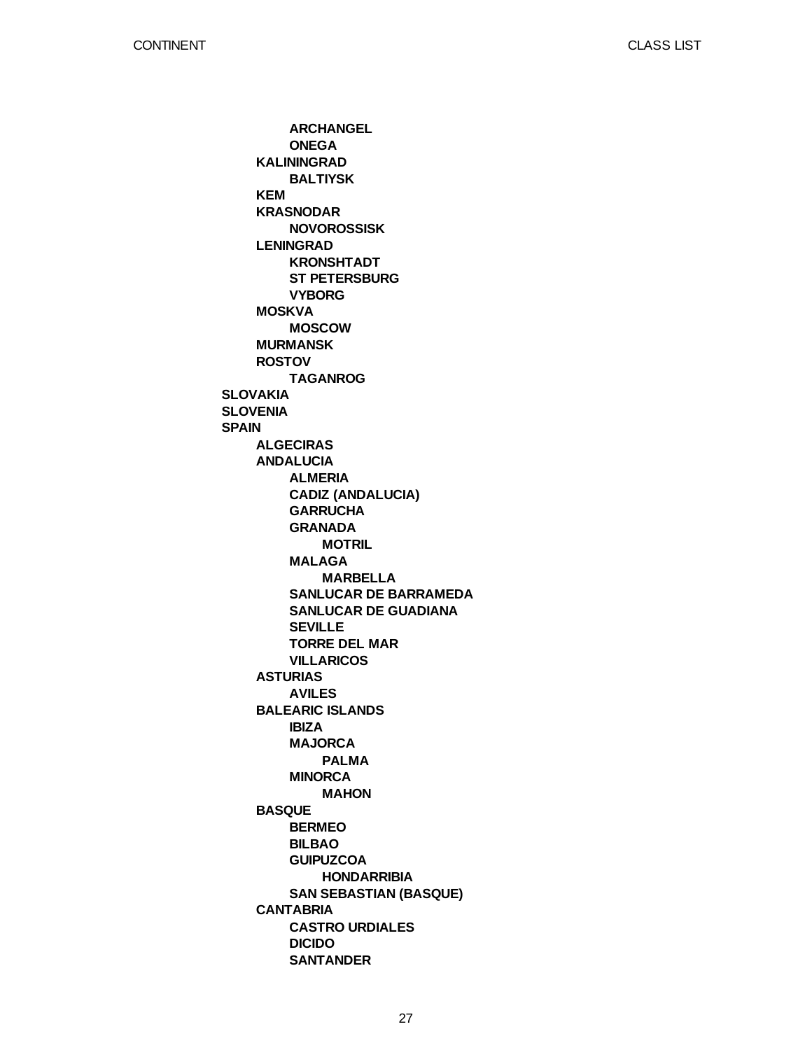- ARCHANGEL
  - ONEGA
- KALININGRAD
  - BALTIYSK
- KEM
- KRASNODAR
  - NOVOROSSISK
- LENINGRAD
  - KRONSHTADT
  - ST PETERSBURG
  - VYBORG
- MOSKVA
  - MOSCOW
- MURMANSK
- ROSTOV
  - TAGANROG

**SLOVAKIA**

**SLOVENIA**

**SPAIN**

- ALGECIRAS
- ANDALUCIA
  - ALMERIA
  - CADIZ (ANDALUCIA)
  - GARRUCHA
  - GRANADA
    - MOTRIL
  - MALAGA
    - MARBELLA
  - SANLUCAR DE BARRAMEDA
  - SANLUCAR DE GUADIANA
  - SEVILLE
  - TORRE DEL MAR
  - VILLARICOS
- ASTURIAS
  - AVILES
- BALEARIC ISLANDS
  - IBIZA
  - MAJORCA
    - PALMA
  - MINORCA
    - MAHON
- BASQUE
  - BERMEO
  - BILBAO
  - GUIPUZCOA
    - HONDARRIBIA
  - SAN SEBASTIAN (BASQUE)
- CANTABRIA
  - CASTRO URDIALES
  - DICIDO
  - SANTANDER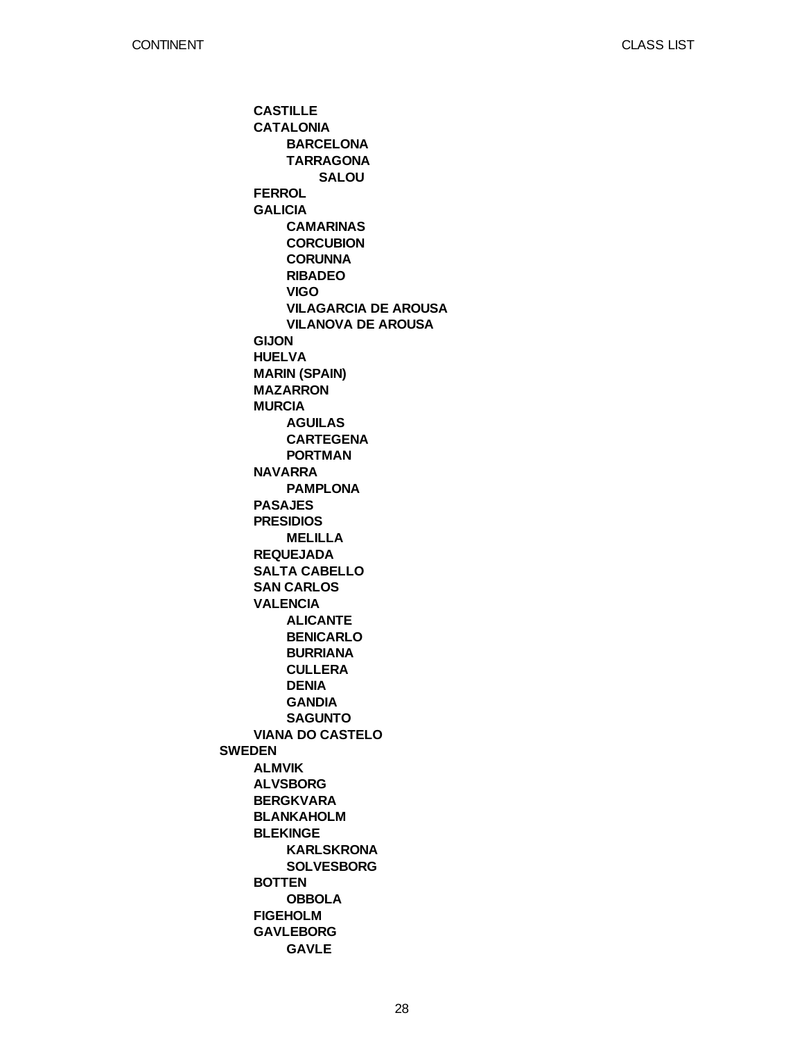- **CASTILLE**
- **CATALONIA**
  - **BARCELONA**
  - **TARRAGONA**
    - **SALOU**
- **FERROL**
- **GALICIA**
  - **CAMARINAS**
  - **CORCUBION**
  - **CORUNNA**
  - **RIBADEO**
  - **VIGO**
  - **VILAGARCIA DE AROUSA**
  - **VILANOVA DE AROUSA**
- **GIJON**
- **HUELVA**
- **MARIN (SPAIN)**
- **MAZARRON**
- **MURCIA**
  - **AGUILAS**
  - **CARTEGENA**
  - **PORTMAN**
- **NAVARRA**
  - **PAMPLONA**
- **PASAJES**
- **PRESIDIOS**
  - **MELILLA**
- **REQUEJADA**
- **SALTA CABELLO**
- **SAN CARLOS**
- **VALENCIA**
  - **ALICANTE**
  - **BENICARLO**
  - **BURRIANA**
  - **CULLERA**
  - **DENIA**
  - **GANDIA**
  - **SAGUNTO**
- **VIANA DO CASTELO**

**SWEDEN**

- **ALMVIK**
- **ALVSBORG**
- **BERGKVARA**
- **BLANKAHOLM**
- **BLEKINGE**
  - **KARLSKRONA**
  - **SOLVESBORG**
- **BOTTEN**
  - **OBBOLA**
- **FIGEHOLM**
- **GAVLEBORG**
  - **GAVLE**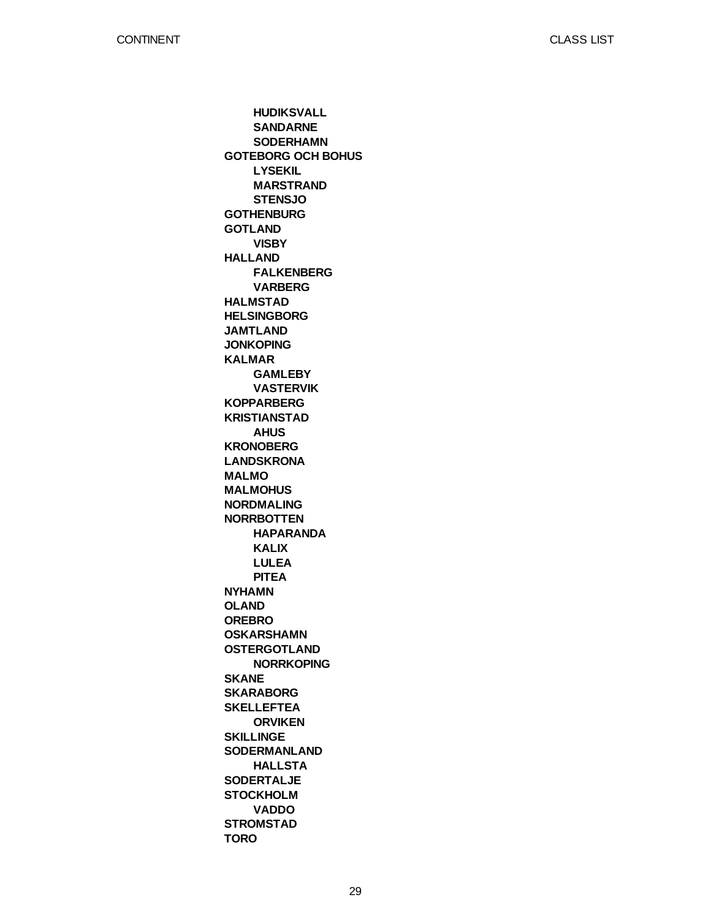- **HUDIKSVALL**
- **SANDARNE**
- **SODERHAMN**

**GOTEBORG OCH BOHUS**

- **LYSEKIL**
- **MARSTRAND**
- **STENSJO**

**GOTHENBURG**

**GOTLAND**

- **VISBY**

**HALLAND**

- **FALKENBERG**
- **VARBERG**

**HALMSTAD**

**HELSINGBORG**

**JAMTLAND**

**JONKOPING**

**KALMAR**

- **GAMLEBY**
- **VASTERVIK**

**KOPPARBERG**

**KRISTIANSTAD**

- **AHUS**

**KRONOBERG**

**LANDSKRONA**

**MALMO**

**MALMOHUS**

**NORDMALING**

**NORRBOTTEN**

- **HAPARANDA**
- **KALIX**
- **LULEA**
- **PITEA**

**NYHAMN**

**OLAND**

**OREBRO**

**OSKARSHAMN**

**OSTERGOTLAND**

- **NORRKOPING**

**SKANE**

**SKARABORG**

**SKELLEFTEA**

- **ORVIKEN**

**SKILLINGE**

**SODERMANLAND**

- **HALLSTA**

**SODERTALJE**

**STOCKHOLM**

- **VADDO**

**STROMSTAD**

**TORO**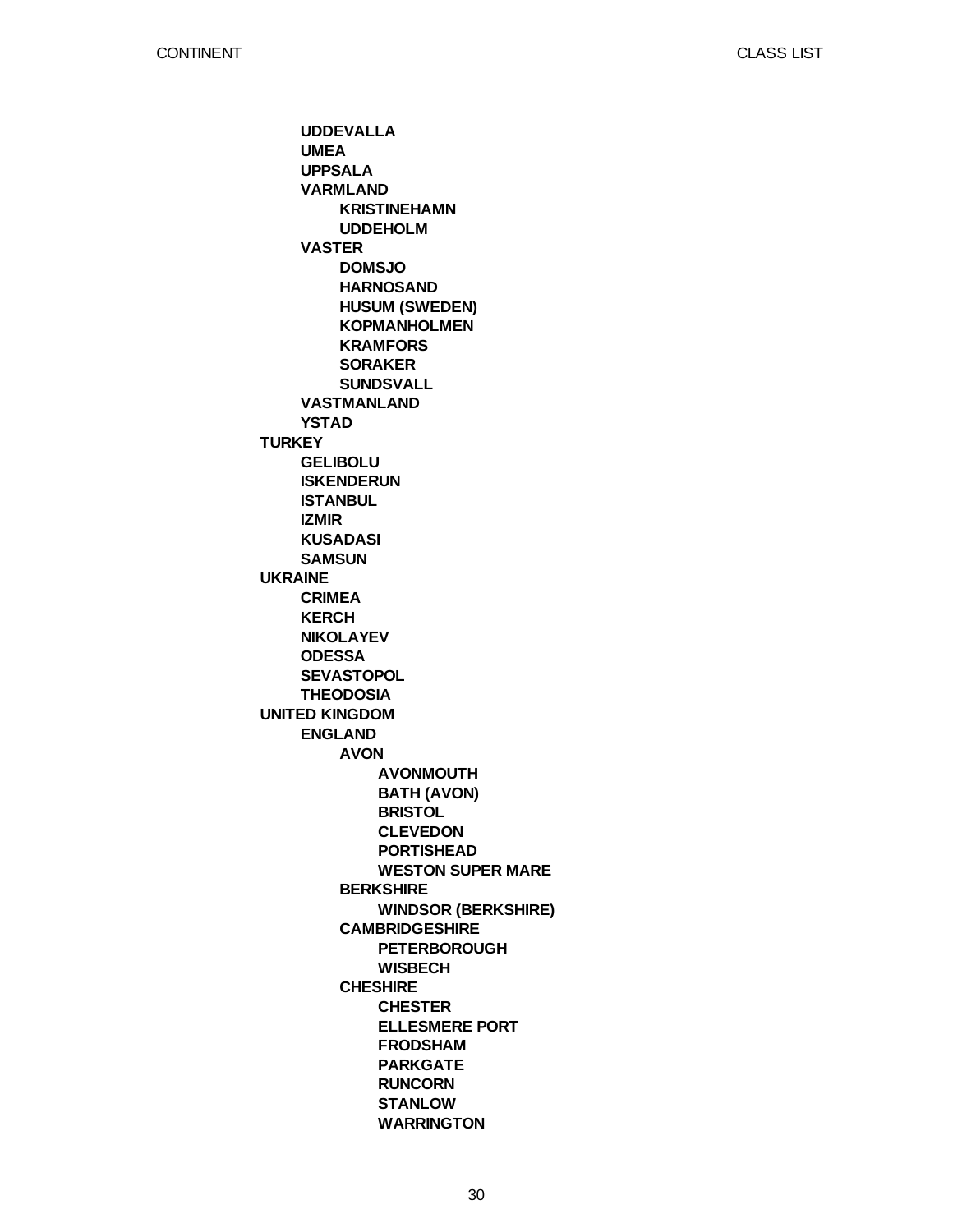- **UDDEVALLA**
- **UMEA**
- **UPPSALA**
- **VARMLAND**
  - **KRISTINEHAMN**
  - **UDDEHOLM**
- **VASTER**
  - **DOMSJO**
  - **HARNOSAND**
  - **HUSUM (SWEDEN)**
  - **KOPMANHOLMEN**
  - **KRAMFORS**
  - **SORAKER**
  - **SUNDSVALL**
- **VASTMANLAND**
- **YSTAD**

**TURKEY**
- **GELIBOLU**
- **ISKENDERUN**
- **ISTANBUL**
- **IZMIR**
- **KUSADASI**
- **SAMSUN**

**UKRAINE**
- **CRIMEA**
- **KERCH**
- **NIKOLAYEV**
- **ODESSA**
- **SEVASTOPOL**
- **THEODOSIA**

**UNITED KINGDOM**
- **ENGLAND**
  - **AVON**
    - **AVONMOUTH**
    - **BATH (AVON)**
    - **BRISTOL**
    - **CLEVEDON**
    - **PORTISHEAD**
    - **WESTON SUPER MARE**
  - **BERKSHIRE**
    - **WINDSOR (BERKSHIRE)**
  - **CAMBRIDGESHIRE**
    - **PETERBOROUGH**
    - **WISBECH**
  - **CHESHIRE**
    - **CHESTER**
    - **ELLESMERE PORT**
    - **FRODSHAM**
    - **PARKGATE**
    - **RUNCORN**
    - **STANLOW**
    - **WARRINGTON**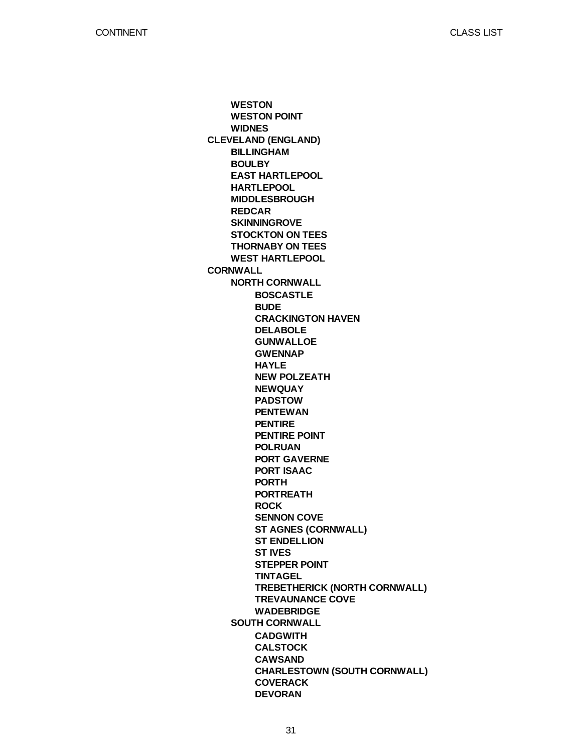- **WESTON**
- **WESTON POINT**
- **WIDNES**

**CLEVELAND (ENGLAND)**

- **BILLINGHAM**
- **BOULBY**
- **EAST HARTLEPOOL**
- **HARTLEPOOL**
- **MIDDLESBROUGH**
- **REDCAR**
- **SKINNINGROVE**
- **STOCKTON ON TEES**
- **THORNABY ON TEES**
- **WEST HARTLEPOOL**

**CORNWALL**

- **NORTH CORNWALL**
  - **BOSCASTLE**
  - **BUDE**
  - **CRACKINGTON HAVEN**
  - **DELABOLE**
  - **GUNWALLOE**
  - **GWENNAP**
  - **HAYLE**
  - **NEW POLZEATH**
  - **NEWQUAY**
  - **PADSTOW**
  - **PENTEWAN**
  - **PENTIRE**
  - **PENTIRE POINT**
  - **POLRUAN**
  - **PORT GAVERNE**
  - **PORT ISAAC**
  - **PORTH**
  - **PORTREATH**
  - **ROCK**
  - **SENNON COVE**
  - **ST AGNES (CORNWALL)**
  - **ST ENDELLION**
  - **ST IVES**
  - **STEPPER POINT**
  - **TINTAGEL**
  - **TREBETHERICK (NORTH CORNWALL)**
  - **TREVAUNANCE COVE**
  - **WADEBRIDGE**
- **SOUTH CORNWALL**
  - **CADGWITH**
  - **CALSTOCK**
  - **CAWSAND**
  - **CHARLESTOWN (SOUTH CORNWALL)**
  - **COVERACK**
  - **DEVORAN**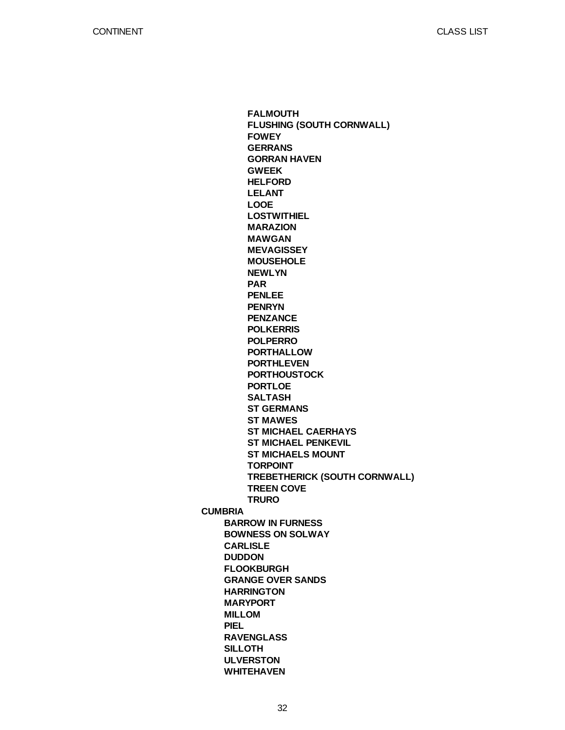- **FALMOUTH**
- **FLUSHING (SOUTH CORNWALL)**
- **FOWEY**
- **GERRANS**
- **GORRAN HAVEN**
- **GWEEK**
- **HELFORD**
- **LELANT**
- **LOOE**
- **LOSTWITHIEL**
- **MARAZION**
- **MAWGAN**
- **MEVAGISSEY**
- **MOUSEHOLE**
- **NEWLYN**
- **PAR**
- **PENLEE**
- **PENRYN**
- **PENZANCE**
- **POLKERRIS**
- **POLPERRO**
- **PORTHALLOW**
- **PORTHLEVEN**
- **PORTHOUSTOCK**
- **PORTLOE**
- **SALTASH**
- **ST GERMANS**
- **ST MAWES**
- **ST MICHAEL CAERHAYS**
- **ST MICHAEL PENKEVIL**
- **ST MICHAELS MOUNT**
- **TORPOINT**
- **TREBETHERICK (SOUTH CORNWALL)**
- **TREEN COVE**
- **TRURO**

**CUMBRIA**

- **BARROW IN FURNESS**
- **BOWNESS ON SOLWAY**
- **CARLISLE**
- **DUDDON**
- **FLOOKBURGH**
- **GRANGE OVER SANDS**
- **HARRINGTON**
- **MARYPORT**
- **MILLOM**
- **PIEL**
- **RAVENGLASS**
- **SILLOTH**
- **ULVERSTON**
- **WHITEHAVEN**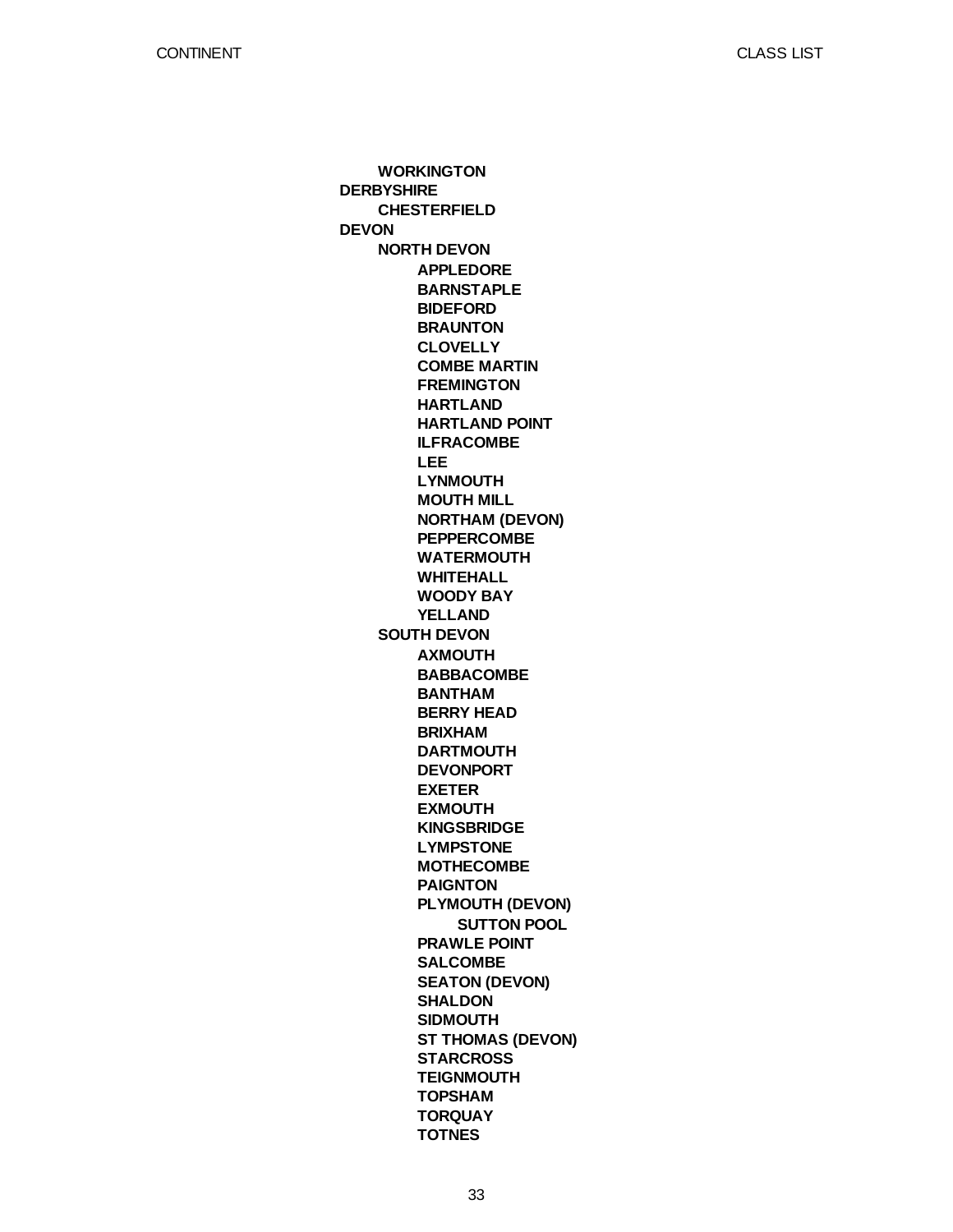- WORKINGTON

**DERBYSHIRE**

- CHESTERFIELD

**DEVON**

- NORTH DEVON
  - APPLEDORE
  - BARNSTAPLE
  - BIDEFORD
  - BRAUNTON
  - CLOVELLY
  - COMBE MARTIN
  - FREMINGTON
  - HARTLAND
  - HARTLAND POINT
  - ILFRACOMBE
  - LEE
  - LYNMOUTH
  - MOUTH MILL
  - NORTHAM (DEVON)
  - PEPPERCOMBE
  - WATERMOUTH
  - WHITEHALL
  - WOODY BAY
  - YELLAND
- SOUTH DEVON
  - AXMOUTH
  - BABBACOMBE
  - BANTHAM
  - BERRY HEAD
  - BRIXHAM
  - DARTMOUTH
  - DEVONPORT
  - EXETER
  - EXMOUTH
  - KINGSBRIDGE
  - LYMPSTONE
  - MOTHECOMBE
  - PAIGNTON
  - PLYMOUTH (DEVON)
    - SUTTON POOL
  - PRAWLE POINT
  - SALCOMBE
  - SEATON (DEVON)
  - SHALDON
  - SIDMOUTH
  - ST THOMAS (DEVON)
  - STARCROSS
  - TEIGNMOUTH
  - TOPSHAM
  - TORQUAY
  - TOTNES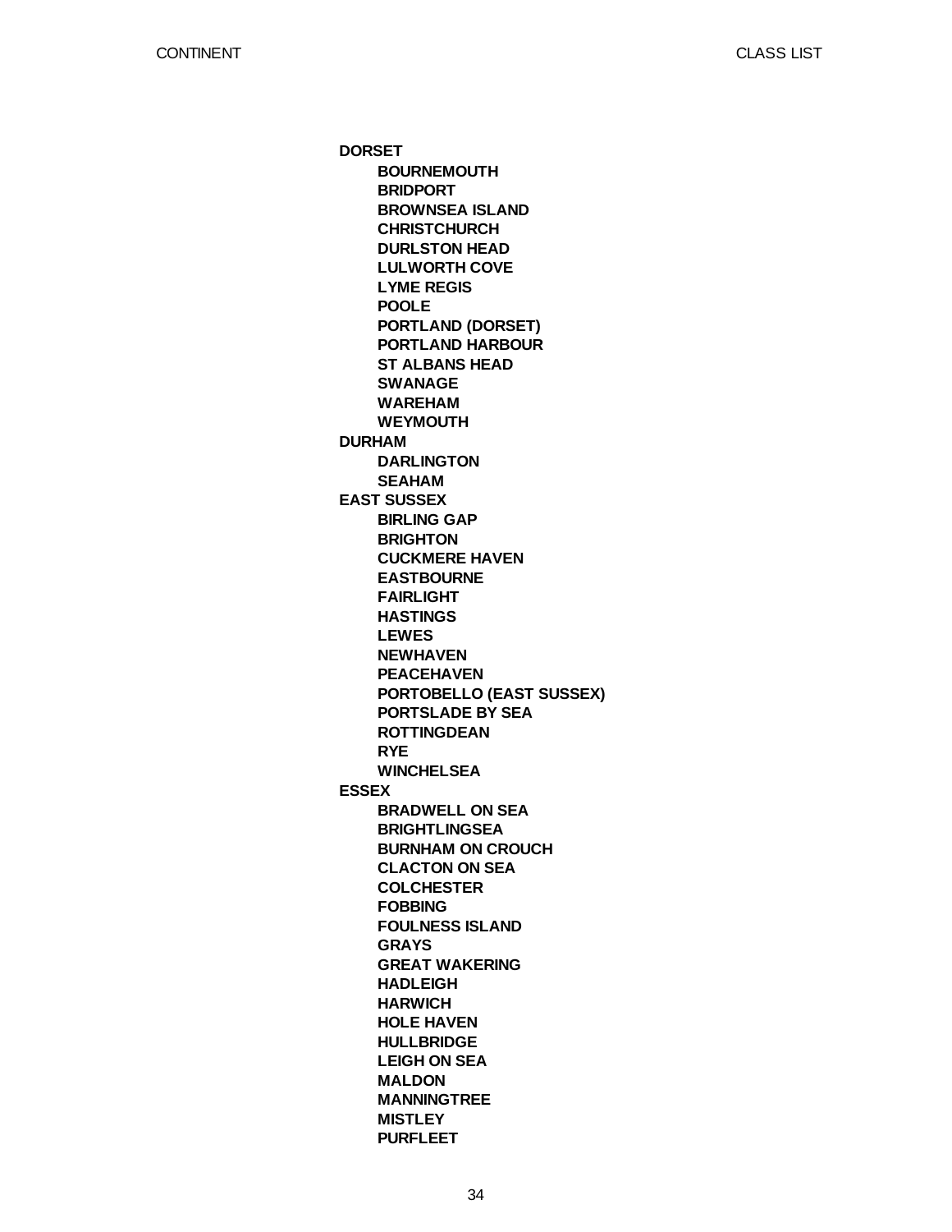**DORSET**

- **BOURNEMOUTH**
- **BRIDPORT**
- **BROWNSEA ISLAND**
- **CHRISTCHURCH**
- **DURLSTON HEAD**
- **LULWORTH COVE**
- **LYME REGIS**
- **POOLE**
- **PORTLAND (DORSET)**
- **PORTLAND HARBOUR**
- **ST ALBANS HEAD**
- **SWANAGE**
- **WAREHAM**
- **WEYMOUTH**

**DURHAM**

- **DARLINGTON**
- **SEAHAM**

**EAST SUSSEX**

- **BIRLING GAP**
- **BRIGHTON**
- **CUCKMERE HAVEN**
- **EASTBOURNE**
- **FAIRLIGHT**
- **HASTINGS**
- **LEWES**
- **NEWHAVEN**
- **PEACEHAVEN**
- **PORTOBELLO (EAST SUSSEX)**
- **PORTSLADE BY SEA**
- **ROTTINGDEAN**
- **RYE**
- **WINCHELSEA**

**ESSEX**

- **BRADWELL ON SEA**
- **BRIGHTLINGSEA**
- **BURNHAM ON CROUCH**
- **CLACTON ON SEA**
- **COLCHESTER**
- **FOBBING**
- **FOULNESS ISLAND**
- **GRAYS**
- **GREAT WAKERING**
- **HADLEIGH**
- **HARWICH**
- **HOLE HAVEN**
- **HULLBRIDGE**
- **LEIGH ON SEA**
- **MALDON**
- **MANNINGTREE**
- **MISTLEY**
- **PURFLEET**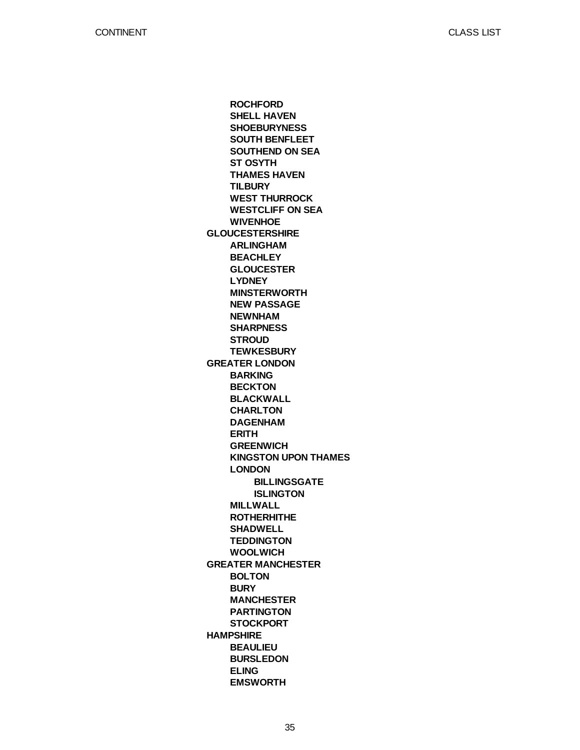- **ROCHFORD**
- **SHELL HAVEN**
- **SHOEBURYNESS**
- **SOUTH BENFLEET**
- **SOUTHEND ON SEA**
- **ST OSYTH**
- **THAMES HAVEN**
- **TILBURY**
- **WEST THURROCK**
- **WESTCLIFF ON SEA**
- **WIVENHOE**

**GLOUCESTERSHIRE**

- **ARLINGHAM**
- **BEACHLEY**
- **GLOUCESTER**
- **LYDNEY**
- **MINSTERWORTH**
- **NEW PASSAGE**
- **NEWNHAM**
- **SHARPNESS**
- **STROUD**
- **TEWKESBURY**

**GREATER LONDON**

- **BARKING**
- **BECKTON**
- **BLACKWALL**
- **CHARLTON**
- **DAGENHAM**
- **ERITH**
- **GREENWICH**
- **KINGSTON UPON THAMES**
- **LONDON**
    - **BILLINGSGATE**
    - **ISLINGTON**
- **MILLWALL**
- **ROTHERHITHE**
- **SHADWELL**
- **TEDDINGTON**
- **WOOLWICH**

**GREATER MANCHESTER**

- **BOLTON**
- **BURY**
- **MANCHESTER**
- **PARTINGTON**
- **STOCKPORT**

**HAMPSHIRE**

- **BEAULIEU**
- **BURSLEDON**
- **ELING**
- **EMSWORTH**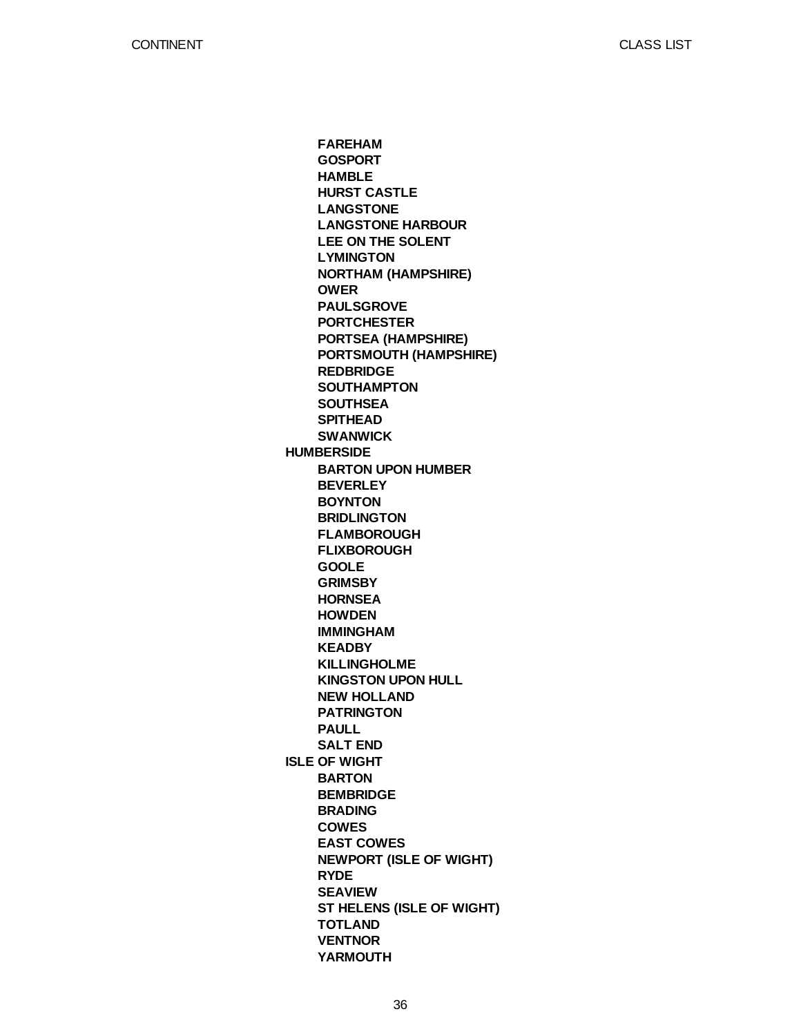- FAREHAM
- GOSPORT
- HAMBLE
- HURST CASTLE
- LANGSTONE
- LANGSTONE HARBOUR
- LEE ON THE SOLENT
- LYMINGTON
- NORTHAM (HAMPSHIRE)
- OWER
- PAULSGROVE
- PORTCHESTER
- PORTSEA (HAMPSHIRE)
- PORTSMOUTH (HAMPSHIRE)
- REDBRIDGE
- SOUTHAMPTON
- SOUTHSEA
- SPITHEAD
- SWANWICK

**HUMBERSIDE**

- BARTON UPON HUMBER
- BEVERLEY
- BOYNTON
- BRIDLINGTON
- FLAMBOROUGH
- FLIXBOROUGH
- GOOLE
- GRIMSBY
- HORNSEA
- HOWDEN
- IMMINGHAM
- KEADBY
- KILLINGHOLME
- KINGSTON UPON HULL
- NEW HOLLAND
- PATRINGTON
- PAULL
- SALT END

**ISLE OF WIGHT**

- BARTON
- BEMBRIDGE
- BRADING
- COWES
- EAST COWES
- NEWPORT (ISLE OF WIGHT)
- RYDE
- SEAVIEW
- ST HELENS (ISLE OF WIGHT)
- TOTLAND
- VENTNOR
- YARMOUTH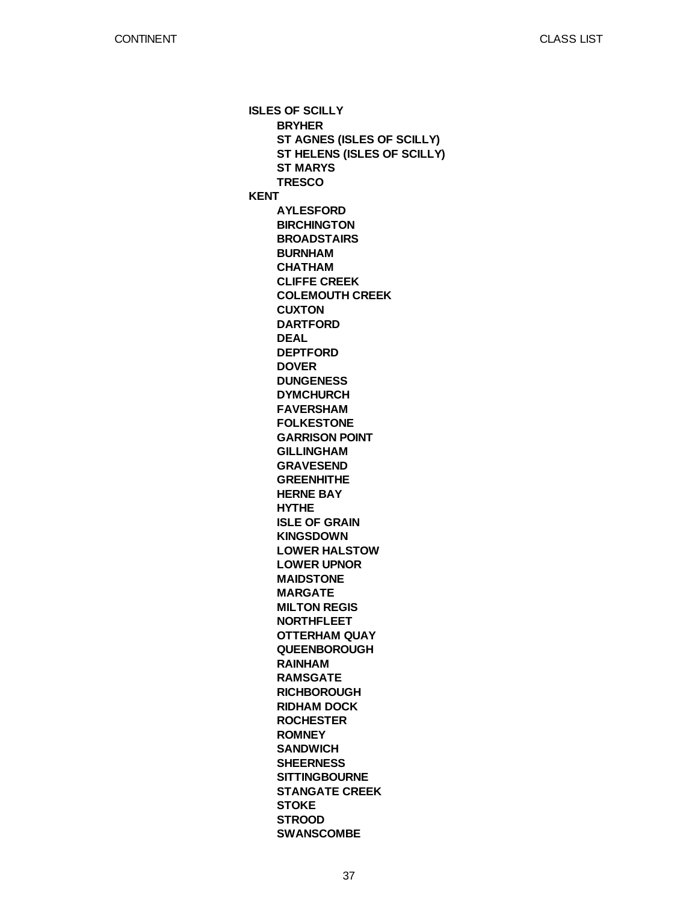**ISLES OF SCILLY**

- **BRYHER**
- **ST AGNES (ISLES OF SCILLY)**
- **ST HELENS (ISLES OF SCILLY)**
- **ST MARYS**
- **TRESCO**

**KENT**

- **AYLESFORD**
- **BIRCHINGTON**
- **BROADSTAIRS**
- **BURNHAM**
- **CHATHAM**
- **CLIFFE CREEK**
- **COLEMOUTH CREEK**
- **CUXTON**
- **DARTFORD**
- **DEAL**
- **DEPTFORD**
- **DOVER**
- **DUNGENESS**
- **DYMCHURCH**
- **FAVERSHAM**
- **FOLKESTONE**
- **GARRISON POINT**
- **GILLINGHAM**
- **GRAVESEND**
- **GREENHITHE**
- **HERNE BAY**
- **HYTHE**
- **ISLE OF GRAIN**
- **KINGSDOWN**
- **LOWER HALSTOW**
- **LOWER UPNOR**
- **MAIDSTONE**
- **MARGATE**
- **MILTON REGIS**
- **NORTHFLEET**
- **OTTERHAM QUAY**
- **QUEENBOROUGH**
- **RAINHAM**
- **RAMSGATE**
- **RICHBOROUGH**
- **RIDHAM DOCK**
- **ROCHESTER**
- **ROMNEY**
- **SANDWICH**
- **SHEERNESS**
- **SITTINGBOURNE**
- **STANGATE CREEK**
- **STOKE**
- **STROOD**
- **SWANSCOMBE**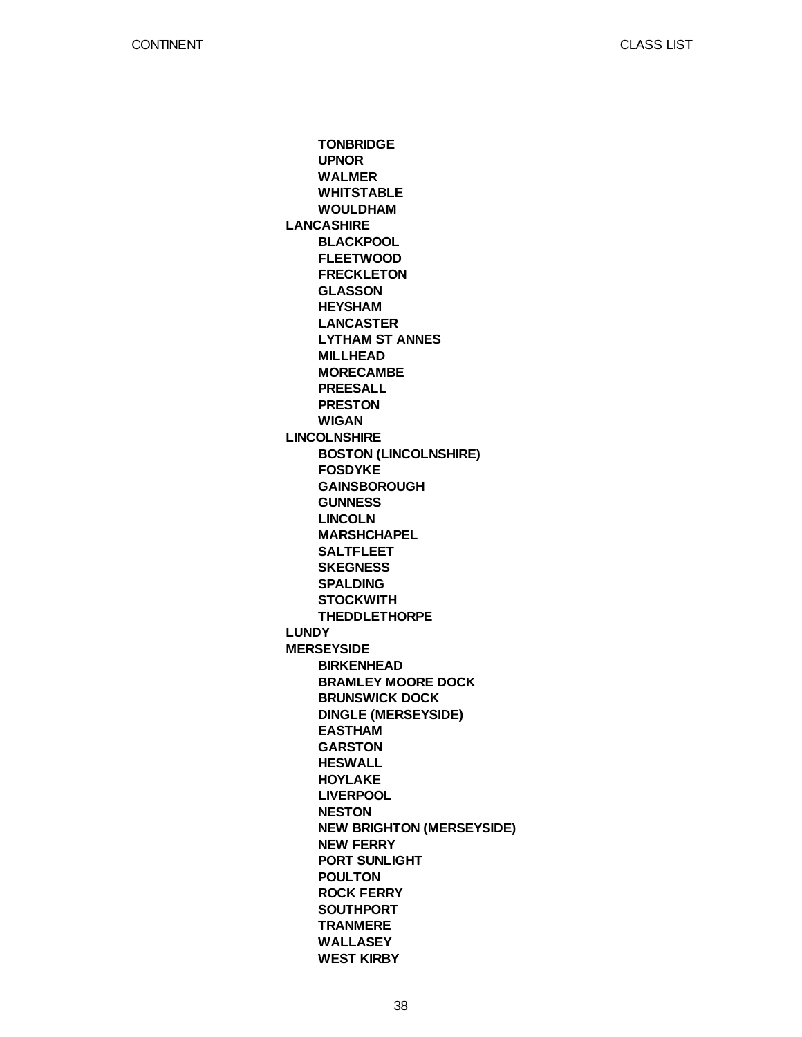- **TONBRIDGE**
- **UPNOR**
- **WALMER**
- **WHITSTABLE**
- **WOULDHAM**

**LANCASHIRE**

- **BLACKPOOL**
- **FLEETWOOD**
- **FRECKLETON**
- **GLASSON**
- **HEYSHAM**
- **LANCASTER**
- **LYTHAM ST ANNES**
- **MILLHEAD**
- **MORECAMBE**
- **PREESALL**
- **PRESTON**
- **WIGAN**

**LINCOLNSHIRE**

- **BOSTON (LINCOLNSHIRE)**
- **FOSDYKE**
- **GAINSBOROUGH**
- **GUNNESS**
- **LINCOLN**
- **MARSHCHAPEL**
- **SALTFLEET**
- **SKEGNESS**
- **SPALDING**
- **STOCKWITH**
- **THEDDLETHORPE**

**LUNDY**

**MERSEYSIDE**

- **BIRKENHEAD**
- **BRAMLEY MOORE DOCK**
- **BRUNSWICK DOCK**
- **DINGLE (MERSEYSIDE)**
- **EASTHAM**
- **GARSTON**
- **HESWALL**
- **HOYLAKE**
- **LIVERPOOL**
- **NESTON**
- **NEW BRIGHTON (MERSEYSIDE)**
- **NEW FERRY**
- **PORT SUNLIGHT**
- **POULTON**
- **ROCK FERRY**
- **SOUTHPORT**
- **TRANMERE**
- **WALLASEY**
- **WEST KIRBY**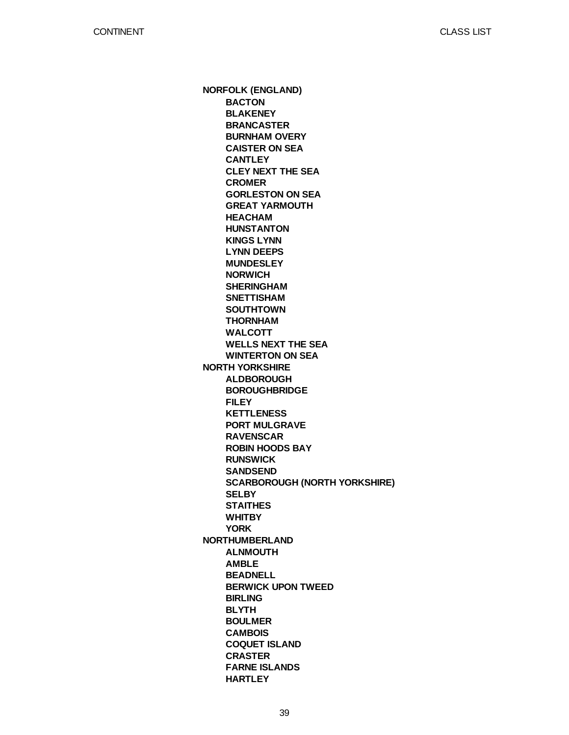**NORFOLK (ENGLAND)**

- **BACTON**
- **BLAKENEY**
- **BRANCASTER**
- **BURNHAM OVERY**
- **CAISTER ON SEA**
- **CANTLEY**
- **CLEY NEXT THE SEA**
- **CROMER**
- **GORLESTON ON SEA**
- **GREAT YARMOUTH**
- **HEACHAM**
- **HUNSTANTON**
- **KINGS LYNN**
- **LYNN DEEPS**
- **MUNDESLEY**
- **NORWICH**
- **SHERINGHAM**
- **SNETTISHAM**
- **SOUTHTOWN**
- **THORNHAM**
- **WALCOTT**
- **WELLS NEXT THE SEA**
- **WINTERTON ON SEA**

**NORTH YORKSHIRE**

- **ALDBOROUGH**
- **BOROUGHBRIDGE**
- **FILEY**
- **KETTLENESS**
- **PORT MULGRAVE**
- **RAVENSCAR**
- **ROBIN HOODS BAY**
- **RUNSWICK**
- **SANDSEND**
- **SCARBOROUGH (NORTH YORKSHIRE)**
- **SELBY**
- **STAITHES**
- **WHITBY**
- **YORK**

**NORTHUMBERLAND**

- **ALNMOUTH**
- **AMBLE**
- **BEADNELL**
- **BERWICK UPON TWEED**
- **BIRLING**
- **BLYTH**
- **BOULMER**
- **CAMBOIS**
- **COQUET ISLAND**
- **CRASTER**
- **FARNE ISLANDS**
- **HARTLEY**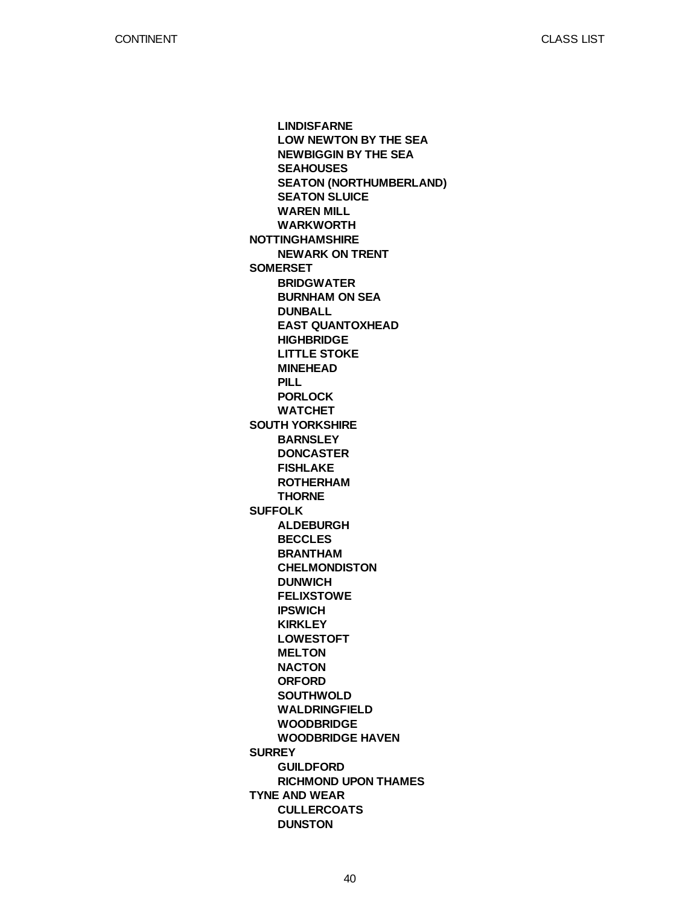- **LINDISFARNE**
- **LOW NEWTON BY THE SEA**
- **NEWBIGGIN BY THE SEA**
- **SEAHOUSES**
- **SEATON (NORTHUMBERLAND)**
- **SEATON SLUICE**
- **WAREN MILL**
- **WARKWORTH**

**NOTTINGHAMSHIRE**

- **NEWARK ON TRENT**

**SOMERSET**

- **BRIDGWATER**
- **BURNHAM ON SEA**
- **DUNBALL**
- **EAST QUANTOXHEAD**
- **HIGHBRIDGE**
- **LITTLE STOKE**
- **MINEHEAD**
- **PILL**
- **PORLOCK**
- **WATCHET**

**SOUTH YORKSHIRE**

- **BARNSLEY**
- **DONCASTER**
- **FISHLAKE**
- **ROTHERHAM**
- **THORNE**

**SUFFOLK**

- **ALDEBURGH**
- **BECCLES**
- **BRANTHAM**
- **CHELMONDISTON**
- **DUNWICH**
- **FELIXSTOWE**
- **IPSWICH**
- **KIRKLEY**
- **LOWESTOFT**
- **MELTON**
- **NACTON**
- **ORFORD**
- **SOUTHWOLD**
- **WALDRINGFIELD**
- **WOODBRIDGE**
- **WOODBRIDGE HAVEN**

**SURREY**

- **GUILDFORD**
- **RICHMOND UPON THAMES**

**TYNE AND WEAR**

- **CULLERCOATS**
- **DUNSTON**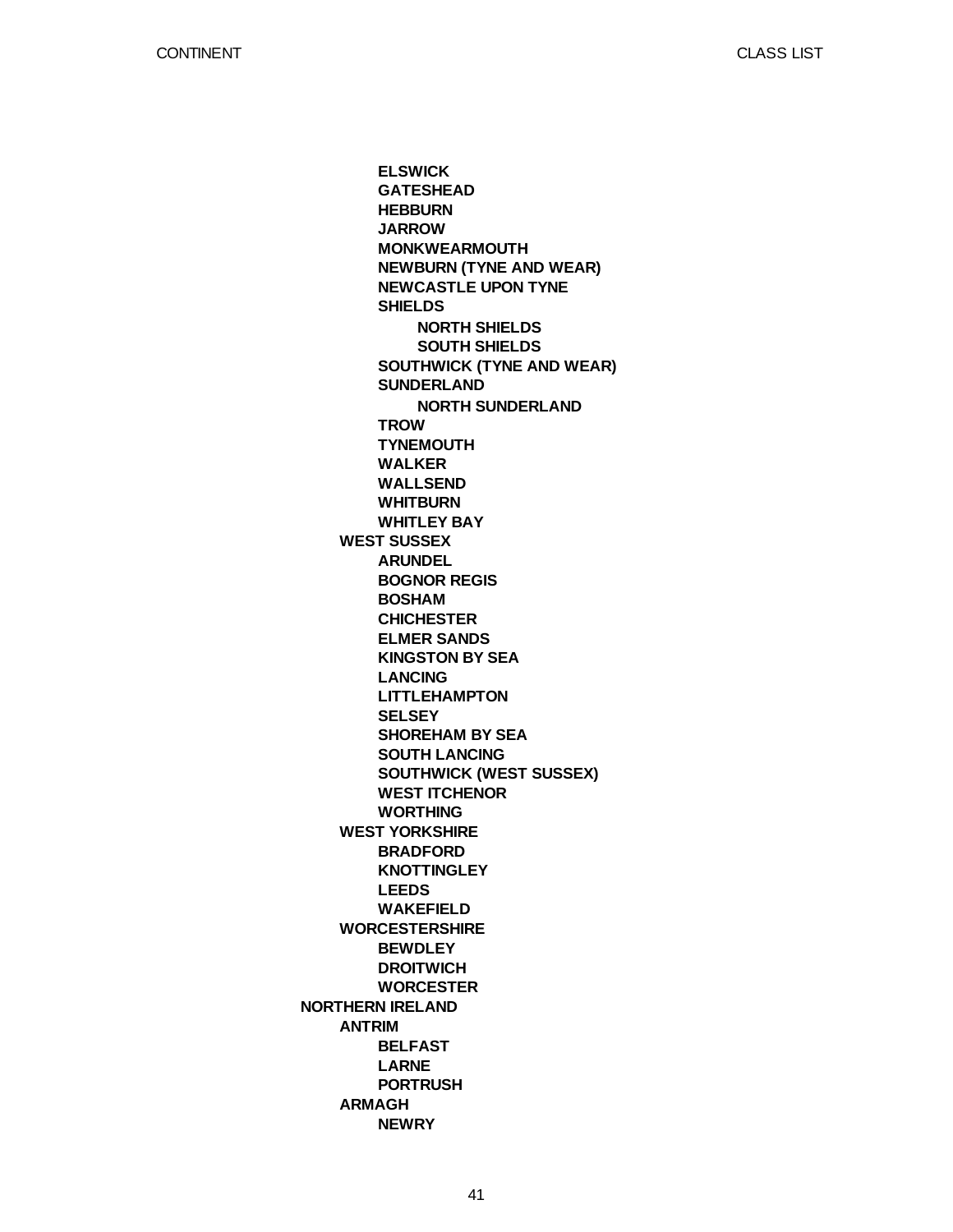- **ELSWICK**
- **GATESHEAD**
- **HEBBURN**
- **JARROW**
- **MONKWEARMOUTH**
- **NEWBURN (TYNE AND WEAR)**
- **NEWCASTLE UPON TYNE**
- **SHIELDS**
  - **NORTH SHIELDS**
  - **SOUTH SHIELDS**
- **SOUTHWICK (TYNE AND WEAR)**
- **SUNDERLAND**
  - **NORTH SUNDERLAND**
- **TROW**
- **TYNEMOUTH**
- **WALKER**
- **WALLSEND**
- **WHITBURN**
- **WHITLEY BAY**

**WEST SUSSEX**

- **ARUNDEL**
- **BOGNOR REGIS**
- **BOSHAM**
- **CHICHESTER**
- **ELMER SANDS**
- **KINGSTON BY SEA**
- **LANCING**
- **LITTLEHAMPTON**
- **SELSEY**
- **SHOREHAM BY SEA**
- **SOUTH LANCING**
- **SOUTHWICK (WEST SUSSEX)**
- **WEST ITCHENOR**
- **WORTHING**

**WEST YORKSHIRE**

- **BRADFORD**
- **KNOTTINGLEY**
- **LEEDS**
- **WAKEFIELD**

**WORCESTERSHIRE**

- **BEWDLEY**
- **DROITWICH**
- **WORCESTER**

**NORTHERN IRELAND**

**ANTRIM**

- **BELFAST**
- **LARNE**
- **PORTRUSH**

**ARMAGH**

- **NEWRY**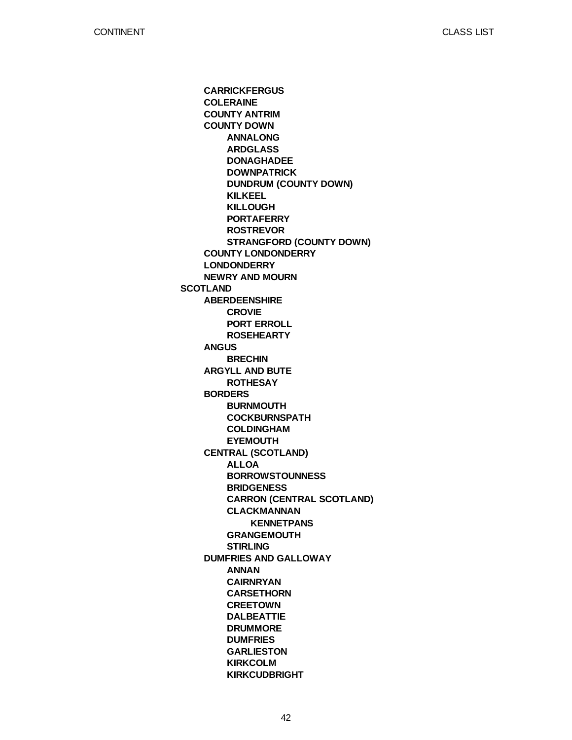- **CARRICKFERGUS**
- **COLERAINE**
- **COUNTY ANTRIM**
- **COUNTY DOWN**
  - **ANNALONG**
  - **ARDGLASS**
  - **DONAGHADEE**
  - **DOWNPATRICK**
  - **DUNDRUM (COUNTY DOWN)**
  - **KILKEEL**
  - **KILLOUGH**
  - **PORTAFERRY**
  - **ROSTREVOR**
  - **STRANGFORD (COUNTY DOWN)**
- **COUNTY LONDONDERRY**
- **LONDONDERRY**
- **NEWRY AND MOURN**

**SCOTLAND**

- **ABERDEENSHIRE**
  - **CROVIE**
  - **PORT ERROLL**
  - **ROSEHEARTY**
- **ANGUS**
  - **BRECHIN**
- **ARGYLL AND BUTE**
  - **ROTHESAY**
- **BORDERS**
  - **BURNMOUTH**
  - **COCKBURNSPATH**
  - **COLDINGHAM**
  - **EYEMOUTH**
- **CENTRAL (SCOTLAND)**
  - **ALLOA**
  - **BORROWSTOUNNESS**
  - **BRIDGENESS**
  - **CARRON (CENTRAL SCOTLAND)**
  - **CLACKMANNAN**
    - **KENNETPANS**
  - **GRANGEMOUTH**
  - **STIRLING**
- **DUMFRIES AND GALLOWAY**
  - **ANNAN**
  - **CAIRNRYAN**
  - **CARSETHORN**
  - **CREETOWN**
  - **DALBEATTIE**
  - **DRUMMORE**
  - **DUMFRIES**
  - **GARLIESTON**
  - **KIRKCOLM**
  - **KIRKCUDBRIGHT**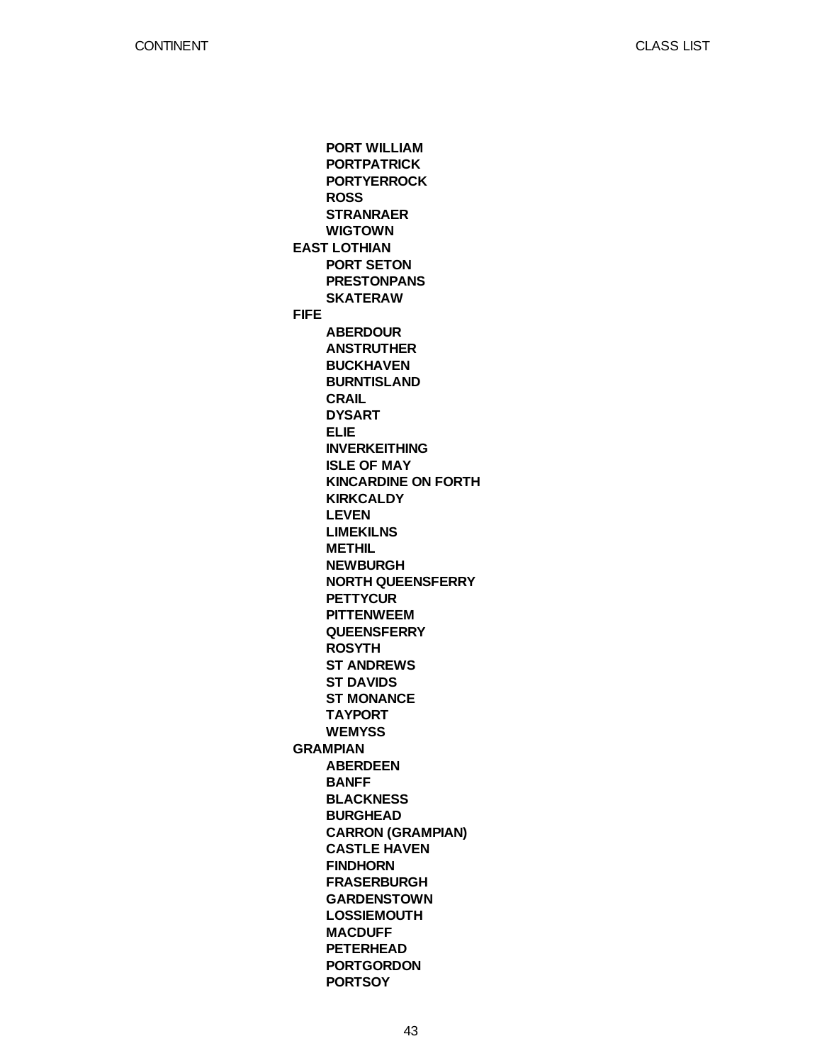- **PORT WILLIAM**
- **PORTPATRICK**
- **PORTYERROCK**
- **ROSS**
- **STRANRAER**
- **WIGTOWN**

**EAST LOTHIAN**

- **PORT SETON**
- **PRESTONPANS**
- **SKATERAW**

**FIFE**

- **ABERDOUR**
- **ANSTRUTHER**
- **BUCKHAVEN**
- **BURNTISLAND**
- **CRAIL**
- **DYSART**
- **ELIE**
- **INVERKEITHING**
- **ISLE OF MAY**
- **KINCARDINE ON FORTH**
- **KIRKCALDY**
- **LEVEN**
- **LIMEKILNS**
- **METHIL**
- **NEWBURGH**
- **NORTH QUEENSFERRY**
- **PETTYCUR**
- **PITTENWEEM**
- **QUEENSFERRY**
- **ROSYTH**
- **ST ANDREWS**
- **ST DAVIDS**
- **ST MONANCE**
- **TAYPORT**
- **WEMYSS**

**GRAMPIAN**

- **ABERDEEN**
- **BANFF**
- **BLACKNESS**
- **BURGHEAD**
- **CARRON (GRAMPIAN)**
- **CASTLE HAVEN**
- **FINDHORN**
- **FRASERBURGH**
- **GARDENSTOWN**
- **LOSSIEMOUTH**
- **MACDUFF**
- **PETERHEAD**
- **PORTGORDON**
- **PORTSOY**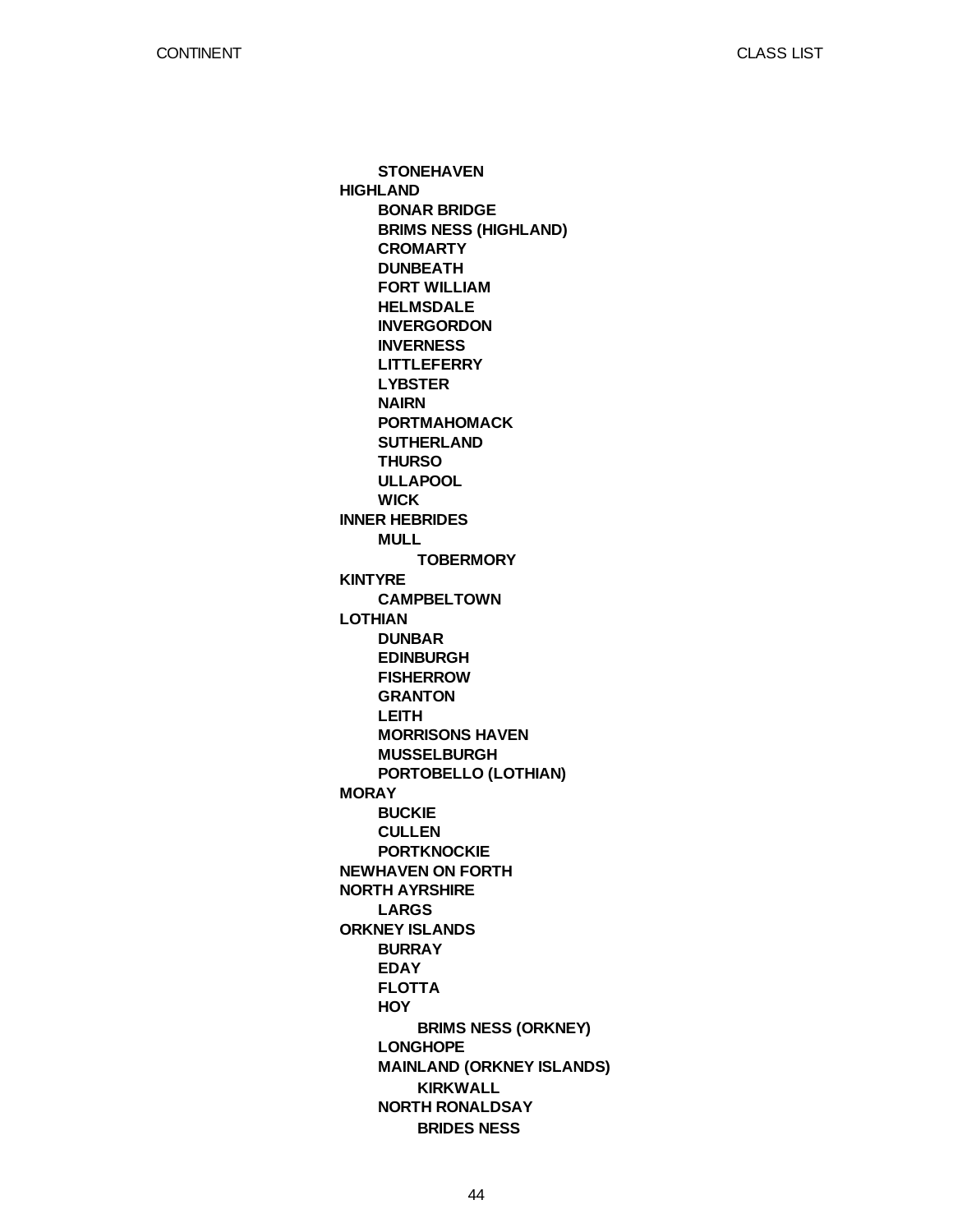- STONEHAVEN

**HIGHLAND**

- BONAR BRIDGE
- BRIMS NESS (HIGHLAND)
- CROMARTY
- DUNBEATH
- FORT WILLIAM
- HELMSDALE
- INVERGORDON
- INVERNESS
- LITTLEFERRY
- LYBSTER
- NAIRN
- PORTMAHOMACK
- SUTHERLAND
- THURSO
- ULLAPOOL
- WICK

**INNER HEBRIDES**

- MULL
  - TOBERMORY

**KINTYRE**

- CAMPBELTOWN

**LOTHIAN**

- DUNBAR
- EDINBURGH
- FISHERROW
- GRANTON
- LEITH
- MORRISONS HAVEN
- MUSSELBURGH
- PORTOBELLO (LOTHIAN)

**MORAY**

- BUCKIE
- CULLEN
- PORTKNOCKIE

**NEWHAVEN ON FORTH**

**NORTH AYRSHIRE**

- LARGS

**ORKNEY ISLANDS**

- BURRAY
- EDAY
- FLOTTA
- HOY
  - BRIMS NESS (ORKNEY)
- LONGHOPE
- MAINLAND (ORKNEY ISLANDS)
  - KIRKWALL
- NORTH RONALDSAY
  - BRIDES NESS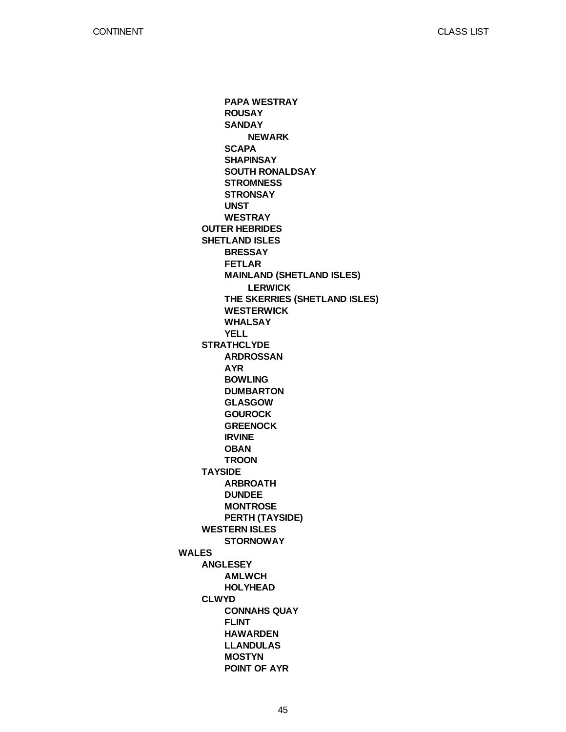- **PAPA WESTRAY**
- **ROUSAY**
- **SANDAY**
  - **NEWARK**
- **SCAPA**
- **SHAPINSAY**
- **SOUTH RONALDSAY**
- **STROMNESS**
- **STRONSAY**
- **UNST**
- **WESTRAY**

**OUTER HEBRIDES**

**SHETLAND ISLES**

- **BRESSAY**
- **FETLAR**
- **MAINLAND (SHETLAND ISLES)**
  - **LERWICK**
- **THE SKERRIES (SHETLAND ISLES)**
- **WESTERWICK**
- **WHALSAY**
- **YELL**

**STRATHCLYDE**

- **ARDROSSAN**
- **AYR**
- **BOWLING**
- **DUMBARTON**
- **GLASGOW**
- **GOUROCK**
- **GREENOCK**
- **IRVINE**
- **OBAN**
- **TROON**

**TAYSIDE**

- **ARBROATH**
- **DUNDEE**
- **MONTROSE**
- **PERTH (TAYSIDE)**

**WESTERN ISLES**

- **STORNOWAY**

## WALES

**ANGLESEY**

- **AMLWCH**
- **HOLYHEAD**

**CLWYD**

- **CONNAHS QUAY**
- **FLINT**
- **HAWARDEN**
- **LLANDULAS**
- **MOSTYN**
- **POINT OF AYR**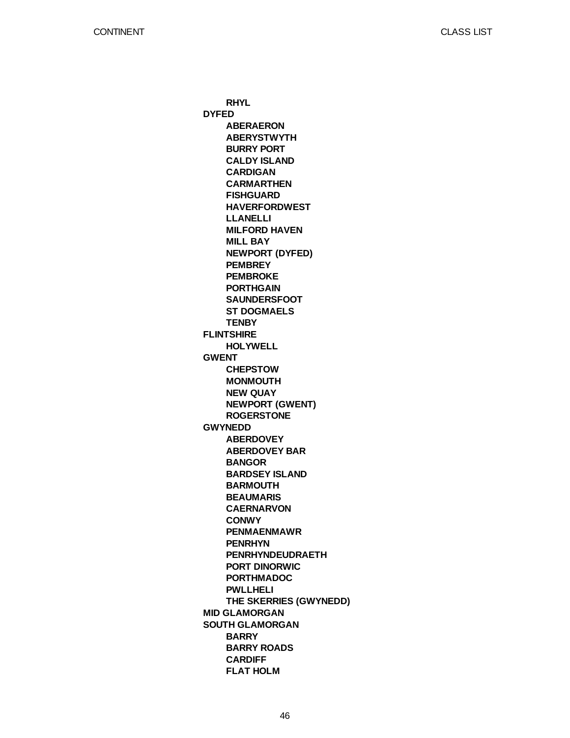**RHYL**

**DYFED**

- **ABERAERON**
- **ABERYSTWYTH**
- **BURRY PORT**
- **CALDY ISLAND**
- **CARDIGAN**
- **CARMARTHEN**
- **FISHGUARD**
- **HAVERFORDWEST**
- **LLANELLI**
- **MILFORD HAVEN**
- **MILL BAY**
- **NEWPORT (DYFED)**
- **PEMBREY**
- **PEMBROKE**
- **PORTHGAIN**
- **SAUNDERSFOOT**
- **ST DOGMAELS**
- **TENBY**

**FLINTSHIRE**

- **HOLYWELL**

**GWENT**

- **CHEPSTOW**
- **MONMOUTH**
- **NEW QUAY**
- **NEWPORT (GWENT)**
- **ROGERSTONE**

**GWYNEDD**

- **ABERDOVEY**
- **ABERDOVEY BAR**
- **BANGOR**
- **BARDSEY ISLAND**
- **BARMOUTH**
- **BEAUMARIS**
- **CAERNARVON**
- **CONWY**
- **PENMAENMAWR**
- **PENRHYN**
- **PENRHYNDEUDRAETH**
- **PORT DINORWIC**
- **PORTHMADOC**
- **PWLLHELI**
- **THE SKERRIES (GWYNEDD)**

**MID GLAMORGAN**

**SOUTH GLAMORGAN**

- **BARRY**
- **BARRY ROADS**
- **CARDIFF**
- **FLAT HOLM**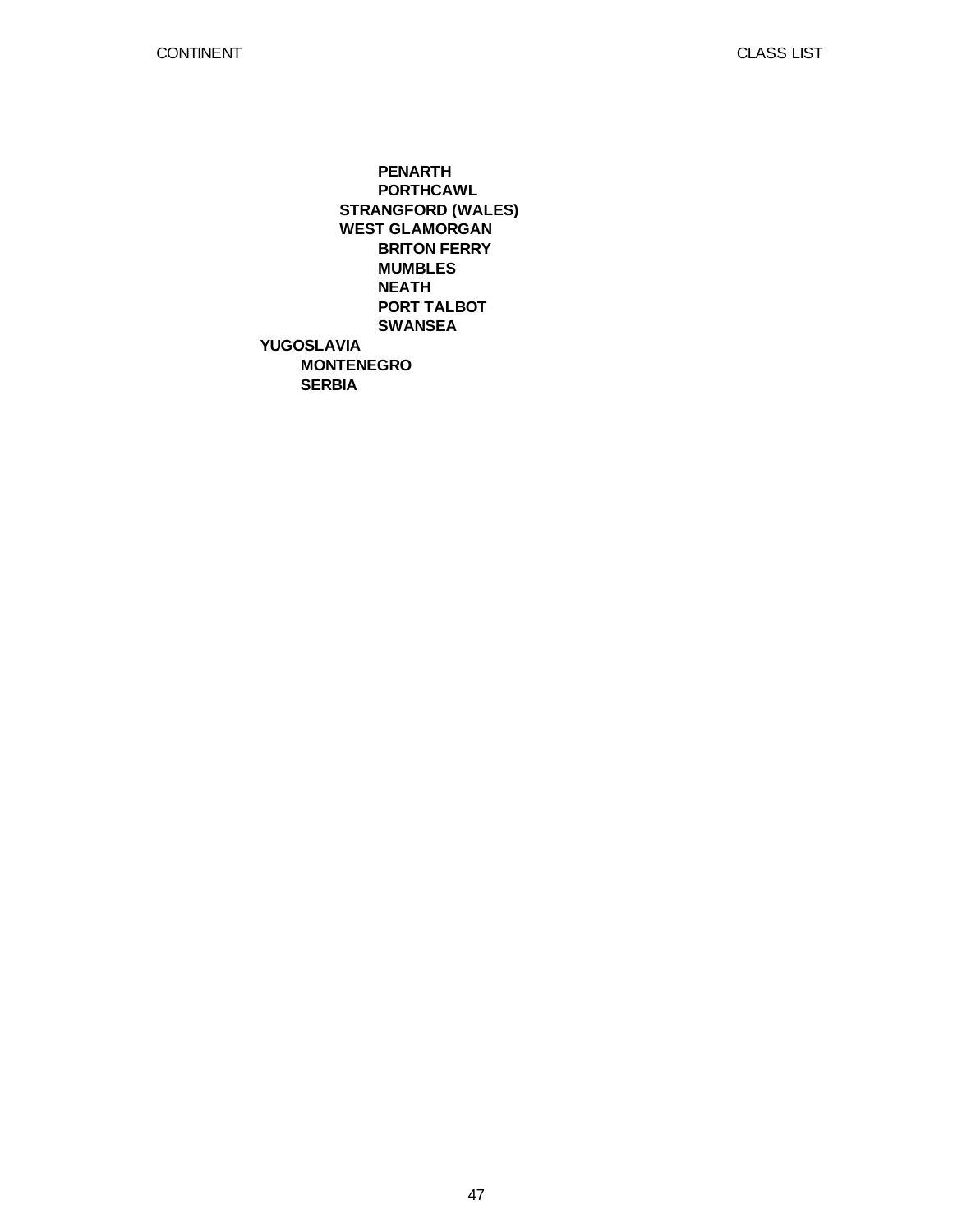- **PENARTH**
- **PORTHCAWL**

**STRANGFORD (WALES)**

**WEST GLAMORGAN**

- **BRITON FERRY**
- **MUMBLES**
- **NEATH**
- **PORT TALBOT**
- **SWANSEA**

**YUGOSLAVIA**

- **MONTENEGRO**
- **SERBIA**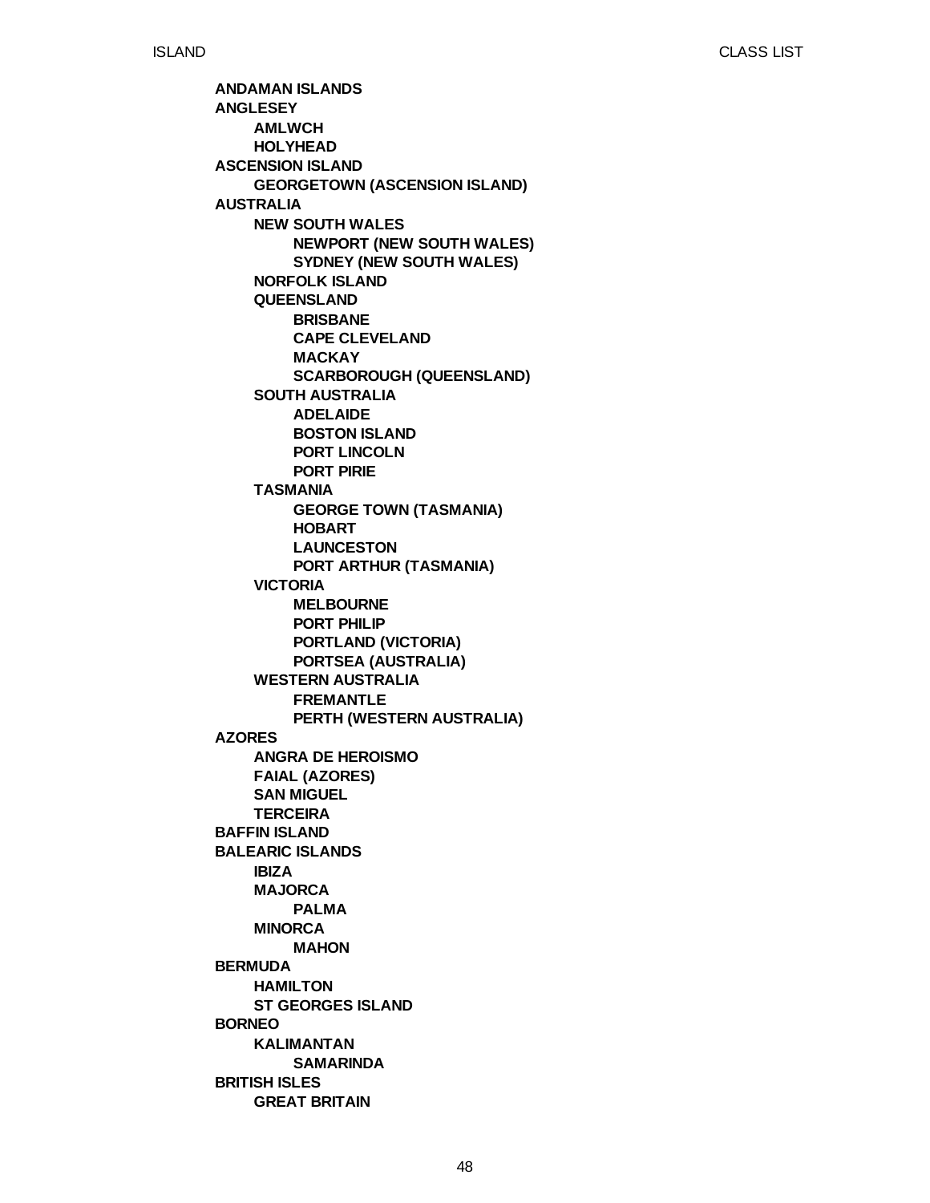- **ANDAMAN ISLANDS**
- **ANGLESEY**
  - **AMLWCH**
  - **HOLYHEAD**
- **ASCENSION ISLAND**
  - **GEORGETOWN (ASCENSION ISLAND)**
- **AUSTRALIA**
  - **NEW SOUTH WALES**
    - **NEWPORT (NEW SOUTH WALES)**
    - **SYDNEY (NEW SOUTH WALES)**
  - **NORFOLK ISLAND**
  - **QUEENSLAND**
    - **BRISBANE**
    - **CAPE CLEVELAND**
    - **MACKAY**
    - **SCARBOROUGH (QUEENSLAND)**
  - **SOUTH AUSTRALIA**
    - **ADELAIDE**
    - **BOSTON ISLAND**
    - **PORT LINCOLN**
    - **PORT PIRIE**
  - **TASMANIA**
    - **GEORGE TOWN (TASMANIA)**
    - **HOBART**
    - **LAUNCESTON**
    - **PORT ARTHUR (TASMANIA)**
  - **VICTORIA**
    - **MELBOURNE**
    - **PORT PHILIP**
    - **PORTLAND (VICTORIA)**
    - **PORTSEA (AUSTRALIA)**
  - **WESTERN AUSTRALIA**
    - **FREMANTLE**
    - **PERTH (WESTERN AUSTRALIA)**
- **AZORES**
  - **ANGRA DE HEROISMO**
  - **FAIAL (AZORES)**
  - **SAN MIGUEL**
  - **TERCEIRA**
- **BAFFIN ISLAND**
- **BALEARIC ISLANDS**
  - **IBIZA**
  - **MAJORCA**
    - **PALMA**
  - **MINORCA**
    - **MAHON**
- **BERMUDA**
  - **HAMILTON**
  - **ST GEORGES ISLAND**
- **BORNEO**
  - **KALIMANTAN**
    - **SAMARINDA**
- **BRITISH ISLES**
  - **GREAT BRITAIN**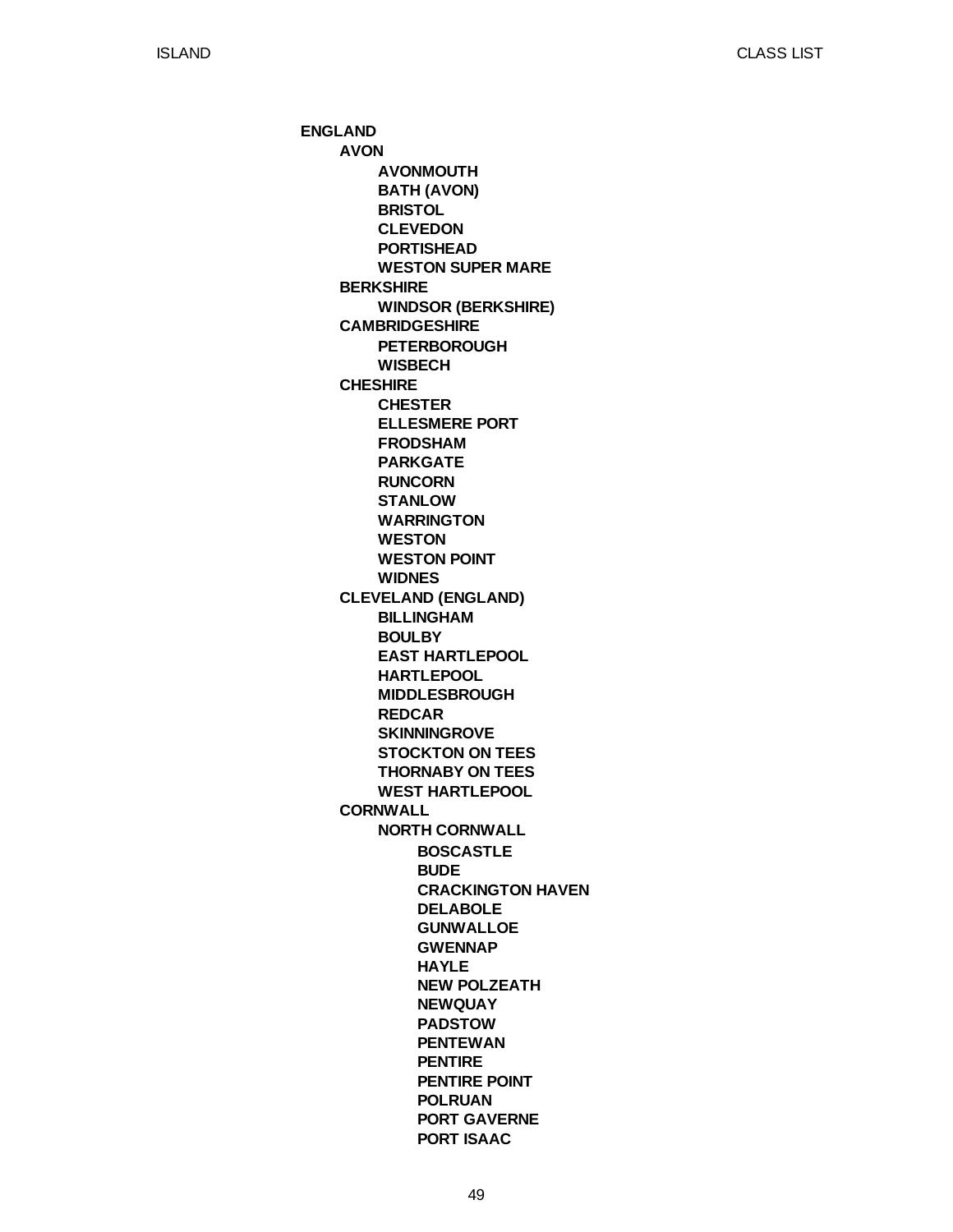**ENGLAND**

- **AVON**
  - **AVONMOUTH**
  - **BATH (AVON)**
  - **BRISTOL**
  - **CLEVEDON**
  - **PORTISHEAD**
  - **WESTON SUPER MARE**
- **BERKSHIRE**
  - **WINDSOR (BERKSHIRE)**
- **CAMBRIDGESHIRE**
  - **PETERBOROUGH**
  - **WISBECH**
- **CHESHIRE**
  - **CHESTER**
  - **ELLESMERE PORT**
  - **FRODSHAM**
  - **PARKGATE**
  - **RUNCORN**
  - **STANLOW**
  - **WARRINGTON**
  - **WESTON**
  - **WESTON POINT**
  - **WIDNES**
- **CLEVELAND (ENGLAND)**
  - **BILLINGHAM**
  - **BOULBY**
  - **EAST HARTLEPOOL**
  - **HARTLEPOOL**
  - **MIDDLESBROUGH**
  - **REDCAR**
  - **SKINNINGROVE**
  - **STOCKTON ON TEES**
  - **THORNABY ON TEES**
  - **WEST HARTLEPOOL**
- **CORNWALL**
  - **NORTH CORNWALL**
    - **BOSCASTLE**
    - **BUDE**
    - **CRACKINGTON HAVEN**
    - **DELABOLE**
    - **GUNWALLOE**
    - **GWENNAP**
    - **HAYLE**
    - **NEW POLZEATH**
    - **NEWQUAY**
    - **PADSTOW**
    - **PENTEWAN**
    - **PENTIRE**
    - **PENTIRE POINT**
    - **POLRUAN**
    - **PORT GAVERNE**
    - **PORT ISAAC**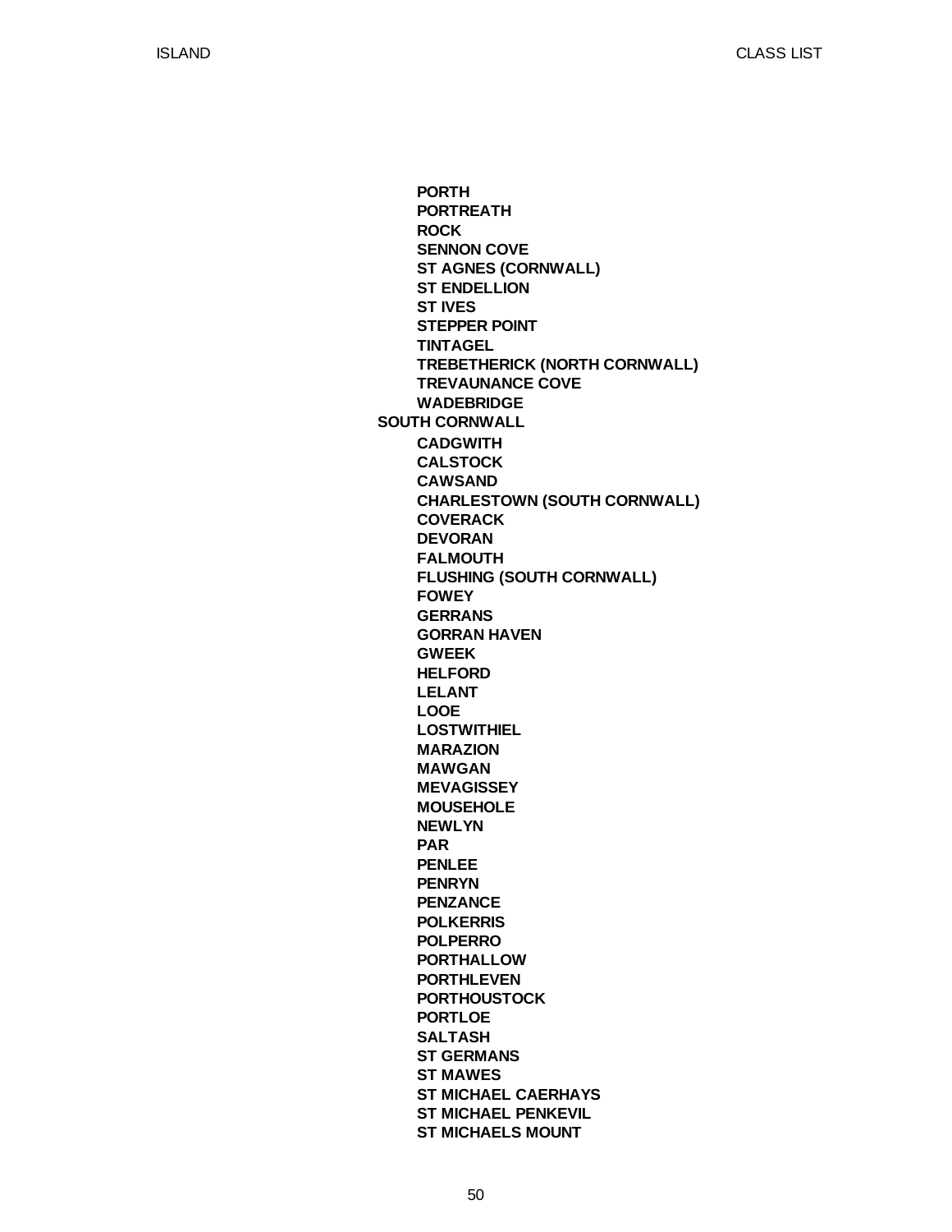- **PORTH**
- **PORTREATH**
- **ROCK**
- **SENNON COVE**
- **ST AGNES (CORNWALL)**
- **ST ENDELLION**
- **ST IVES**
- **STEPPER POINT**
- **TINTAGEL**
- **TREBETHERICK (NORTH CORNWALL)**
- **TREVAUNANCE COVE**
- **WADEBRIDGE**

**SOUTH CORNWALL**

- **CADGWITH**
- **CALSTOCK**
- **CAWSAND**
- **CHARLESTOWN (SOUTH CORNWALL)**
- **COVERACK**
- **DEVORAN**
- **FALMOUTH**
- **FLUSHING (SOUTH CORNWALL)**
- **FOWEY**
- **GERRANS**
- **GORRAN HAVEN**
- **GWEEK**
- **HELFORD**
- **LELANT**
- **LOOE**
- **LOSTWITHIEL**
- **MARAZION**
- **MAWGAN**
- **MEVAGISSEY**
- **MOUSEHOLE**
- **NEWLYN**
- **PAR**
- **PENLEE**
- **PENRYN**
- **PENZANCE**
- **POLKERRIS**
- **POLPERRO**
- **PORTHALLOW**
- **PORTHLEVEN**
- **PORTHOUSTOCK**
- **PORTLOE**
- **SALTASH**
- **ST GERMANS**
- **ST MAWES**
- **ST MICHAEL CAERHAYS**
- **ST MICHAEL PENKEVIL**
- **ST MICHAELS MOUNT**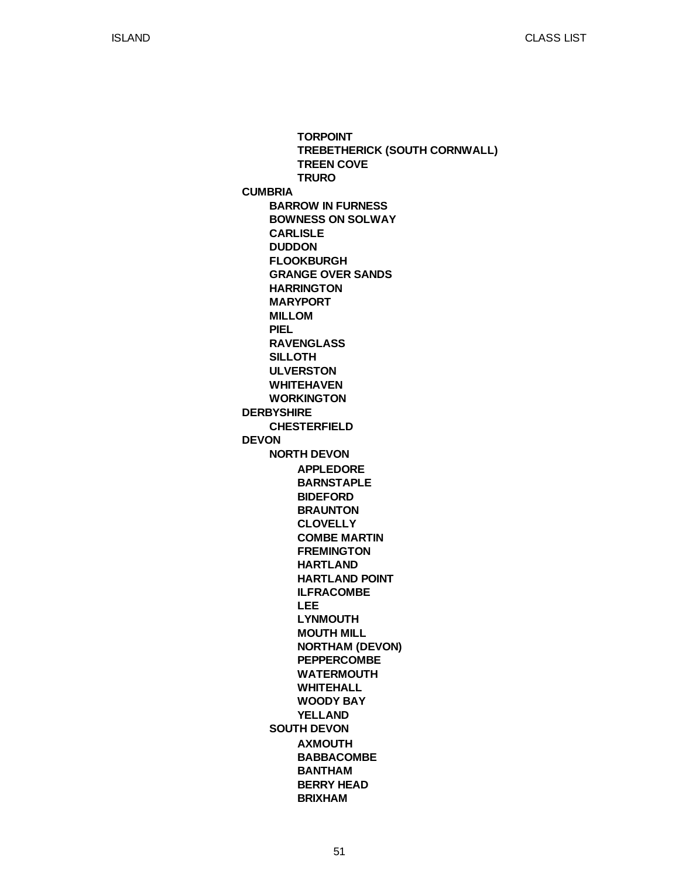- TORPOINT
- TREBETHERICK (SOUTH CORNWALL)
- TREEN COVE
- TRURO

**CUMBRIA**

- BARROW IN FURNESS
- BOWNESS ON SOLWAY
- CARLISLE
- DUDDON
- FLOOKBURGH
- GRANGE OVER SANDS
- HARRINGTON
- MARYPORT
- MILLOM
- PIEL
- RAVENGLASS
- SILLOTH
- ULVERSTON
- WHITEHAVEN
- WORKINGTON

**DERBYSHIRE**

- CHESTERFIELD

**DEVON**

- NORTH DEVON
  - APPLEDORE
  - BARNSTAPLE
  - BIDEFORD
  - BRAUNTON
  - CLOVELLY
  - COMBE MARTIN
  - FREMINGTON
  - HARTLAND
  - HARTLAND POINT
  - ILFRACOMBE
  - LEE
  - LYNMOUTH
  - MOUTH MILL
  - NORTHAM (DEVON)
  - PEPPERCOMBE
  - WATERMOUTH
  - WHITEHALL
  - WOODY BAY
  - YELLAND
- SOUTH DEVON
  - AXMOUTH
  - BABBACOMBE
  - BANTHAM
  - BERRY HEAD
  - BRIXHAM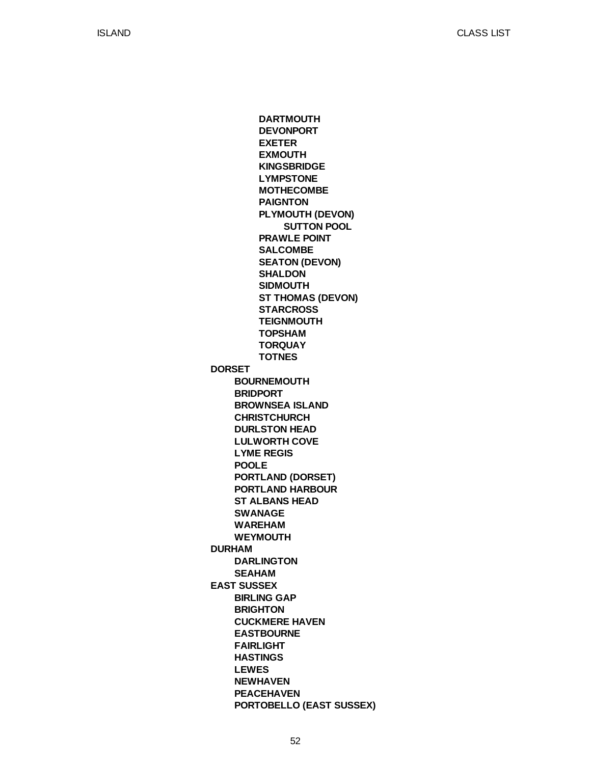- **DARTMOUTH**
- **DEVONPORT**
- **EXETER**
- **EXMOUTH**
- **KINGSBRIDGE**
- **LYMPSTONE**
- **MOTHECOMBE**
- **PAIGNTON**
- **PLYMOUTH (DEVON)**
    - **SUTTON POOL**
- **PRAWLE POINT**
- **SALCOMBE**
- **SEATON (DEVON)**
- **SHALDON**
- **SIDMOUTH**
- **ST THOMAS (DEVON)**
- **STARCROSS**
- **TEIGNMOUTH**
- **TOPSHAM**
- **TORQUAY**
- **TOTNES**

**DORSET**

- **BOURNEMOUTH**
- **BRIDPORT**
- **BROWNSEA ISLAND**
- **CHRISTCHURCH**
- **DURLSTON HEAD**
- **LULWORTH COVE**
- **LYME REGIS**
- **POOLE**
- **PORTLAND (DORSET)**
- **PORTLAND HARBOUR**
- **ST ALBANS HEAD**
- **SWANAGE**
- **WAREHAM**
- **WEYMOUTH**

**DURHAM**

- **DARLINGTON**
- **SEAHAM**

**EAST SUSSEX**

- **BIRLING GAP**
- **BRIGHTON**
- **CUCKMERE HAVEN**
- **EASTBOURNE**
- **FAIRLIGHT**
- **HASTINGS**
- **LEWES**
- **NEWHAVEN**
- **PEACEHAVEN**
- **PORTOBELLO (EAST SUSSEX)**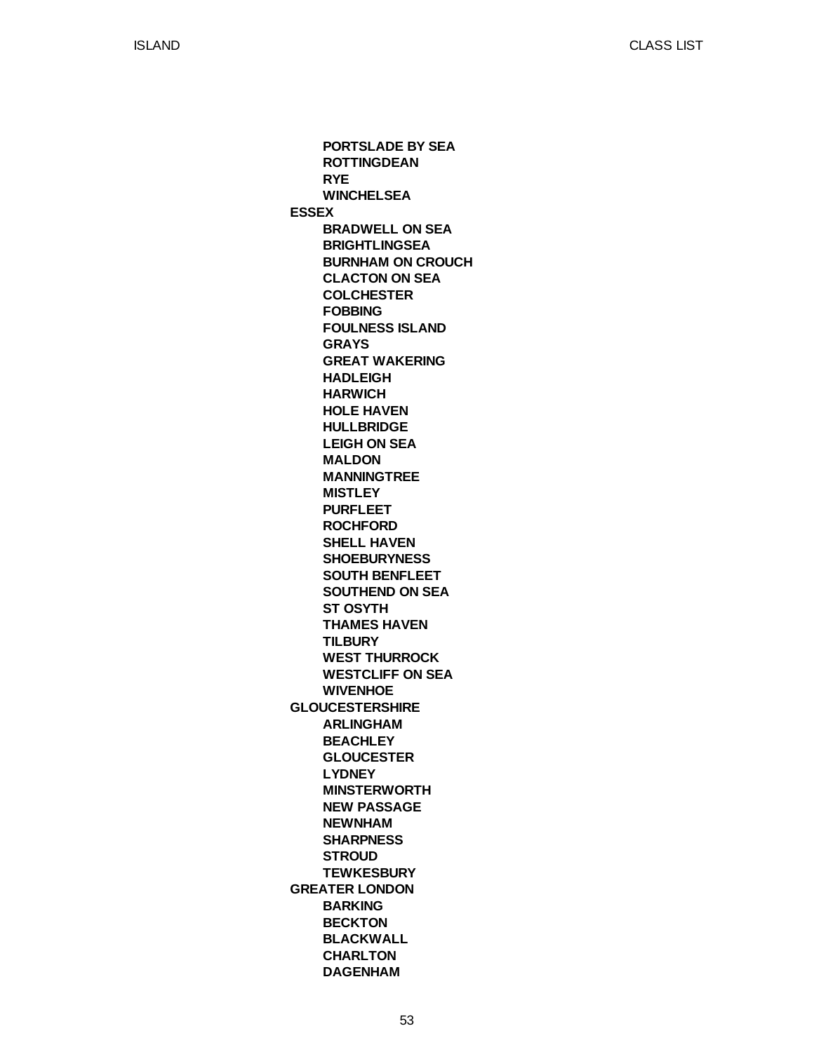**PORTSLADE BY SEA**
**ROTTINGDEAN**
**RYE**
**WINCHELSEA**

**ESSEX**

**BRADWELL ON SEA**
**BRIGHTLINGSEA**
**BURNHAM ON CROUCH**
**CLACTON ON SEA**
**COLCHESTER**
**FOBBING**
**FOULNESS ISLAND**
**GRAYS**
**GREAT WAKERING**
**HADLEIGH**
**HARWICH**
**HOLE HAVEN**
**HULLBRIDGE**
**LEIGH ON SEA**
**MALDON**
**MANNINGTREE**
**MISTLEY**
**PURFLEET**
**ROCHFORD**
**SHELL HAVEN**
**SHOEBURYNESS**
**SOUTH BENFLEET**
**SOUTHEND ON SEA**
**ST OSYTH**
**THAMES HAVEN**
**TILBURY**
**WEST THURROCK**
**WESTCLIFF ON SEA**
**WIVENHOE**

**GLOUCESTERSHIRE**

**ARLINGHAM**
**BEACHLEY**
**GLOUCESTER**
**LYDNEY**
**MINSTERWORTH**
**NEW PASSAGE**
**NEWNHAM**
**SHARPNESS**
**STROUD**
**TEWKESBURY**

**GREATER LONDON**

**BARKING**
**BECKTON**
**BLACKWALL**
**CHARLTON**
**DAGENHAM**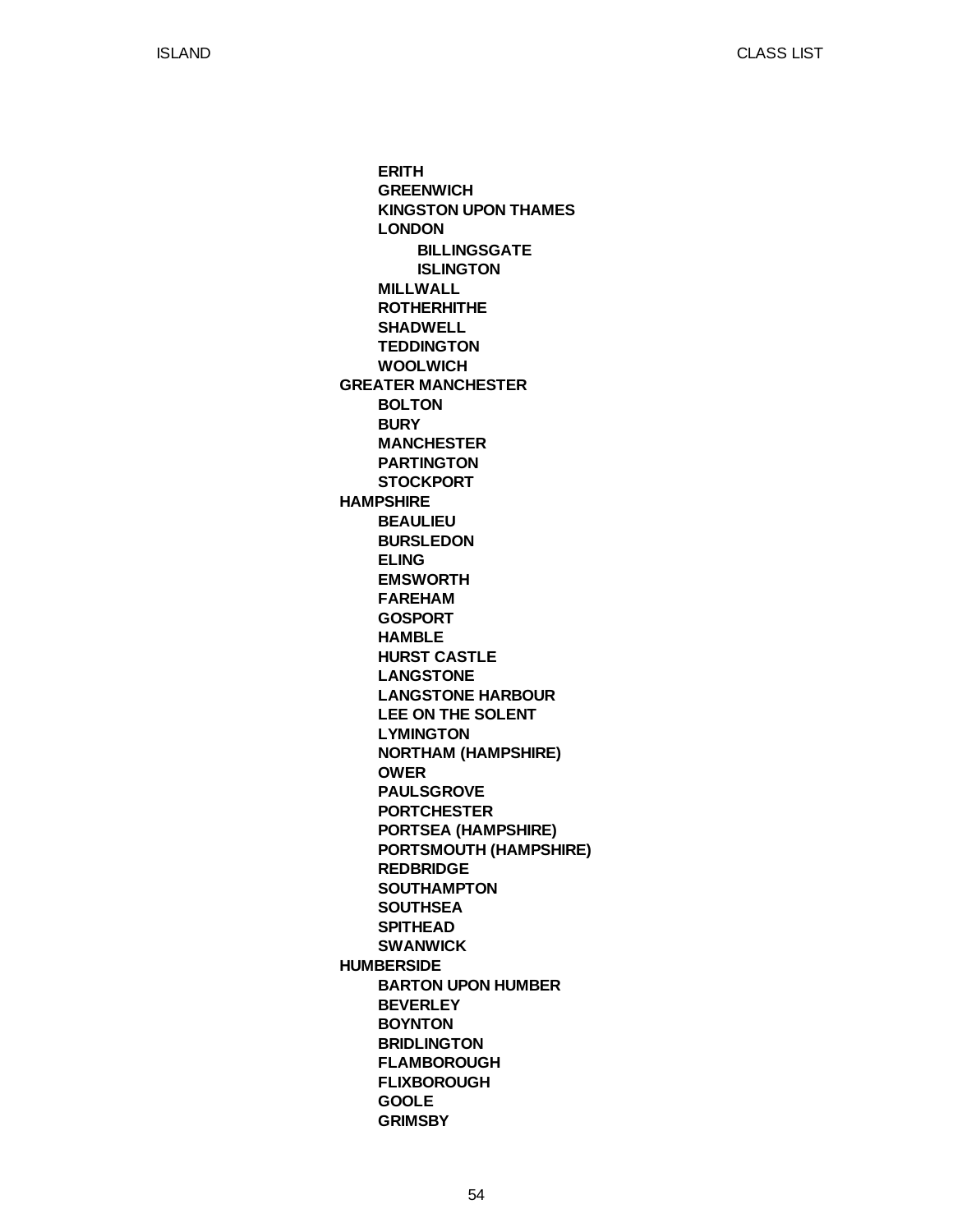- **ERITH**
- **GREENWICH**
- **KINGSTON UPON THAMES**
- **LONDON**
  - **BILLINGSGATE**
  - **ISLINGTON**
- **MILLWALL**
- **ROTHERHITHE**
- **SHADWELL**
- **TEDDINGTON**
- **WOOLWICH**

**GREATER MANCHESTER**

- **BOLTON**
- **BURY**
- **MANCHESTER**
- **PARTINGTON**
- **STOCKPORT**

**HAMPSHIRE**

- **BEAULIEU**
- **BURSLEDON**
- **ELING**
- **EMSWORTH**
- **FAREHAM**
- **GOSPORT**
- **HAMBLE**
- **HURST CASTLE**
- **LANGSTONE**
- **LANGSTONE HARBOUR**
- **LEE ON THE SOLENT**
- **LYMINGTON**
- **NORTHAM (HAMPSHIRE)**
- **OWER**
- **PAULSGROVE**
- **PORTCHESTER**
- **PORTSEA (HAMPSHIRE)**
- **PORTSMOUTH (HAMPSHIRE)**
- **REDBRIDGE**
- **SOUTHAMPTON**
- **SOUTHSEA**
- **SPITHEAD**
- **SWANWICK**

**HUMBERSIDE**

- **BARTON UPON HUMBER**
- **BEVERLEY**
- **BOYNTON**
- **BRIDLINGTON**
- **FLAMBOROUGH**
- **FLIXBOROUGH**
- **GOOLE**
- **GRIMSBY**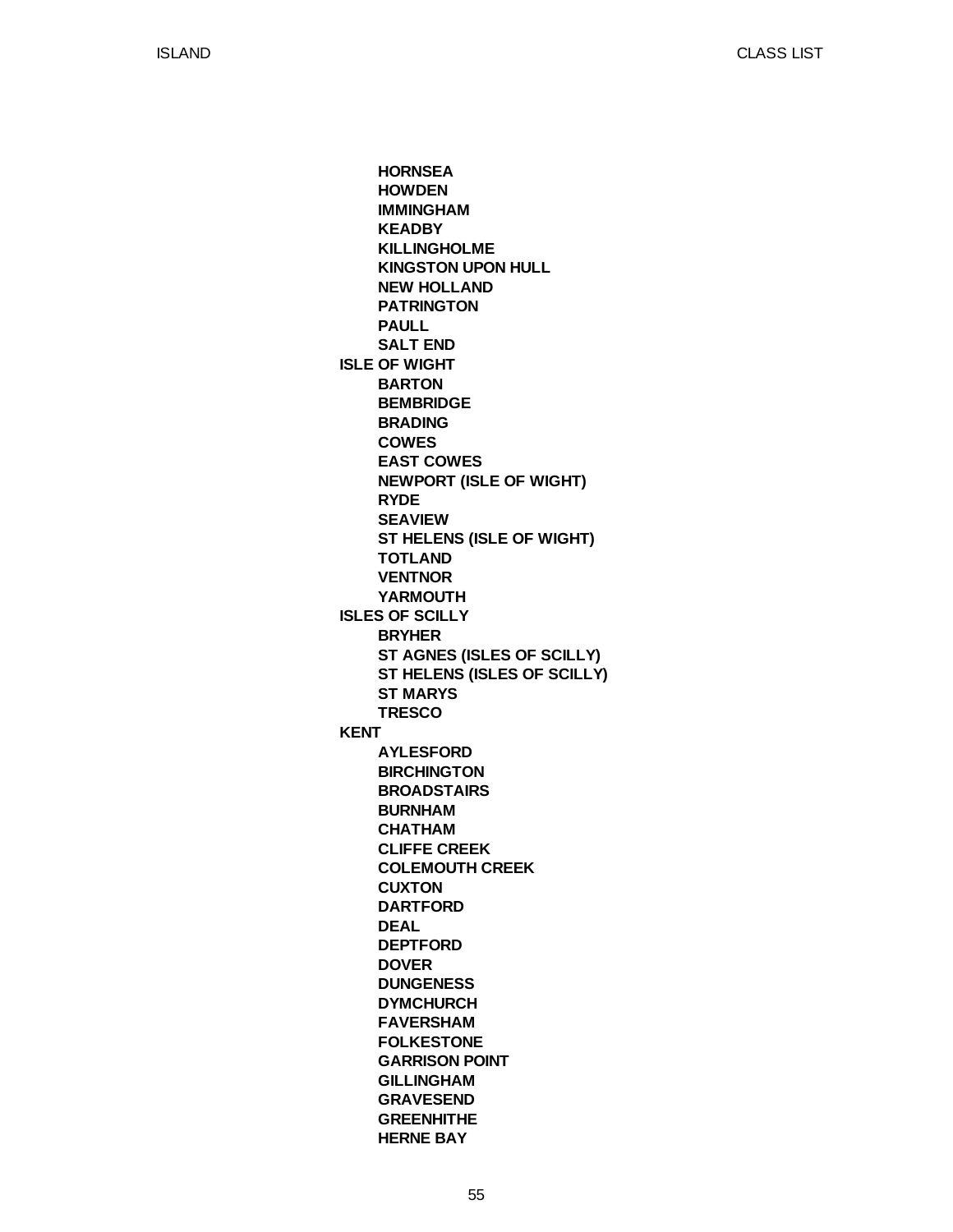- **HORNSEA**
- **HOWDEN**
- **IMMINGHAM**
- **KEADBY**
- **KILLINGHOLME**
- **KINGSTON UPON HULL**
- **NEW HOLLAND**
- **PATRINGTON**
- **PAULL**
- **SALT END**

**ISLE OF WIGHT**

- **BARTON**
- **BEMBRIDGE**
- **BRADING**
- **COWES**
- **EAST COWES**
- **NEWPORT (ISLE OF WIGHT)**
- **RYDE**
- **SEAVIEW**
- **ST HELENS (ISLE OF WIGHT)**
- **TOTLAND**
- **VENTNOR**
- **YARMOUTH**

**ISLES OF SCILLY**

- **BRYHER**
- **ST AGNES (ISLES OF SCILLY)**
- **ST HELENS (ISLES OF SCILLY)**
- **ST MARYS**
- **TRESCO**

**KENT**

- **AYLESFORD**
- **BIRCHINGTON**
- **BROADSTAIRS**
- **BURNHAM**
- **CHATHAM**
- **CLIFFE CREEK**
- **COLEMOUTH CREEK**
- **CUXTON**
- **DARTFORD**
- **DEAL**
- **DEPTFORD**
- **DOVER**
- **DUNGENESS**
- **DYMCHURCH**
- **FAVERSHAM**
- **FOLKESTONE**
- **GARRISON POINT**
- **GILLINGHAM**
- **GRAVESEND**
- **GREENHITHE**
- **HERNE BAY**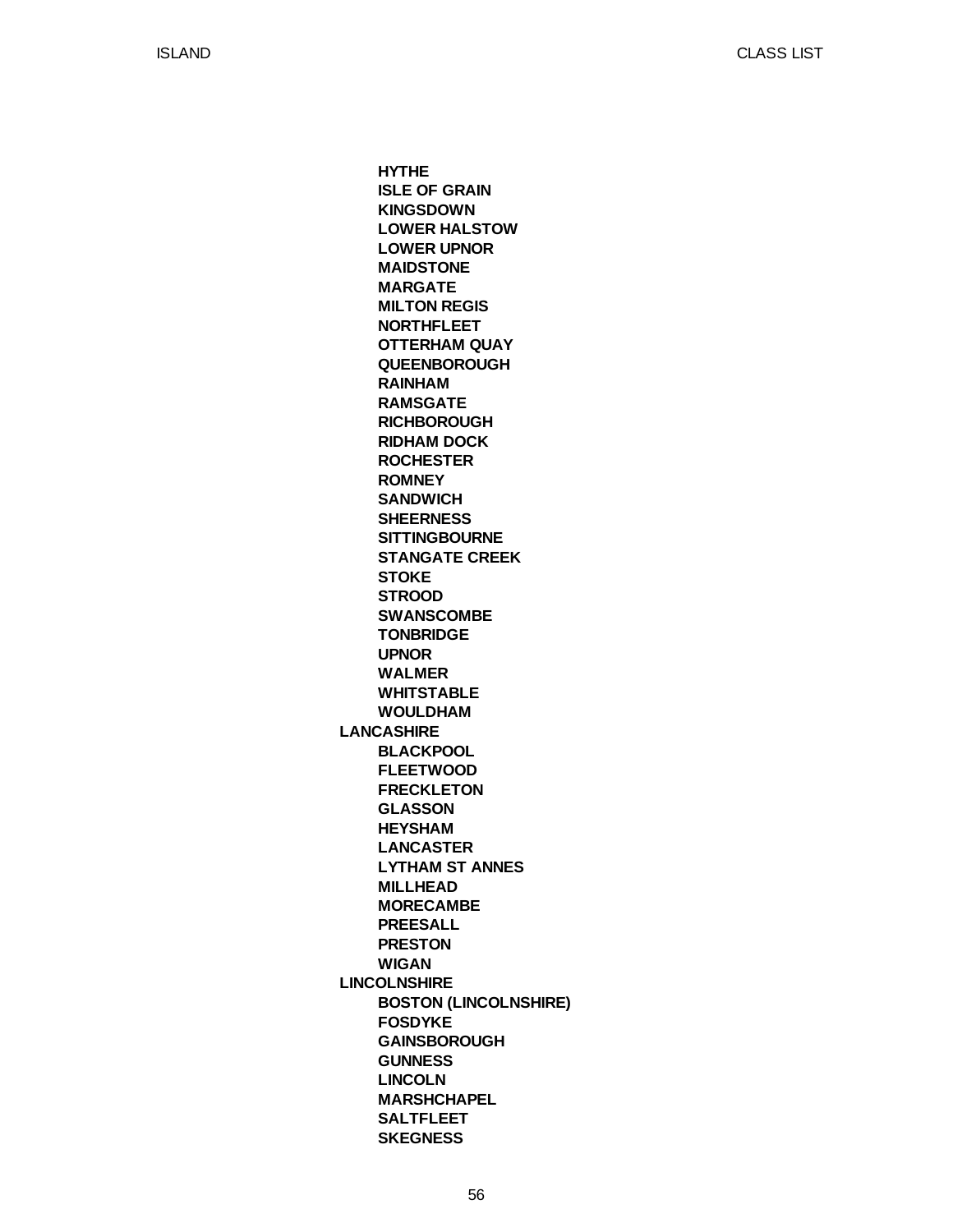- **HYTHE**
- **ISLE OF GRAIN**
- **KINGSDOWN**
- **LOWER HALSTOW**
- **LOWER UPNOR**
- **MAIDSTONE**
- **MARGATE**
- **MILTON REGIS**
- **NORTHFLEET**
- **OTTERHAM QUAY**
- **QUEENBOROUGH**
- **RAINHAM**
- **RAMSGATE**
- **RICHBOROUGH**
- **RIDHAM DOCK**
- **ROCHESTER**
- **ROMNEY**
- **SANDWICH**
- **SHEERNESS**
- **SITTINGBOURNE**
- **STANGATE CREEK**
- **STOKE**
- **STROOD**
- **SWANSCOMBE**
- **TONBRIDGE**
- **UPNOR**
- **WALMER**
- **WHITSTABLE**
- **WOULDHAM**

**LANCASHIRE**

- **BLACKPOOL**
- **FLEETWOOD**
- **FRECKLETON**
- **GLASSON**
- **HEYSHAM**
- **LANCASTER**
- **LYTHAM ST ANNES**
- **MILLHEAD**
- **MORECAMBE**
- **PREESALL**
- **PRESTON**
- **WIGAN**

**LINCOLNSHIRE**

- **BOSTON (LINCOLNSHIRE)**
- **FOSDYKE**
- **GAINSBOROUGH**
- **GUNNESS**
- **LINCOLN**
- **MARSHCHAPEL**
- **SALTFLEET**
- **SKEGNESS**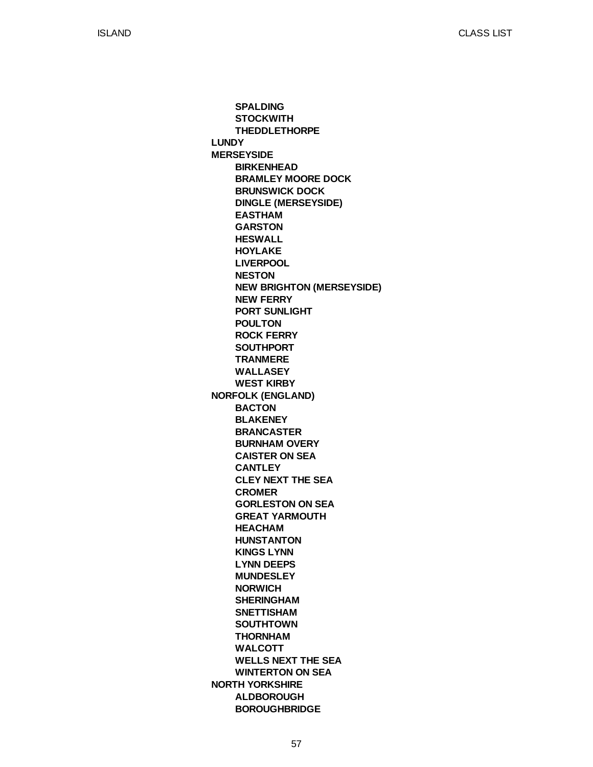- SPALDING
- STOCKWITH
- THEDDLETHORPE

**LUNDY**

**MERSEYSIDE**

- BIRKENHEAD
- BRAMLEY MOORE DOCK
- BRUNSWICK DOCK
- DINGLE (MERSEYSIDE)
- EASTHAM
- GARSTON
- HESWALL
- HOYLAKE
- LIVERPOOL
- NESTON
- NEW BRIGHTON (MERSEYSIDE)
- NEW FERRY
- PORT SUNLIGHT
- POULTON
- ROCK FERRY
- SOUTHPORT
- TRANMERE
- WALLASEY
- WEST KIRBY

**NORFOLK (ENGLAND)**

- BACTON
- BLAKENEY
- BRANCASTER
- BURNHAM OVERY
- CAISTER ON SEA
- CANTLEY
- CLEY NEXT THE SEA
- CROMER
- GORLESTON ON SEA
- GREAT YARMOUTH
- HEACHAM
- HUNSTANTON
- KINGS LYNN
- LYNN DEEPS
- MUNDESLEY
- NORWICH
- SHERINGHAM
- SNETTISHAM
- SOUTHTOWN
- THORNHAM
- WALCOTT
- WELLS NEXT THE SEA
- WINTERTON ON SEA

**NORTH YORKSHIRE**

- ALDBOROUGH
- BOROUGHBRIDGE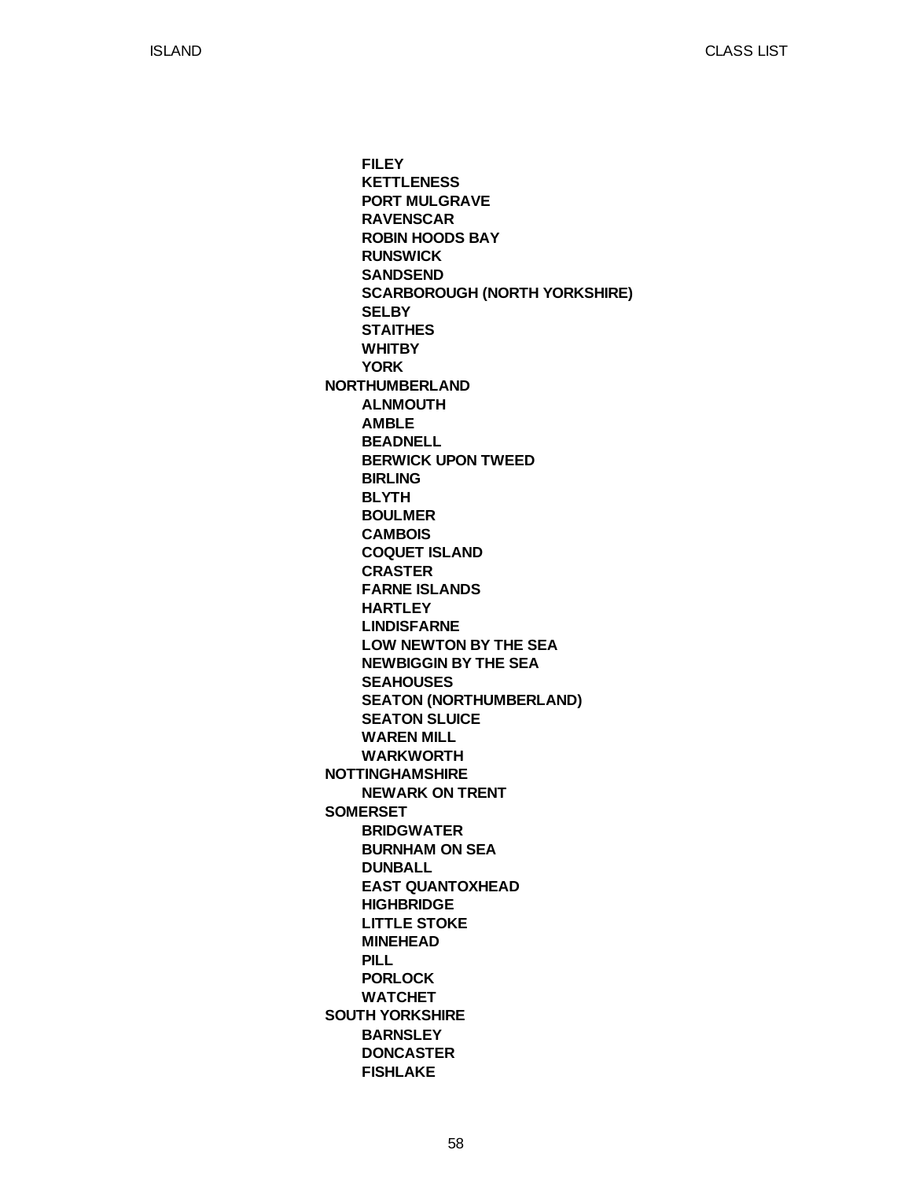- FILEY
- KETTLENESS
- PORT MULGRAVE
- RAVENSCAR
- ROBIN HOODS BAY
- RUNSWICK
- SANDSEND
- SCARBOROUGH (NORTH YORKSHIRE)
- SELBY
- STAITHES
- WHITBY
- YORK

**NORTHUMBERLAND**

- ALNMOUTH
- AMBLE
- BEADNELL
- BERWICK UPON TWEED
- BIRLING
- BLYTH
- BOULMER
- CAMBOIS
- COQUET ISLAND
- CRASTER
- FARNE ISLANDS
- HARTLEY
- LINDISFARNE
- LOW NEWTON BY THE SEA
- NEWBIGGIN BY THE SEA
- SEAHOUSES
- SEATON (NORTHUMBERLAND)
- SEATON SLUICE
- WAREN MILL
- WARKWORTH

**NOTTINGHAMSHIRE**

- NEWARK ON TRENT

**SOMERSET**

- BRIDGWATER
- BURNHAM ON SEA
- DUNBALL
- EAST QUANTOXHEAD
- HIGHBRIDGE
- LITTLE STOKE
- MINEHEAD
- PILL
- PORLOCK
- WATCHET

**SOUTH YORKSHIRE**

- BARNSLEY
- DONCASTER
- FISHLAKE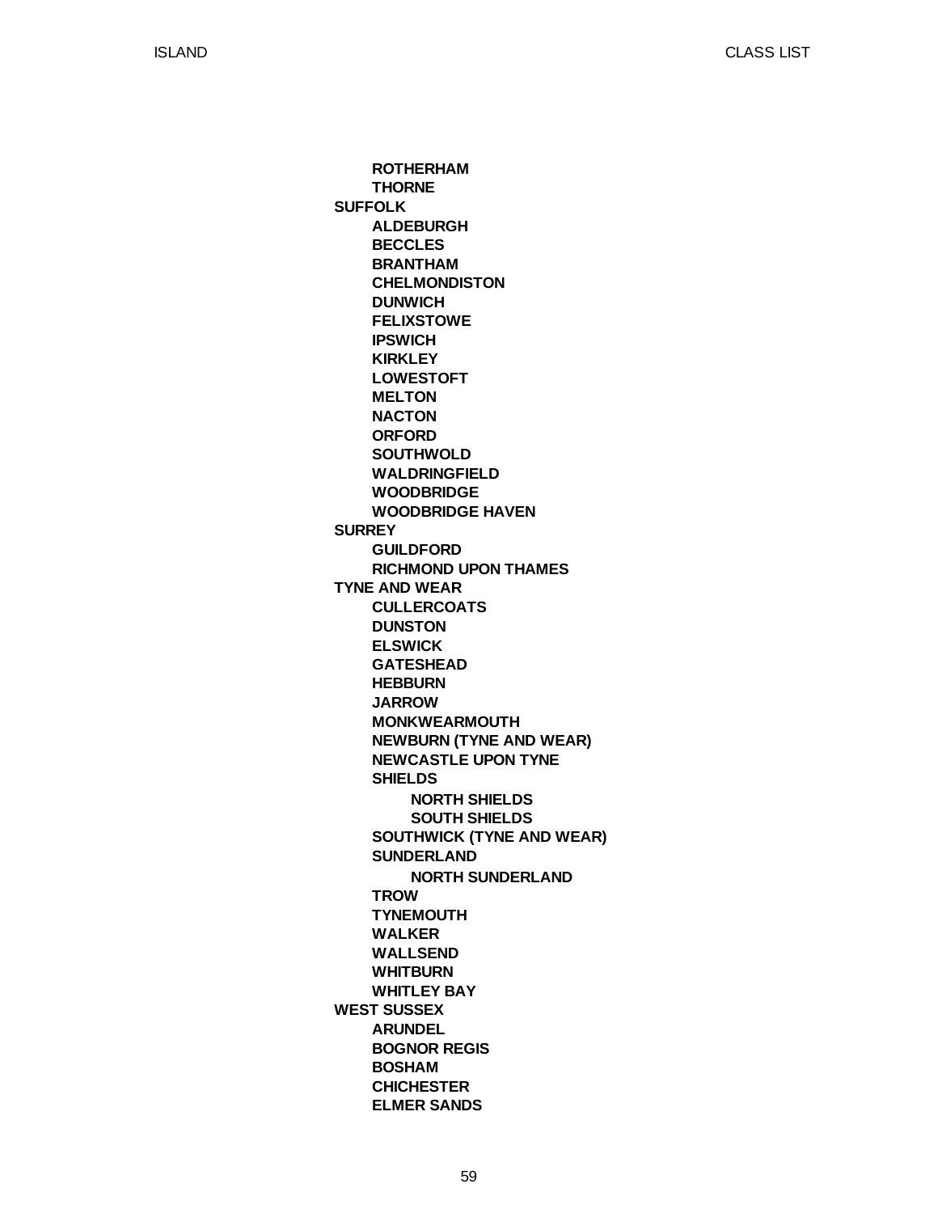- **ROTHERHAM**
- **THORNE**

**SUFFOLK**

- **ALDEBURGH**
- **BECCLES**
- **BRANTHAM**
- **CHELMONDISTON**
- **DUNWICH**
- **FELIXSTOWE**
- **IPSWICH**
- **KIRKLEY**
- **LOWESTOFT**
- **MELTON**
- **NACTON**
- **ORFORD**
- **SOUTHWOLD**
- **WALDRINGFIELD**
- **WOODBRIDGE**
- **WOODBRIDGE HAVEN**

**SURREY**

- **GUILDFORD**
- **RICHMOND UPON THAMES**

**TYNE AND WEAR**

- **CULLERCOATS**
- **DUNSTON**
- **ELSWICK**
- **GATESHEAD**
- **HEBBURN**
- **JARROW**
- **MONKWEARMOUTH**
- **NEWBURN (TYNE AND WEAR)**
- **NEWCASTLE UPON TYNE**
- **SHIELDS**
  - **NORTH SHIELDS**
  - **SOUTH SHIELDS**
- **SOUTHWICK (TYNE AND WEAR)**
- **SUNDERLAND**
  - **NORTH SUNDERLAND**
- **TROW**
- **TYNEMOUTH**
- **WALKER**
- **WALLSEND**
- **WHITBURN**
- **WHITLEY BAY**

**WEST SUSSEX**

- **ARUNDEL**
- **BOGNOR REGIS**
- **BOSHAM**
- **CHICHESTER**
- **ELMER SANDS**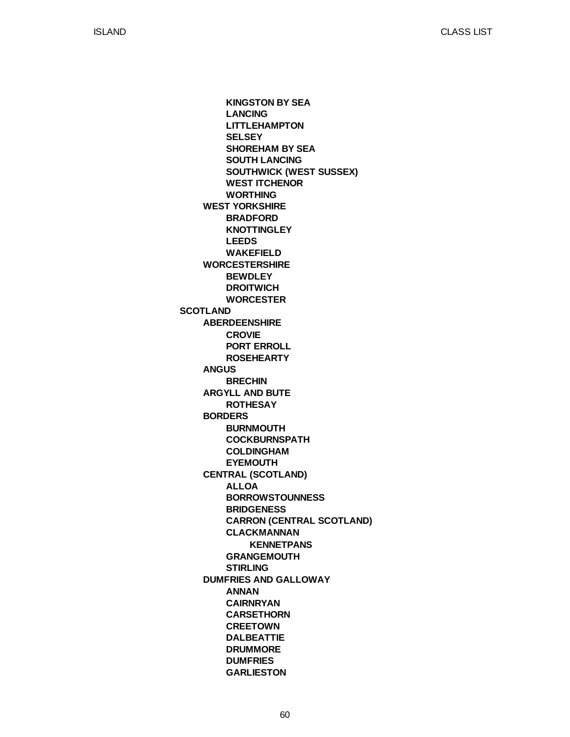- **KINGSTON BY SEA**
- **LANCING**
- **LITTLEHAMPTON**
- **SELSEY**
- **SHOREHAM BY SEA**
- **SOUTH LANCING**
- **SOUTHWICK (WEST SUSSEX)**
- **WEST ITCHENOR**
- **WORTHING**

- **WEST YORKSHIRE**
  - **BRADFORD**
  - **KNOTTINGLEY**
  - **LEEDS**
  - **WAKEFIELD**
- **WORCESTERSHIRE**
  - **BEWDLEY**
  - **DROITWICH**
  - **WORCESTER**

**SCOTLAND**

- **ABERDEENSHIRE**
  - **CROVIE**
  - **PORT ERROLL**
  - **ROSEHEARTY**
- **ANGUS**
  - **BRECHIN**
- **ARGYLL AND BUTE**
  - **ROTHESAY**
- **BORDERS**
  - **BURNMOUTH**
  - **COCKBURNSPATH**
  - **COLDINGHAM**
  - **EYEMOUTH**
- **CENTRAL (SCOTLAND)**
  - **ALLOA**
  - **BORROWSTOUNNESS**
  - **BRIDGENESS**
  - **CARRON (CENTRAL SCOTLAND)**
  - **CLACKMANNAN**
    - **KENNETPANS**
  - **GRANGEMOUTH**
  - **STIRLING**
- **DUMFRIES AND GALLOWAY**
  - **ANNAN**
  - **CAIRNRYAN**
  - **CARSETHORN**
  - **CREETOWN**
  - **DALBEATTIE**
  - **DRUMMORE**
  - **DUMFRIES**
  - **GARLIESTON**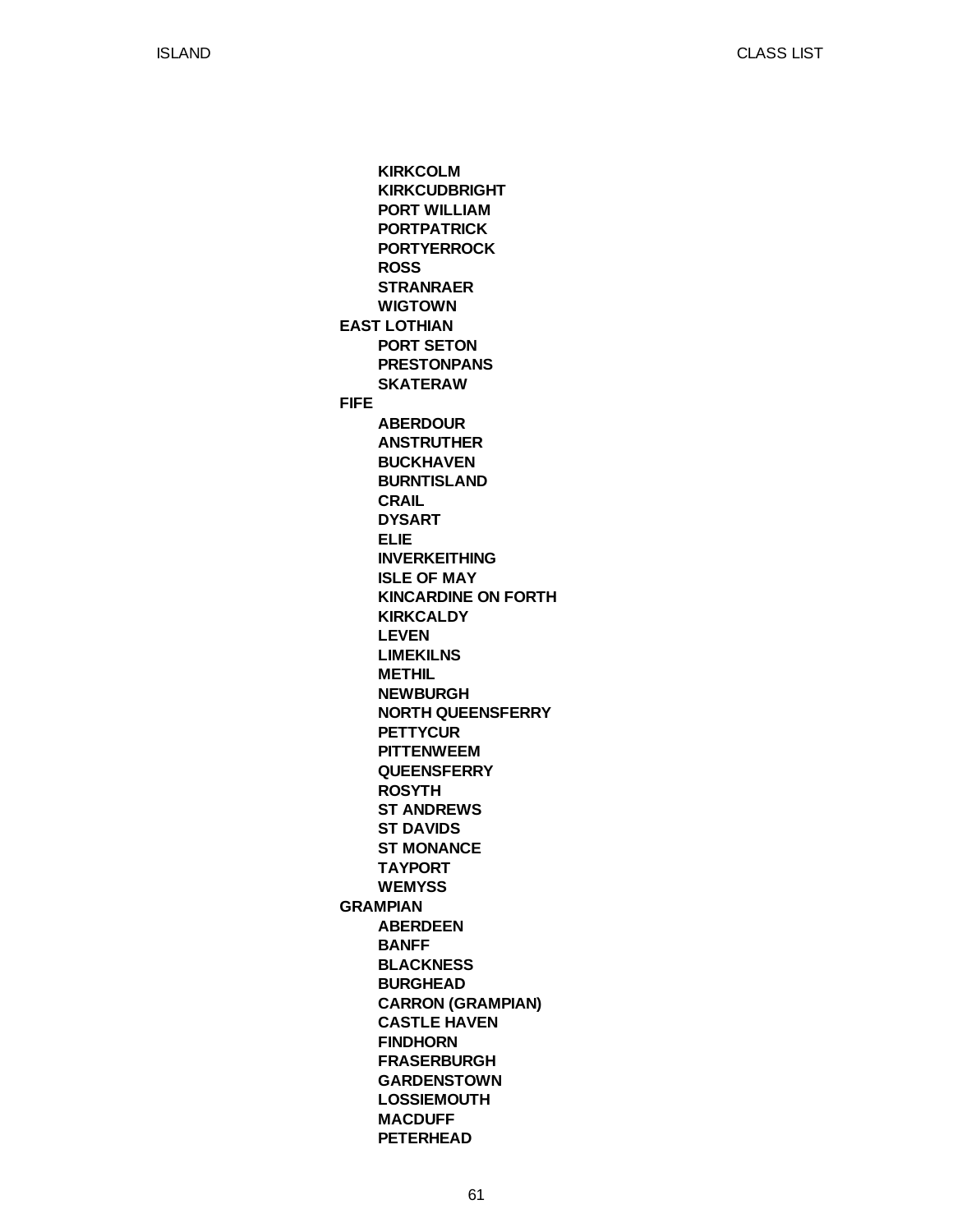- **KIRKCOLM**
- **KIRKCUDBRIGHT**
- **PORT WILLIAM**
- **PORTPATRICK**
- **PORTYERROCK**
- **ROSS**
- **STRANRAER**
- **WIGTOWN**

**EAST LOTHIAN**

- **PORT SETON**
- **PRESTONPANS**
- **SKATERAW**

**FIFE**

- **ABERDOUR**
- **ANSTRUTHER**
- **BUCKHAVEN**
- **BURNTISLAND**
- **CRAIL**
- **DYSART**
- **ELIE**
- **INVERKEITHING**
- **ISLE OF MAY**
- **KINCARDINE ON FORTH**
- **KIRKCALDY**
- **LEVEN**
- **LIMEKILNS**
- **METHIL**
- **NEWBURGH**
- **NORTH QUEENSFERRY**
- **PETTYCUR**
- **PITTENWEEM**
- **QUEENSFERRY**
- **ROSYTH**
- **ST ANDREWS**
- **ST DAVIDS**
- **ST MONANCE**
- **TAYPORT**
- **WEMYSS**

**GRAMPIAN**

- **ABERDEEN**
- **BANFF**
- **BLACKNESS**
- **BURGHEAD**
- **CARRON (GRAMPIAN)**
- **CASTLE HAVEN**
- **FINDHORN**
- **FRASERBURGH**
- **GARDENSTOWN**
- **LOSSIEMOUTH**
- **MACDUFF**
- **PETERHEAD**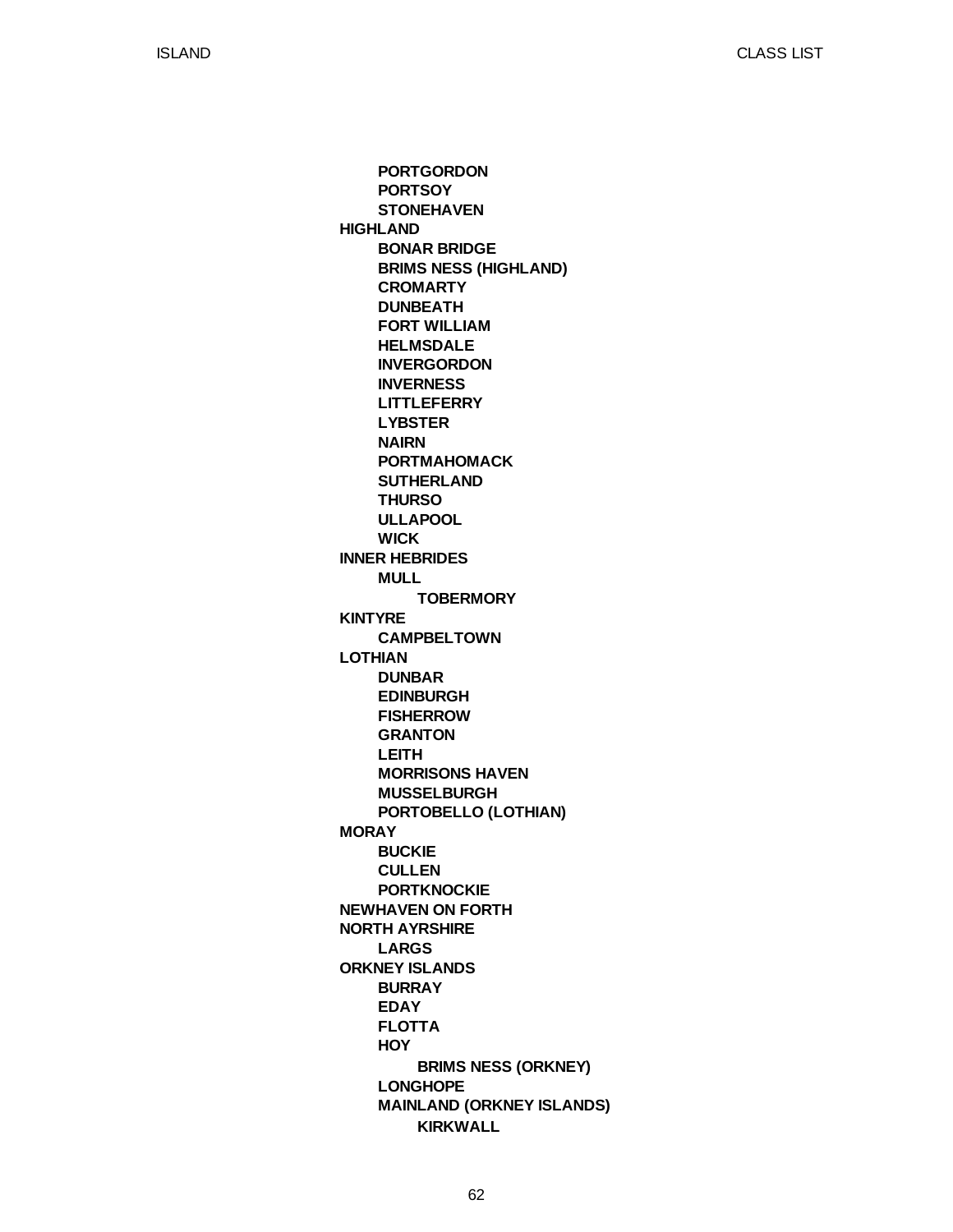- **PORTGORDON**
- **PORTSOY**
- **STONEHAVEN**

**HIGHLAND**

- **BONAR BRIDGE**
- **BRIMS NESS (HIGHLAND)**
- **CROMARTY**
- **DUNBEATH**
- **FORT WILLIAM**
- **HELMSDALE**
- **INVERGORDON**
- **INVERNESS**
- **LITTLEFERRY**
- **LYBSTER**
- **NAIRN**
- **PORTMAHOMACK**
- **SUTHERLAND**
- **THURSO**
- **ULLAPOOL**
- **WICK**

**INNER HEBRIDES**

- **MULL**
  - **TOBERMORY**

**KINTYRE**

- **CAMPBELTOWN**

**LOTHIAN**

- **DUNBAR**
- **EDINBURGH**
- **FISHERROW**
- **GRANTON**
- **LEITH**
- **MORRISONS HAVEN**
- **MUSSELBURGH**
- **PORTOBELLO (LOTHIAN)**

**MORAY**

- **BUCKIE**
- **CULLEN**
- **PORTKNOCKIE**

**NEWHAVEN ON FORTH**

**NORTH AYRSHIRE**

- **LARGS**

**ORKNEY ISLANDS**

- **BURRAY**
- **EDAY**
- **FLOTTA**
- **HOY**
  - **BRIMS NESS (ORKNEY)**
- **LONGHOPE**
- **MAINLAND (ORKNEY ISLANDS)**
  - **KIRKWALL**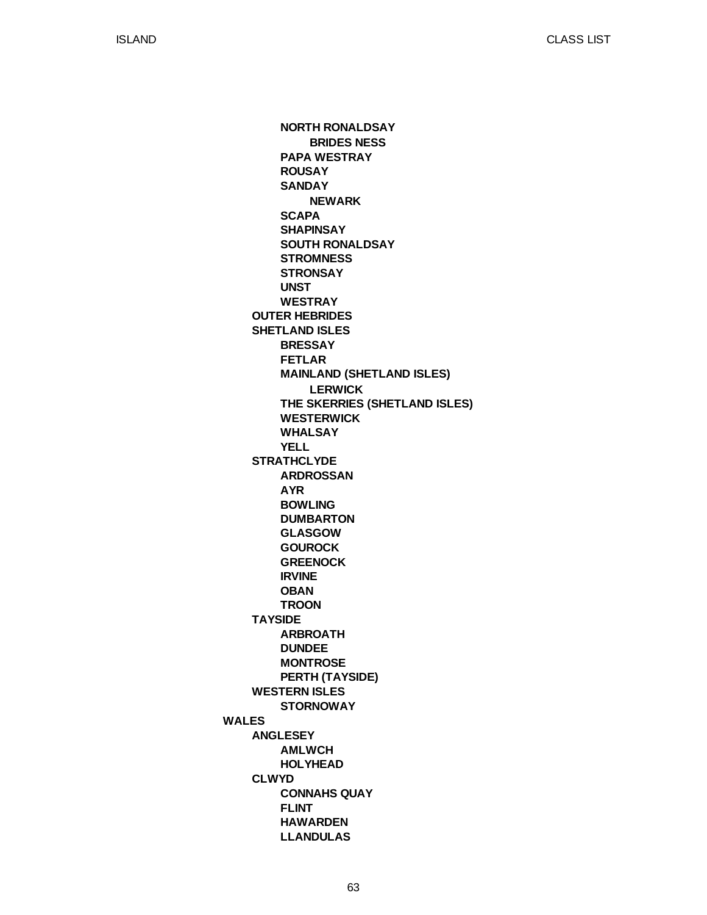- **NORTH RONALDSAY**
  - **BRIDES NESS**
- **PAPA WESTRAY**
- **ROUSAY**
- **SANDAY**
  - **NEWARK**
- **SCAPA**
- **SHAPINSAY**
- **SOUTH RONALDSAY**
- **STROMNESS**
- **STRONSAY**
- **UNST**
- **WESTRAY**

**OUTER HEBRIDES**

**SHETLAND ISLES**

- **BRESSAY**
- **FETLAR**
- **MAINLAND (SHETLAND ISLES)**
  - **LERWICK**
- **THE SKERRIES (SHETLAND ISLES)**
- **WESTERWICK**
- **WHALSAY**
- **YELL**

**STRATHCLYDE**

- **ARDROSSAN**
- **AYR**
- **BOWLING**
- **DUMBARTON**
- **GLASGOW**
- **GOUROCK**
- **GREENOCK**
- **IRVINE**
- **OBAN**
- **TROON**

**TAYSIDE**

- **ARBROATH**
- **DUNDEE**
- **MONTROSE**
- **PERTH (TAYSIDE)**

**WESTERN ISLES**

- **STORNOWAY**

**WALES**

**ANGLESEY**

- **AMLWCH**
- **HOLYHEAD**

**CLWYD**

- **CONNAHS QUAY**
- **FLINT**
- **HAWARDEN**
- **LLANDULAS**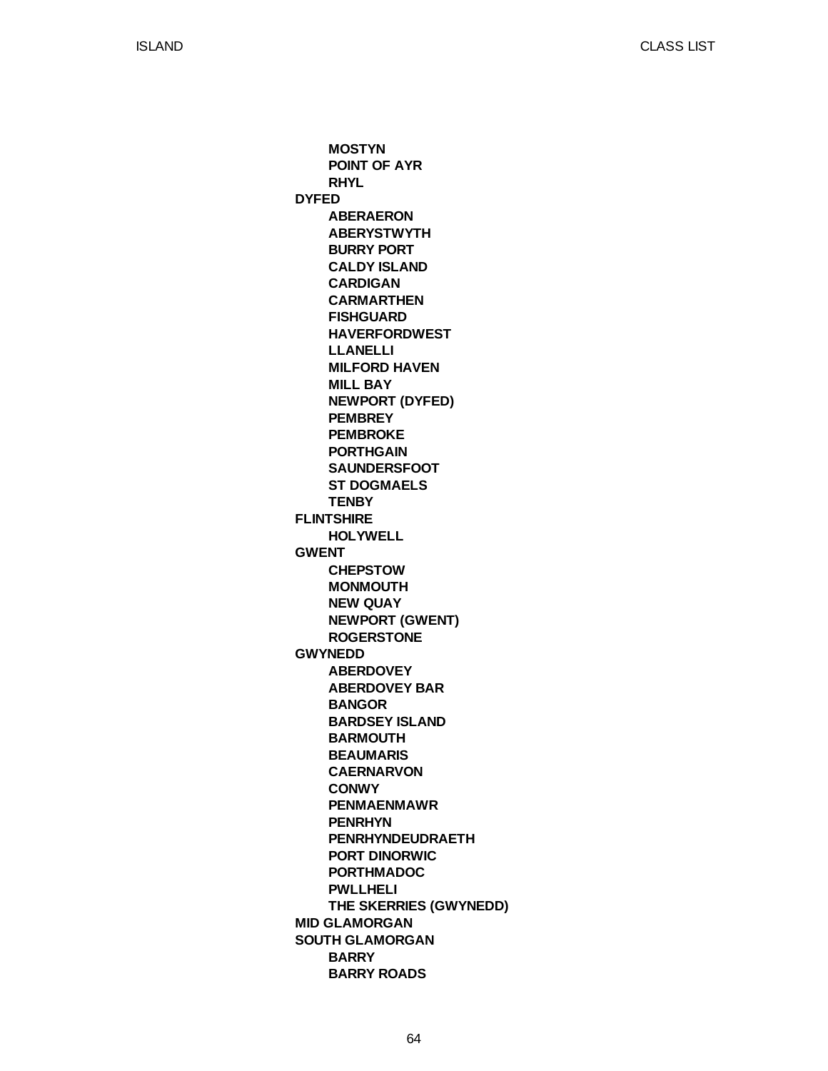- **MOSTYN**
- **POINT OF AYR**
- **RHYL**

**DYFED**

- **ABERAERON**
- **ABERYSTWYTH**
- **BURRY PORT**
- **CALDY ISLAND**
- **CARDIGAN**
- **CARMARTHEN**
- **FISHGUARD**
- **HAVERFORDWEST**
- **LLANELLI**
- **MILFORD HAVEN**
- **MILL BAY**
- **NEWPORT (DYFED)**
- **PEMBREY**
- **PEMBROKE**
- **PORTHGAIN**
- **SAUNDERSFOOT**
- **ST DOGMAELS**
- **TENBY**

**FLINTSHIRE**

- **HOLYWELL**

**GWENT**

- **CHEPSTOW**
- **MONMOUTH**
- **NEW QUAY**
- **NEWPORT (GWENT)**
- **ROGERSTONE**

**GWYNEDD**

- **ABERDOVEY**
- **ABERDOVEY BAR**
- **BANGOR**
- **BARDSEY ISLAND**
- **BARMOUTH**
- **BEAUMARIS**
- **CAERNARVON**
- **CONWY**
- **PENMAENMAWR**
- **PENRHYN**
- **PENRHYNDEUDRAETH**
- **PORT DINORWIC**
- **PORTHMADOC**
- **PWLLHELI**
- **THE SKERRIES (GWYNEDD)**

**MID GLAMORGAN**

**SOUTH GLAMORGAN**

- **BARRY**
- **BARRY ROADS**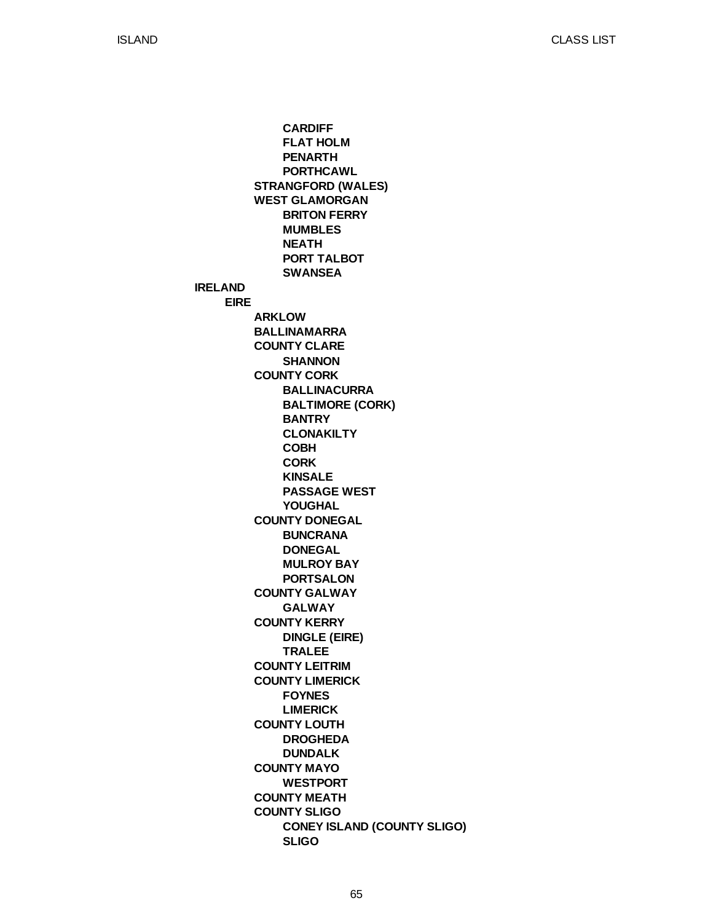- **CARDIFF**
- **FLAT HOLM**
- **PENARTH**
- **PORTHCAWL**

**STRANGFORD (WALES)**

**WEST GLAMORGAN**

- **BRITON FERRY**
- **MUMBLES**
- **NEATH**
- **PORT TALBOT**
- **SWANSEA**

**IRELAND**

**EIRE**

**ARKLOW**

**BALLINAMARRA**

**COUNTY CLARE**

- **SHANNON**

**COUNTY CORK**

- **BALLINACURRA**
- **BALTIMORE (CORK)**
- **BANTRY**
- **CLONAKILTY**
- **COBH**
- **CORK**
- **KINSALE**
- **PASSAGE WEST**
- **YOUGHAL**

**COUNTY DONEGAL**

- **BUNCRANA**
- **DONEGAL**
- **MULROY BAY**
- **PORTSALON**

**COUNTY GALWAY**

- **GALWAY**

**COUNTY KERRY**

- **DINGLE (EIRE)**
- **TRALEE**

**COUNTY LEITRIM**

**COUNTY LIMERICK**

- **FOYNES**
- **LIMERICK**

**COUNTY LOUTH**

- **DROGHEDA**
- **DUNDALK**

**COUNTY MAYO**

- **WESTPORT**

**COUNTY MEATH**

**COUNTY SLIGO**

- **CONEY ISLAND (COUNTY SLIGO)**
- **SLIGO**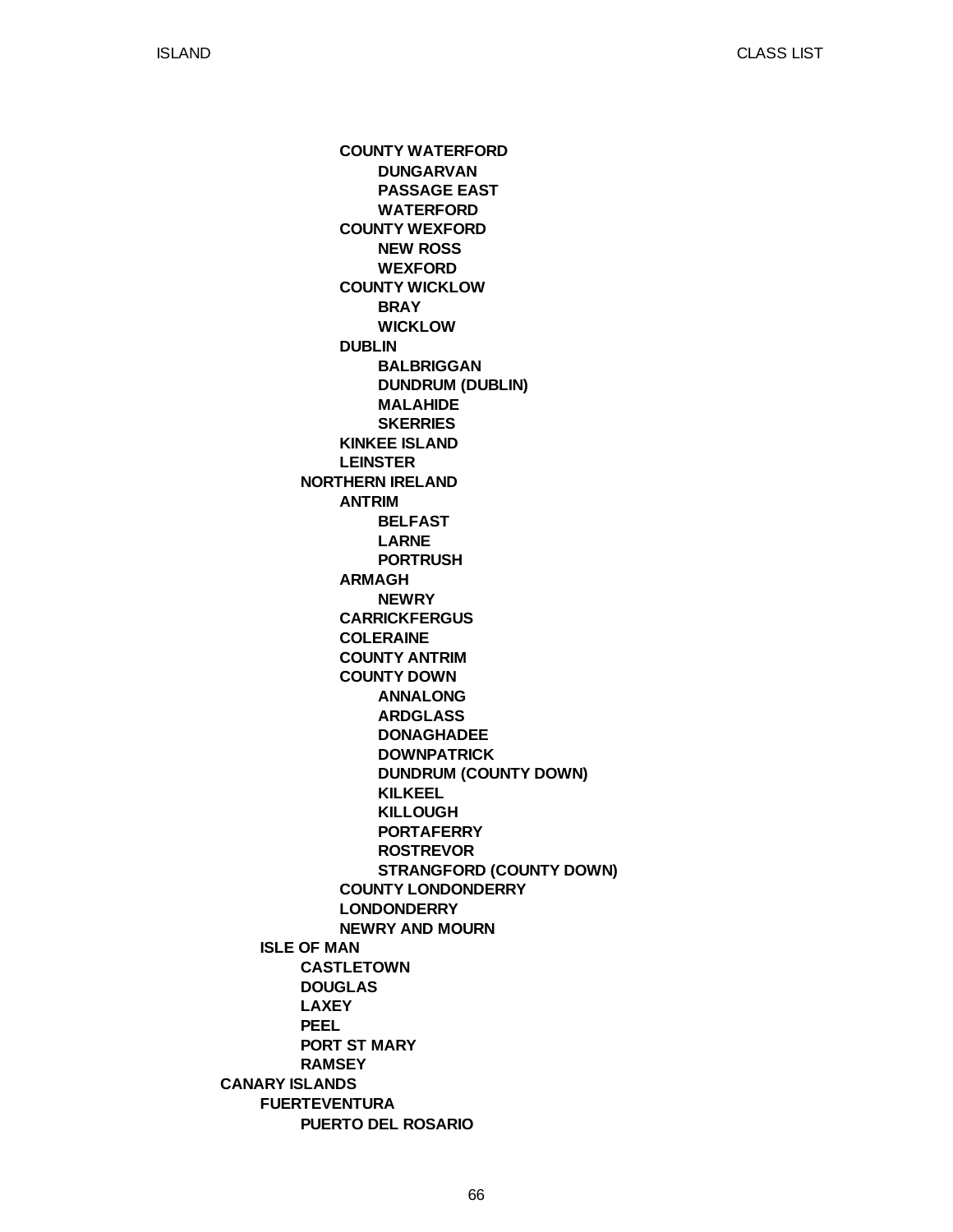- **COUNTY WATERFORD**
  - **DUNGARVAN**
  - **PASSAGE EAST**
  - **WATERFORD**
- **COUNTY WEXFORD**
  - **NEW ROSS**
  - **WEXFORD**
- **COUNTY WICKLOW**
  - **BRAY**
  - **WICKLOW**
- **DUBLIN**
  - **BALBRIGGAN**
  - **DUNDRUM (DUBLIN)**
  - **MALAHIDE**
  - **SKERRIES**
- **KINKEE ISLAND**
- **LEINSTER**

**NORTHERN IRELAND**

- **ANTRIM**
  - **BELFAST**
  - **LARNE**
  - **PORTRUSH**
- **ARMAGH**
  - **NEWRY**
- **CARRICKFERGUS**
- **COLERAINE**
- **COUNTY ANTRIM**
- **COUNTY DOWN**
  - **ANNALONG**
  - **ARDGLASS**
  - **DONAGHADEE**
  - **DOWNPATRICK**
  - **DUNDRUM (COUNTY DOWN)**
  - **KILKEEL**
  - **KILLOUGH**
  - **PORTAFERRY**
  - **ROSTREVOR**
  - **STRANGFORD (COUNTY DOWN)**
- **COUNTY LONDONDERRY**
- **LONDONDERRY**
- **NEWRY AND MOURN**

**ISLE OF MAN**

- **CASTLETOWN**
- **DOUGLAS**
- **LAXEY**
- **PEEL**
- **PORT ST MARY**
- **RAMSEY**

**CANARY ISLANDS**

- **FUERTEVENTURA**
  - **PUERTO DEL ROSARIO**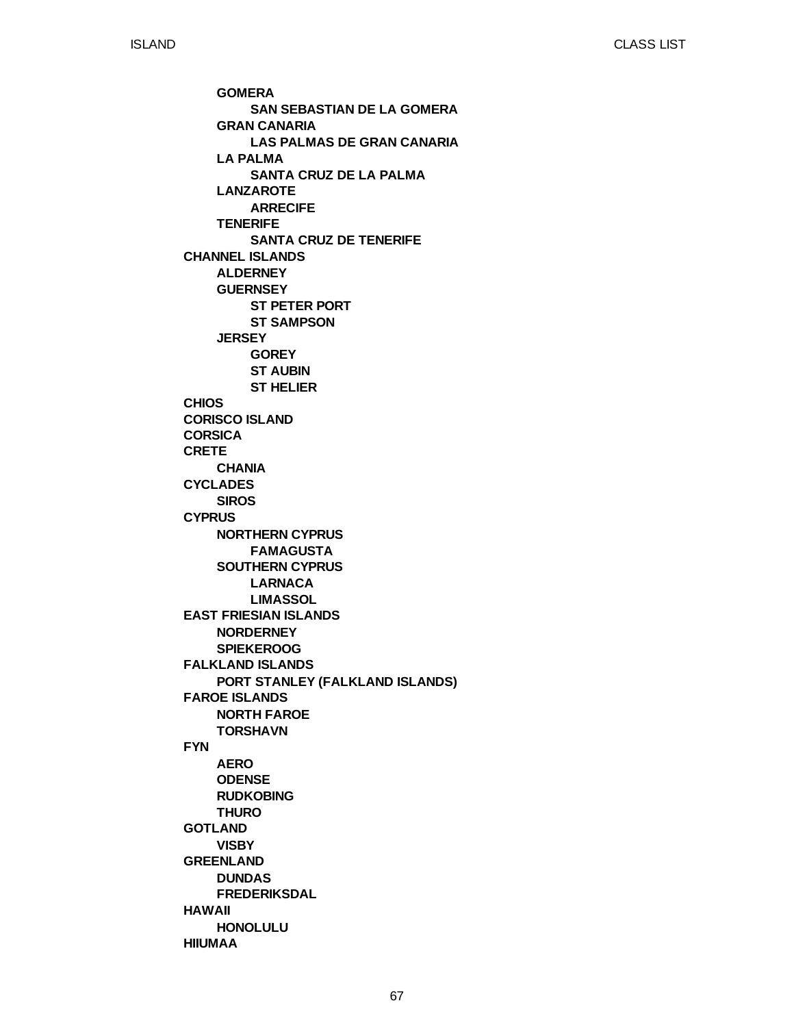- GOMERA
  - SAN SEBASTIAN DE LA GOMERA
- GRAN CANARIA
  - LAS PALMAS DE GRAN CANARIA
- LA PALMA
  - SANTA CRUZ DE LA PALMA
- LANZAROTE
  - ARRECIFE
- TENERIFE
  - SANTA CRUZ DE TENERIFE

**CHANNEL ISLANDS**
- ALDERNEY
- GUERNSEY
  - ST PETER PORT
  - ST SAMPSON
- JERSEY
  - GOREY
  - ST AUBIN
  - ST HELIER

**CHIOS**

**CORISCO ISLAND**

**CORSICA**

**CRETE**
- CHANIA

**CYCLADES**
- SIROS

**CYPRUS**
- NORTHERN CYPRUS
  - FAMAGUSTA
- SOUTHERN CYPRUS
  - LARNACA
  - LIMASSOL

**EAST FRIESIAN ISLANDS**
- NORDERNEY
- SPIEKEROOG

**FALKLAND ISLANDS**
- PORT STANLEY (FALKLAND ISLANDS)

**FAROE ISLANDS**
- NORTH FAROE
- TORSHAVN

**FYN**
- AERO
- ODENSE
- RUDKOBING
- THURO

**GOTLAND**
- VISBY

**GREENLAND**
- DUNDAS
- FREDERIKSDAL

**HAWAII**
- HONOLULU

**HIIUMAA**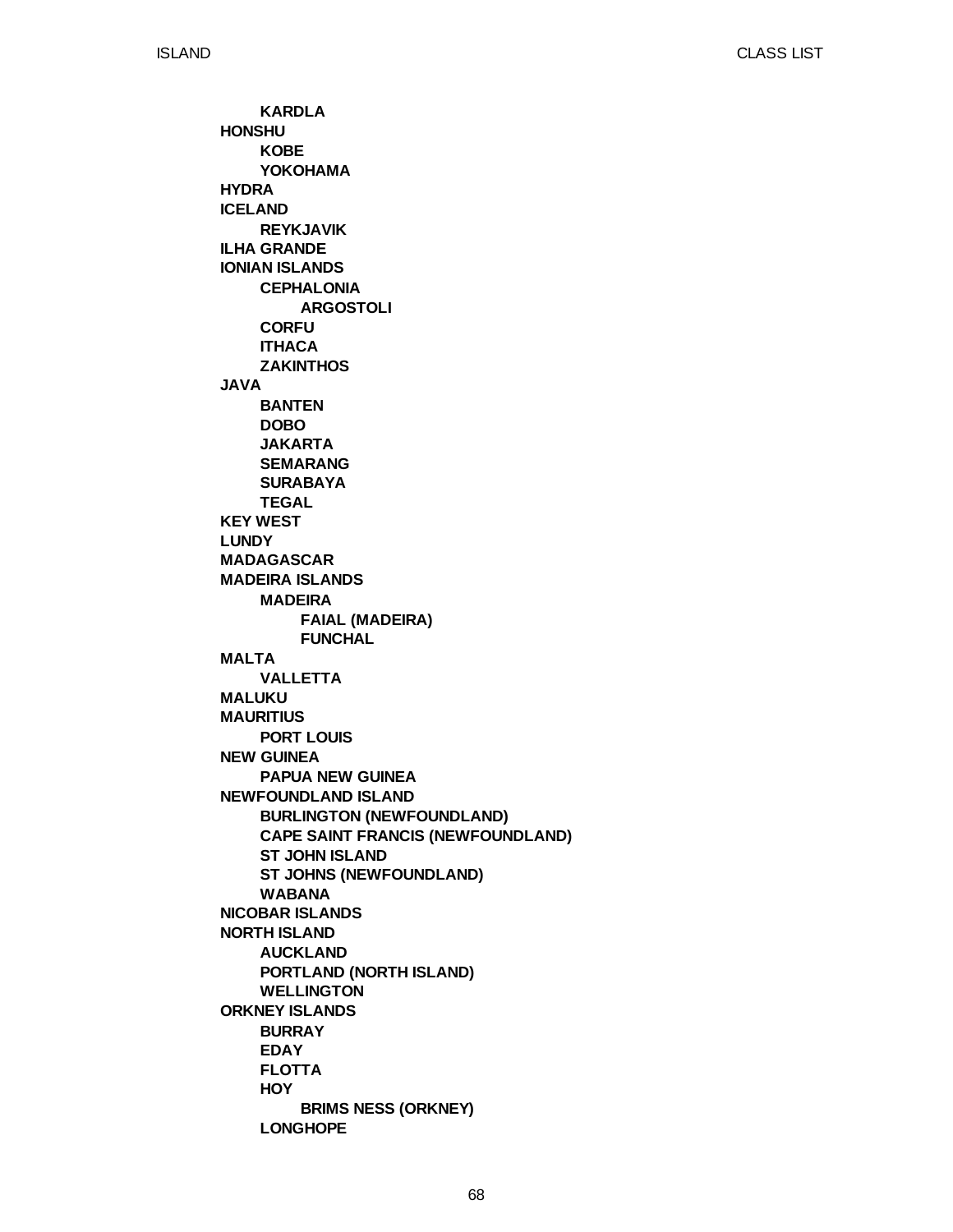- **KARDLA**

- **HONSHU**
  - **KOBE**
  - **YOKOHAMA**
- **HYDRA**
- **ICELAND**
  - **REYKJAVIK**
- **ILHA GRANDE**
- **IONIAN ISLANDS**
  - **CEPHALONIA**
    - **ARGOSTOLI**
  - **CORFU**
  - **ITHACA**
  - **ZAKINTHOS**
- **JAVA**
  - **BANTEN**
  - **DOBO**
  - **JAKARTA**
  - **SEMARANG**
  - **SURABAYA**
  - **TEGAL**
- **KEY WEST**
- **LUNDY**
- **MADAGASCAR**
- **MADEIRA ISLANDS**
  - **MADEIRA**
    - **FAIAL (MADEIRA)**
    - **FUNCHAL**
- **MALTA**
  - **VALLETTA**
- **MALUKU**
- **MAURITIUS**
  - **PORT LOUIS**
- **NEW GUINEA**
  - **PAPUA NEW GUINEA**
- **NEWFOUNDLAND ISLAND**
  - **BURLINGTON (NEWFOUNDLAND)**
  - **CAPE SAINT FRANCIS (NEWFOUNDLAND)**
  - **ST JOHN ISLAND**
  - **ST JOHNS (NEWFOUNDLAND)**
  - **WABANA**
- **NICOBAR ISLANDS**
- **NORTH ISLAND**
  - **AUCKLAND**
  - **PORTLAND (NORTH ISLAND)**
  - **WELLINGTON**
- **ORKNEY ISLANDS**
  - **BURRAY**
  - **EDAY**
  - **FLOTTA**
  - **HOY**
    - **BRIMS NESS (ORKNEY)**
  - **LONGHOPE**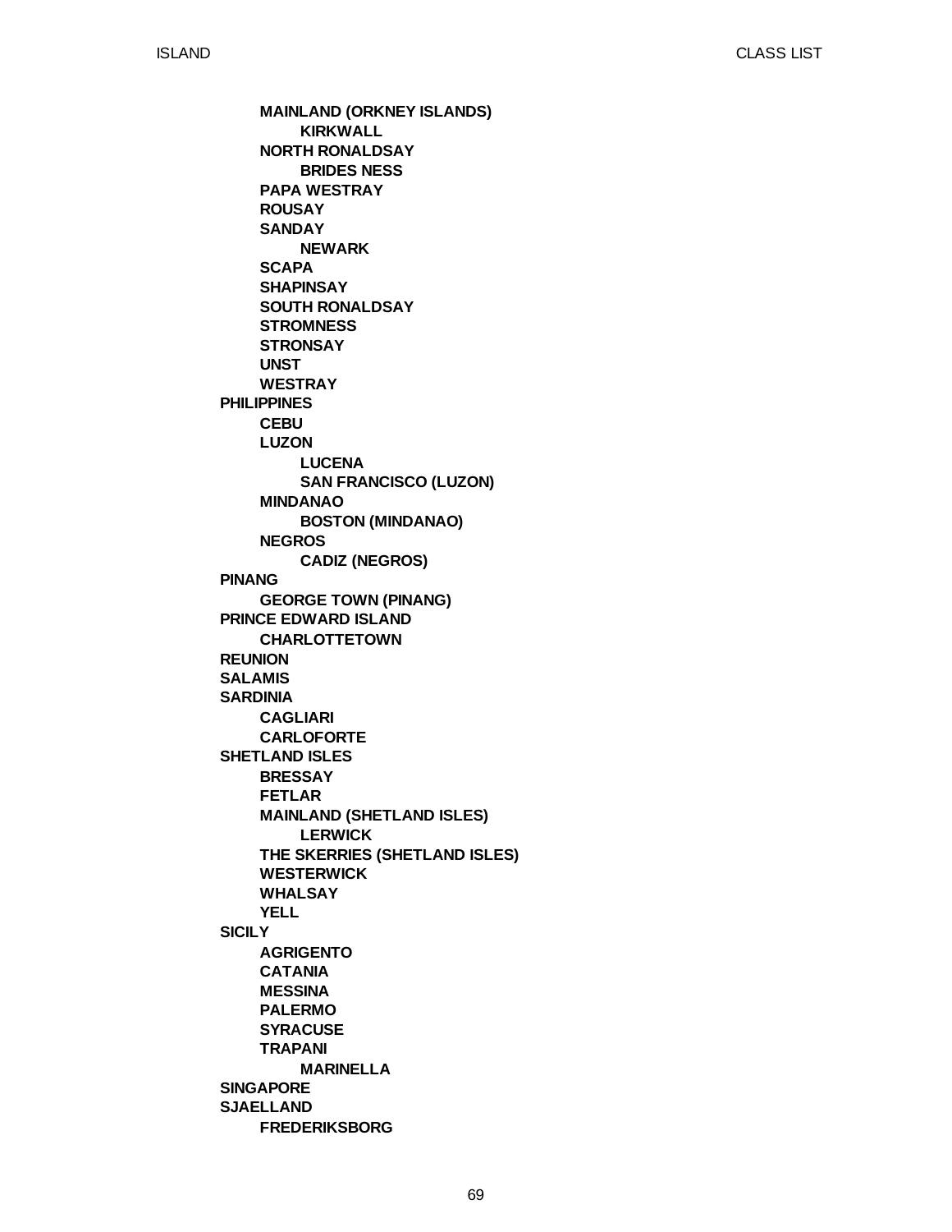- **MAINLAND (ORKNEY ISLANDS)**
  - **KIRKWALL**
- **NORTH RONALDSAY**
  - **BRIDES NESS**
- **PAPA WESTRAY**
- **ROUSAY**
- **SANDAY**
  - **NEWARK**
- **SCAPA**
- **SHAPINSAY**
- **SOUTH RONALDSAY**
- **STROMNESS**
- **STRONSAY**
- **UNST**
- **WESTRAY**

**PHILIPPINES**
- **CEBU**
- **LUZON**
  - **LUCENA**
  - **SAN FRANCISCO (LUZON)**
- **MINDANAO**
  - **BOSTON (MINDANAO)**
- **NEGROS**
  - **CADIZ (NEGROS)**

**PINANG**
- **GEORGE TOWN (PINANG)**

**PRINCE EDWARD ISLAND**
- **CHARLOTTETOWN**

**REUNION**

**SALAMIS**

**SARDINIA**
- **CAGLIARI**
- **CARLOFORTE**

**SHETLAND ISLES**
- **BRESSAY**
- **FETLAR**
- **MAINLAND (SHETLAND ISLES)**
  - **LERWICK**
- **THE SKERRIES (SHETLAND ISLES)**
- **WESTERWICK**
- **WHALSAY**
- **YELL**

**SICILY**
- **AGRIGENTO**
- **CATANIA**
- **MESSINA**
- **PALERMO**
- **SYRACUSE**
- **TRAPANI**
  - **MARINELLA**

**SINGAPORE**

**SJAELLAND**
- **FREDERIKSBORG**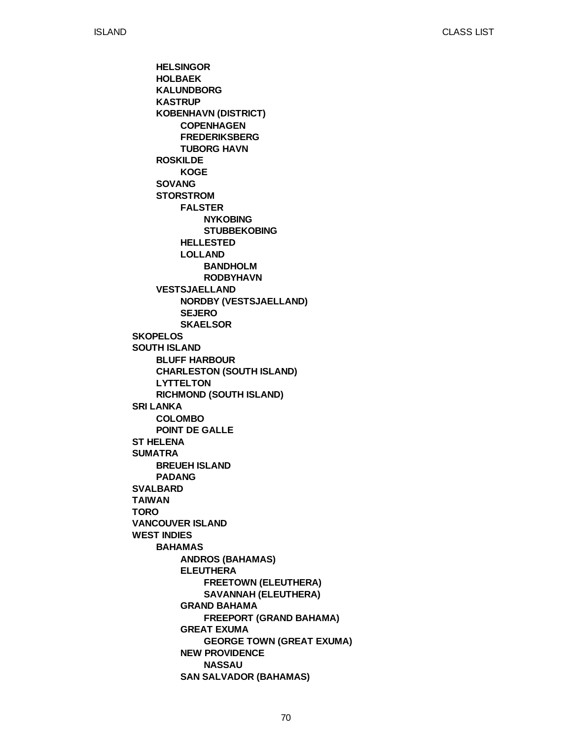- **HELSINGOR**
- **HOLBAEK**
- **KALUNDBORG**
- **KASTRUP**
- **KOBENHAVN (DISTRICT)**
    - **COPENHAGEN**
    - **FREDERIKSBERG**
    - **TUBORG HAVN**
- **ROSKILDE**
    - **KOGE**
- **SOVANG**
- **STORSTROM**
    - **FALSTER**
        - **NYKOBING**
        - **STUBBEKOBING**
    - **HELLESTED**
    - **LOLLAND**
        - **BANDHOLM**
        - **RODBYHAVN**
- **VESTSJAELLAND**
    - **NORDBY (VESTSJAELLAND)**
    - **SEJERO**
    - **SKAELSOR**

**SKOPELOS**

**SOUTH ISLAND**
- **BLUFF HARBOUR**
- **CHARLESTON (SOUTH ISLAND)**
- **LYTTELTON**
- **RICHMOND (SOUTH ISLAND)**

**SRI LANKA**
- **COLOMBO**
- **POINT DE GALLE**

**ST HELENA**

**SUMATRA**
- **BREUEH ISLAND**
- **PADANG**

**SVALBARD**

**TAIWAN**

**TORO**

**VANCOUVER ISLAND**

**WEST INDIES**
- **BAHAMAS**
    - **ANDROS (BAHAMAS)**
    - **ELEUTHERA**
        - **FREETOWN (ELEUTHERA)**
        - **SAVANNAH (ELEUTHERA)**
    - **GRAND BAHAMA**
        - **FREEPORT (GRAND BAHAMA)**
    - **GREAT EXUMA**
        - **GEORGE TOWN (GREAT EXUMA)**
    - **NEW PROVIDENCE**
        - **NASSAU**
    - **SAN SALVADOR (BAHAMAS)**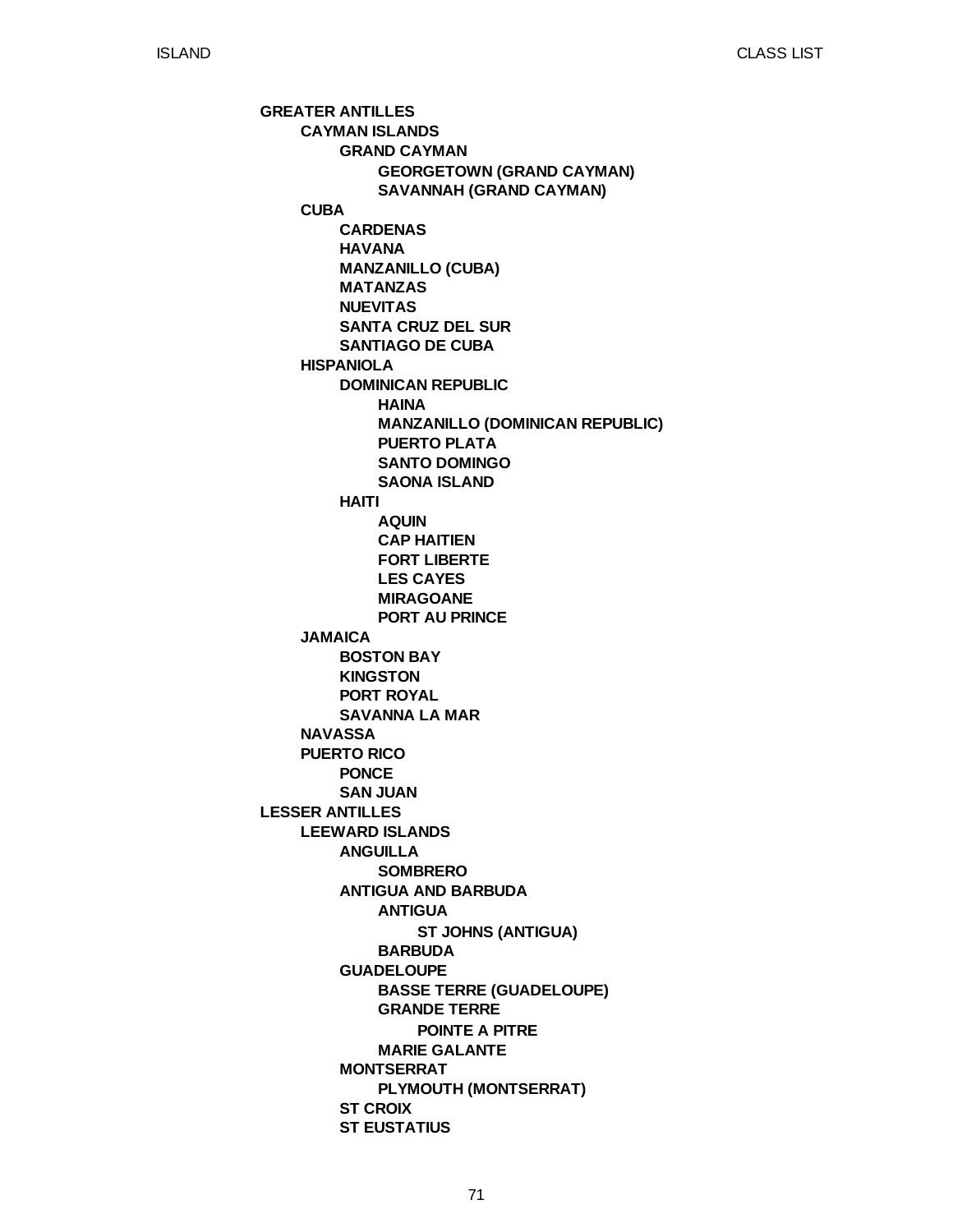- **GREATER ANTILLES**
  - **CAYMAN ISLANDS**
    - **GRAND CAYMAN**
      - **GEORGETOWN (GRAND CAYMAN)**
      - **SAVANNAH (GRAND CAYMAN)**
  - **CUBA**
    - **CARDENAS**
    - **HAVANA**
    - **MANZANILLO (CUBA)**
    - **MATANZAS**
    - **NUEVITAS**
    - **SANTA CRUZ DEL SUR**
    - **SANTIAGO DE CUBA**
  - **HISPANIOLA**
    - **DOMINICAN REPUBLIC**
      - **HAINA**
      - **MANZANILLO (DOMINICAN REPUBLIC)**
      - **PUERTO PLATA**
      - **SANTO DOMINGO**
      - **SAONA ISLAND**
    - **HAITI**
      - **AQUIN**
      - **CAP HAITIEN**
      - **FORT LIBERTE**
      - **LES CAYES**
      - **MIRAGOANE**
      - **PORT AU PRINCE**
  - **JAMAICA**
    - **BOSTON BAY**
    - **KINGSTON**
    - **PORT ROYAL**
    - **SAVANNA LA MAR**
  - **NAVASSA**
  - **PUERTO RICO**
    - **PONCE**
    - **SAN JUAN**
- **LESSER ANTILLES**
  - **LEEWARD ISLANDS**
    - **ANGUILLA**
      - **SOMBRERO**
    - **ANTIGUA AND BARBUDA**
      - **ANTIGUA**
        - **ST JOHNS (ANTIGUA)**
      - **BARBUDA**
    - **GUADELOUPE**
      - **BASSE TERRE (GUADELOUPE)**
      - **GRANDE TERRE**
        - **POINTE A PITRE**
      - **MARIE GALANTE**
    - **MONTSERRAT**
      - **PLYMOUTH (MONTSERRAT)**
    - **ST CROIX**
    - **ST EUSTATIUS**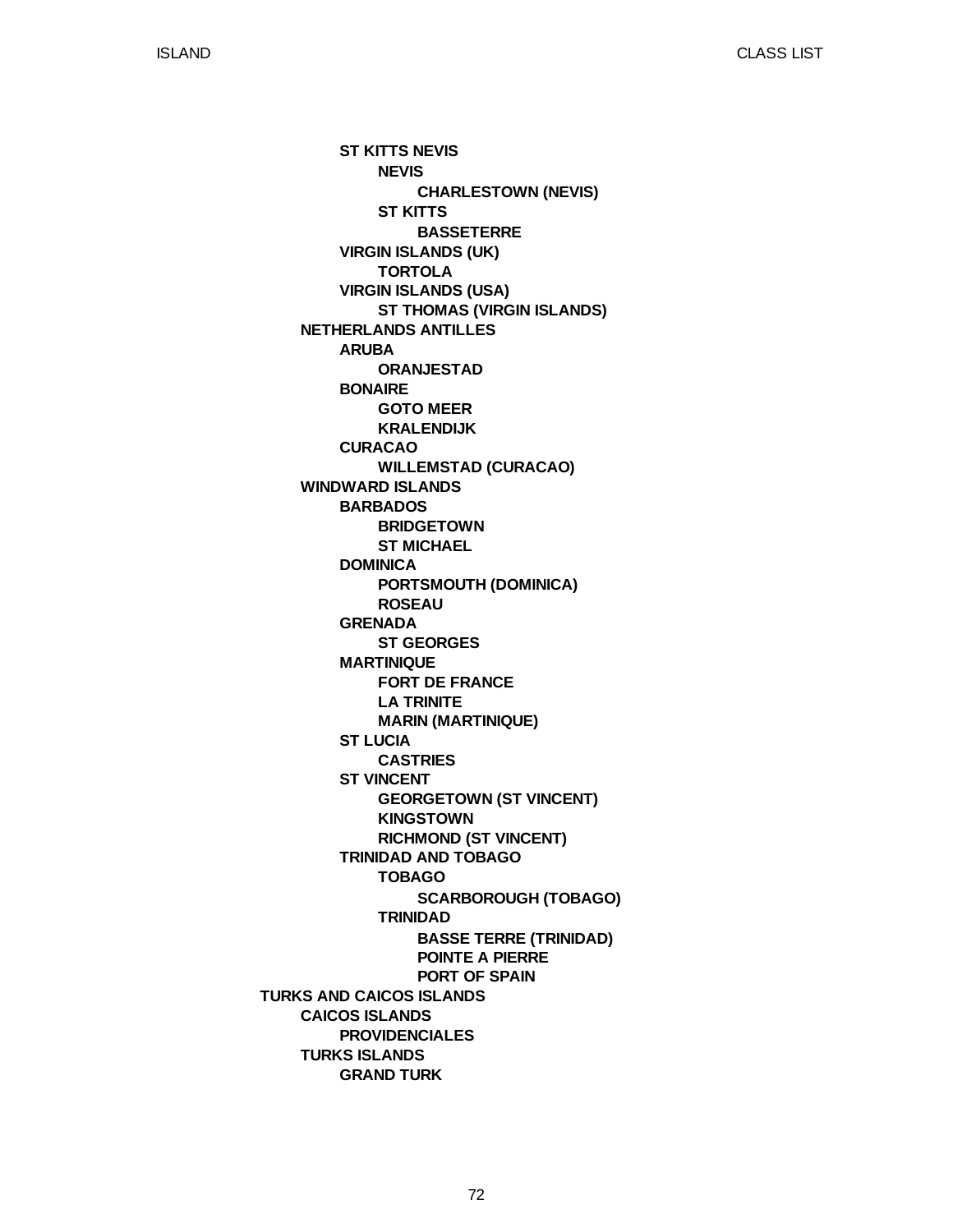- **TURKS AND CAICOS ISLANDS** (continued from previous levels)

Hierarchical list:

- **ST KITTS NEVIS**
  - **NEVIS**
    - **CHARLESTOWN (NEVIS)**
  - **ST KITTS**
    - **BASSETERRE**
- **VIRGIN ISLANDS (UK)**
  - **TORTOLA**
- **VIRGIN ISLANDS (USA)**
  - **ST THOMAS (VIRGIN ISLANDS)**

**NETHERLANDS ANTILLES**
- **ARUBA**
  - **ORANJESTAD**
- **BONAIRE**
  - **GOTO MEER**
  - **KRALENDIJK**
- **CURACAO**
  - **WILLEMSTAD (CURACAO)**

**WINDWARD ISLANDS**
- **BARBADOS**
  - **BRIDGETOWN**
  - **ST MICHAEL**
- **DOMINICA**
  - **PORTSMOUTH (DOMINICA)**
  - **ROSEAU**
- **GRENADA**
  - **ST GEORGES**
- **MARTINIQUE**
  - **FORT DE FRANCE**
  - **LA TRINITE**
  - **MARIN (MARTINIQUE)**
- **ST LUCIA**
  - **CASTRIES**
- **ST VINCENT**
  - **GEORGETOWN (ST VINCENT)**
  - **KINGSTOWN**
  - **RICHMOND (ST VINCENT)**
- **TRINIDAD AND TOBAGO**
  - **TOBAGO**
    - **SCARBOROUGH (TOBAGO)**
  - **TRINIDAD**
    - **BASSE TERRE (TRINIDAD)**
    - **POINTE A PIERRE**
    - **PORT OF SPAIN**

**TURKS AND CAICOS ISLANDS**
- **CAICOS ISLANDS**
  - **PROVIDENCIALES**
- **TURKS ISLANDS**
  - **GRAND TURK**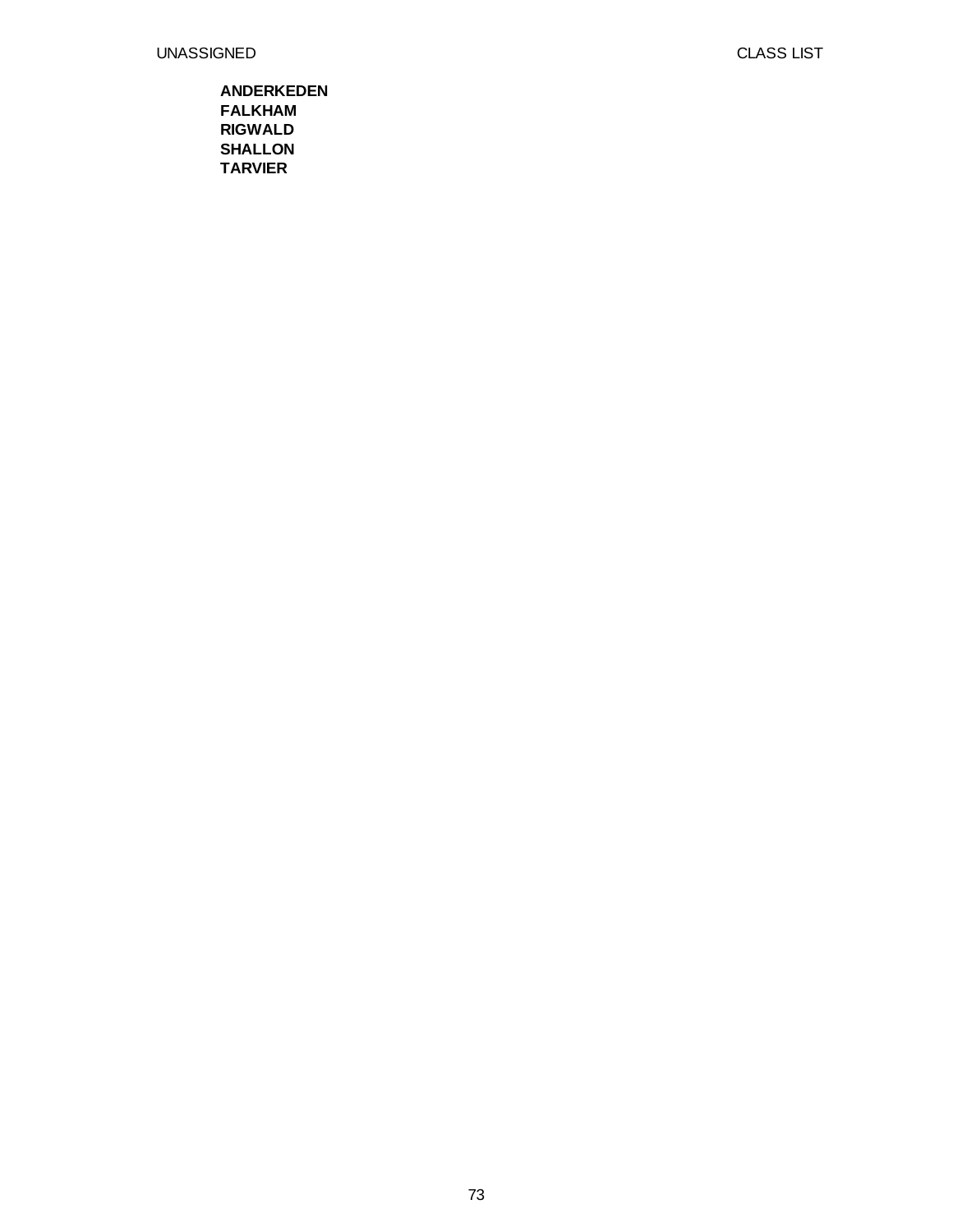**ANDERKEDEN**
**FALKHAM**
**RIGWALD**
**SHALLON**
**TARVIER**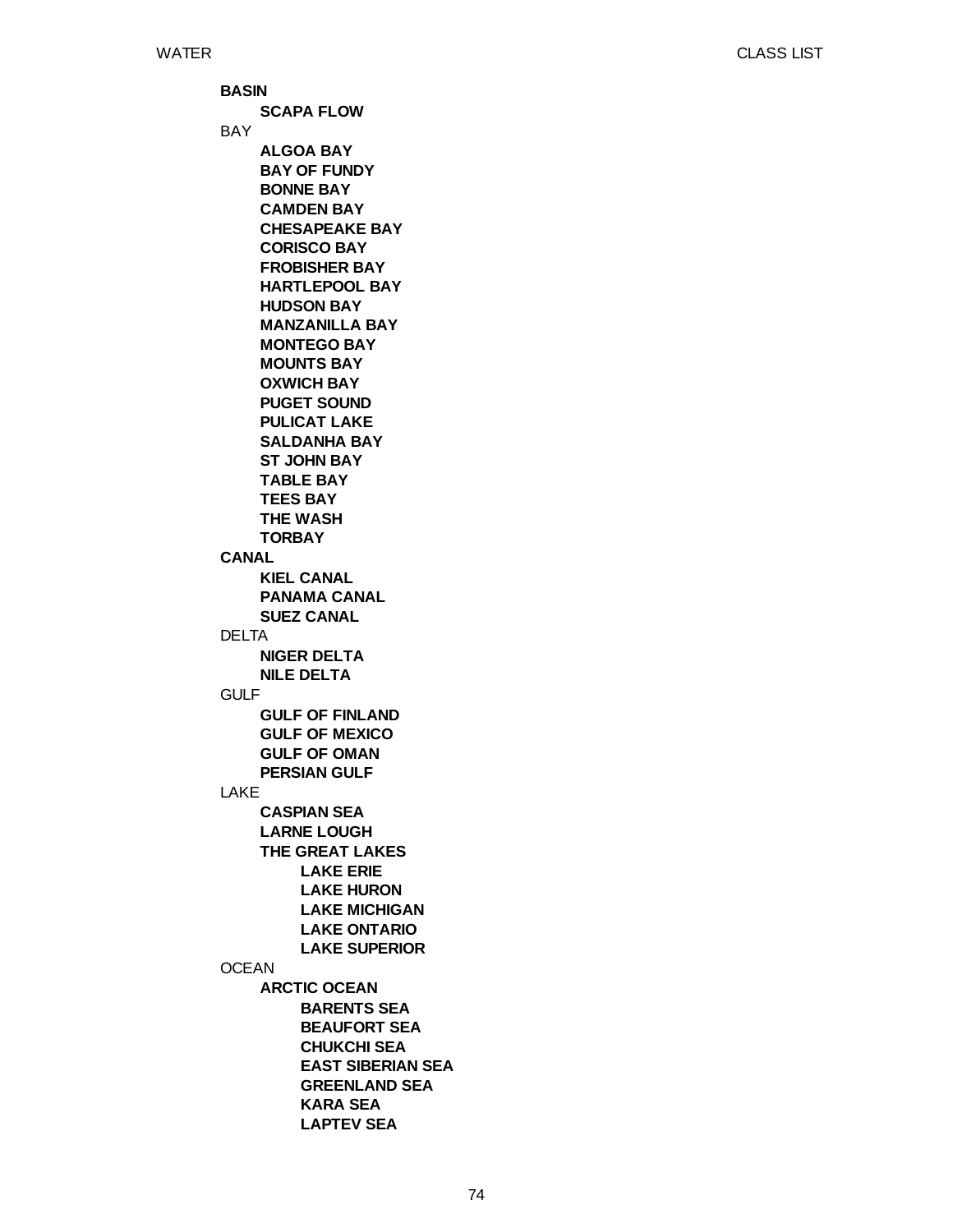**BASIN**

- **SCAPA FLOW**

BAY

- **ALGOA BAY**
- **BAY OF FUNDY**
- **BONNE BAY**
- **CAMDEN BAY**
- **CHESAPEAKE BAY**
- **CORISCO BAY**
- **FROBISHER BAY**
- **HARTLEPOOL BAY**
- **HUDSON BAY**
- **MANZANILLA BAY**
- **MONTEGO BAY**
- **MOUNTS BAY**
- **OXWICH BAY**
- **PUGET SOUND**
- **PULICAT LAKE**
- **SALDANHA BAY**
- **ST JOHN BAY**
- **TABLE BAY**
- **TEES BAY**
- **THE WASH**
- **TORBAY**

**CANAL**

- **KIEL CANAL**
- **PANAMA CANAL**
- **SUEZ CANAL**

DELTA

- **NIGER DELTA**
- **NILE DELTA**

GULF

- **GULF OF FINLAND**
- **GULF OF MEXICO**
- **GULF OF OMAN**
- **PERSIAN GULF**

LAKE

- **CASPIAN SEA**
- **LARNE LOUGH**
- **THE GREAT LAKES**
  - **LAKE ERIE**
  - **LAKE HURON**
  - **LAKE MICHIGAN**
  - **LAKE ONTARIO**
  - **LAKE SUPERIOR**

OCEAN

- **ARCTIC OCEAN**
  - **BARENTS SEA**
  - **BEAUFORT SEA**
  - **CHUKCHI SEA**
  - **EAST SIBERIAN SEA**
  - **GREENLAND SEA**
  - **KARA SEA**
  - **LAPTEV SEA**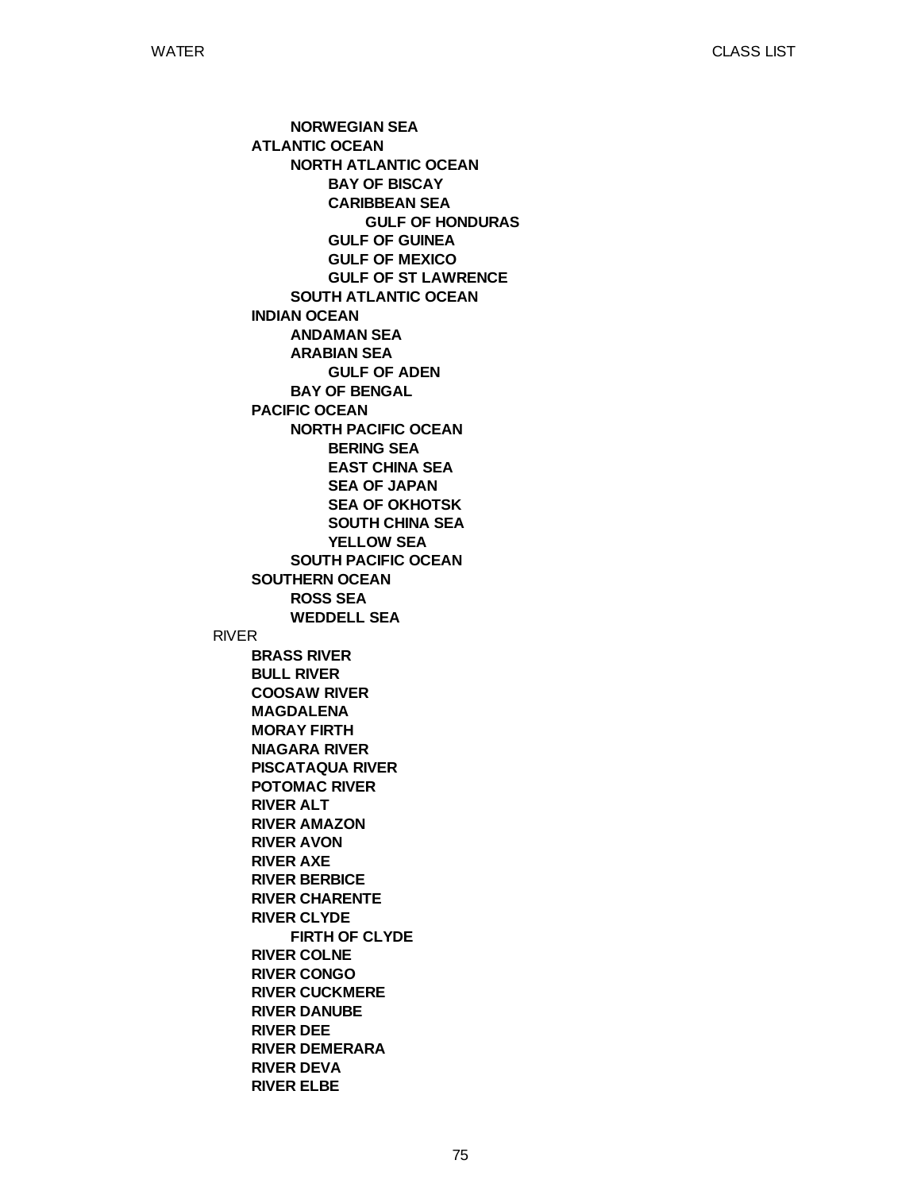- **NORWEGIAN SEA**
- **ATLANTIC OCEAN**
  - **NORTH ATLANTIC OCEAN**
    - **BAY OF BISCAY**
    - **CARIBBEAN SEA**
      - **GULF OF HONDURAS**
    - **GULF OF GUINEA**
    - **GULF OF MEXICO**
    - **GULF OF ST LAWRENCE**
  - **SOUTH ATLANTIC OCEAN**
- **INDIAN OCEAN**
  - **ANDAMAN SEA**
  - **ARABIAN SEA**
    - **GULF OF ADEN**
  - **BAY OF BENGAL**
- **PACIFIC OCEAN**
  - **NORTH PACIFIC OCEAN**
    - **BERING SEA**
    - **EAST CHINA SEA**
    - **SEA OF JAPAN**
    - **SEA OF OKHOTSK**
    - **SOUTH CHINA SEA**
    - **YELLOW SEA**
  - **SOUTH PACIFIC OCEAN**
- **SOUTHERN OCEAN**
  - **ROSS SEA**
  - **WEDDELL SEA**

RIVER

- **BRASS RIVER**
- **BULL RIVER**
- **COOSAW RIVER**
- **MAGDALENA**
- **MORAY FIRTH**
- **NIAGARA RIVER**
- **PISCATAQUA RIVER**
- **POTOMAC RIVER**
- **RIVER ALT**
- **RIVER AMAZON**
- **RIVER AVON**
- **RIVER AXE**
- **RIVER BERBICE**
- **RIVER CHARENTE**
- **RIVER CLYDE**
  - **FIRTH OF CLYDE**
- **RIVER COLNE**
- **RIVER CONGO**
- **RIVER CUCKMERE**
- **RIVER DANUBE**
- **RIVER DEE**
- **RIVER DEMERARA**
- **RIVER DEVA**
- **RIVER ELBE**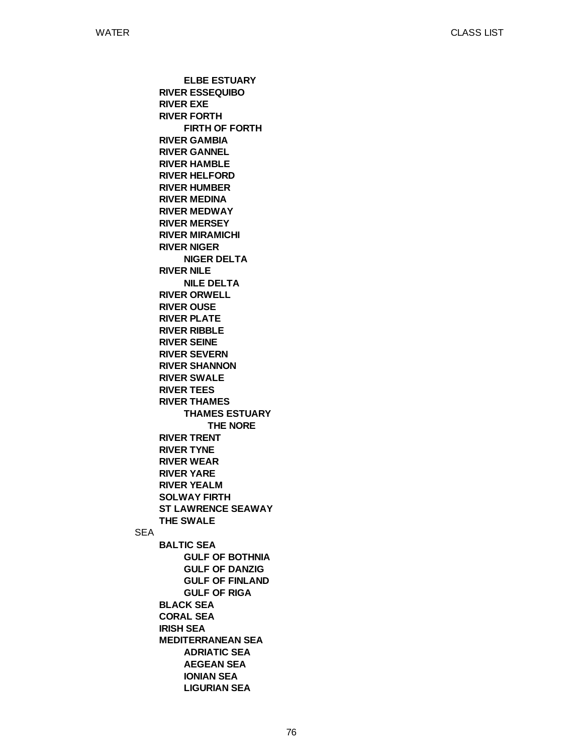- **ELBE ESTUARY**
- **RIVER ESSEQUIBO**
- **RIVER EXE**
- **RIVER FORTH**
  - **FIRTH OF FORTH**
- **RIVER GAMBIA**
- **RIVER GANNEL**
- **RIVER HAMBLE**
- **RIVER HELFORD**
- **RIVER HUMBER**
- **RIVER MEDINA**
- **RIVER MEDWAY**
- **RIVER MERSEY**
- **RIVER MIRAMICHI**
- **RIVER NIGER**
  - **NIGER DELTA**
- **RIVER NILE**
  - **NILE DELTA**
- **RIVER ORWELL**
- **RIVER OUSE**
- **RIVER PLATE**
- **RIVER RIBBLE**
- **RIVER SEINE**
- **RIVER SEVERN**
- **RIVER SHANNON**
- **RIVER SWALE**
- **RIVER TEES**
- **RIVER THAMES**
  - **THAMES ESTUARY**
    - **THE NORE**
- **RIVER TRENT**
- **RIVER TYNE**
- **RIVER WEAR**
- **RIVER YARE**
- **RIVER YEALM**
- **SOLWAY FIRTH**
- **ST LAWRENCE SEAWAY**
- **THE SWALE**

SEA

- **BALTIC SEA**
  - **GULF OF BOTHNIA**
  - **GULF OF DANZIG**
  - **GULF OF FINLAND**
  - **GULF OF RIGA**
- **BLACK SEA**
- **CORAL SEA**
- **IRISH SEA**
- **MEDITERRANEAN SEA**
  - **ADRIATIC SEA**
  - **AEGEAN SEA**
  - **IONIAN SEA**
  - **LIGURIAN SEA**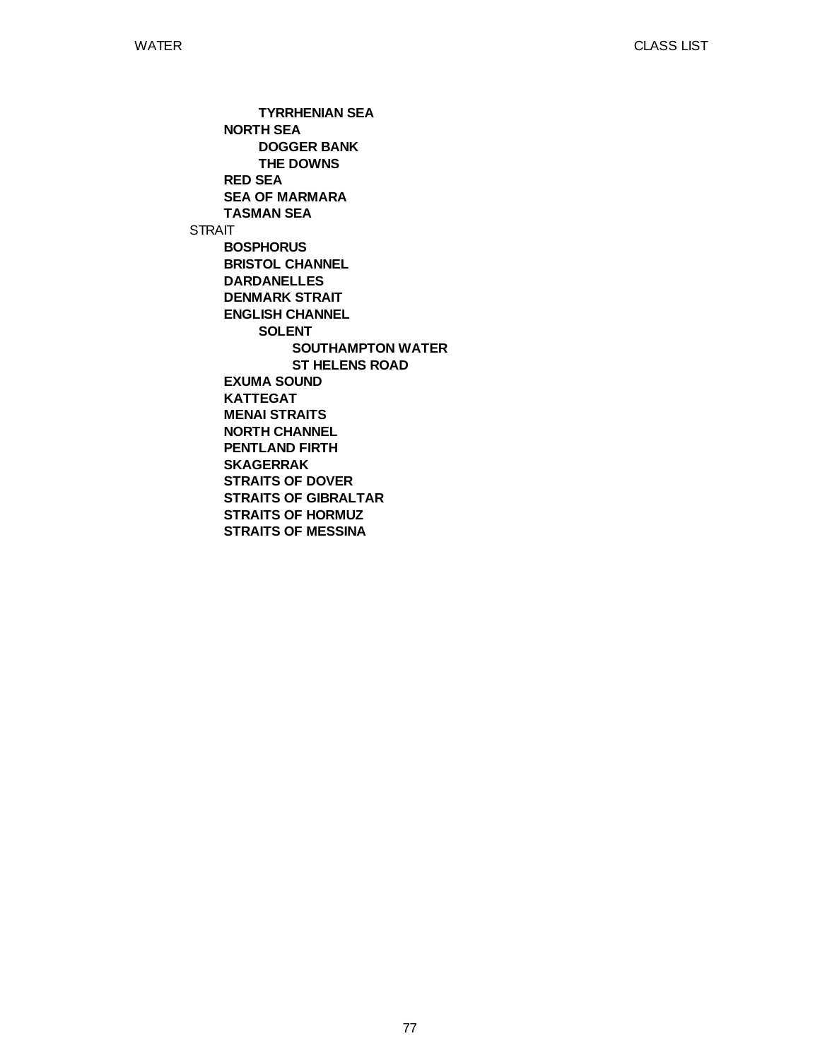- **TYRRHENIAN SEA**
- **NORTH SEA**
  - **DOGGER BANK**
  - **THE DOWNS**
- **RED SEA**
- **SEA OF MARMARA**
- **TASMAN SEA**

STRAIT

- **BOSPHORUS**
- **BRISTOL CHANNEL**
- **DARDANELLES**
- **DENMARK STRAIT**
- **ENGLISH CHANNEL**
  - **SOLENT**
    - **SOUTHAMPTON WATER**
    - **ST HELENS ROAD**
- **EXUMA SOUND**
- **KATTEGAT**
- **MENAI STRAITS**
- **NORTH CHANNEL**
- **PENTLAND FIRTH**
- **SKAGERRAK**
- **STRAITS OF DOVER**
- **STRAITS OF GIBRALTAR**
- **STRAITS OF HORMUZ**
- **STRAITS OF MESSINA**